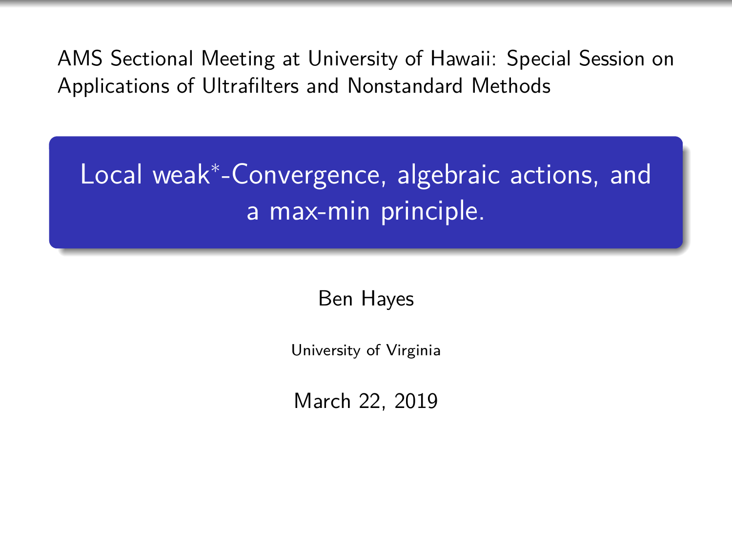AMS Sectional Meeting at University of Hawaii: Special Session on Applications of Ultrafilters and Nonstandard Methods

# Local weak$^*$-Convergence, algebraic actions, and a max-min principle.

Ben Hayes

University of Virginia

March 22, 2019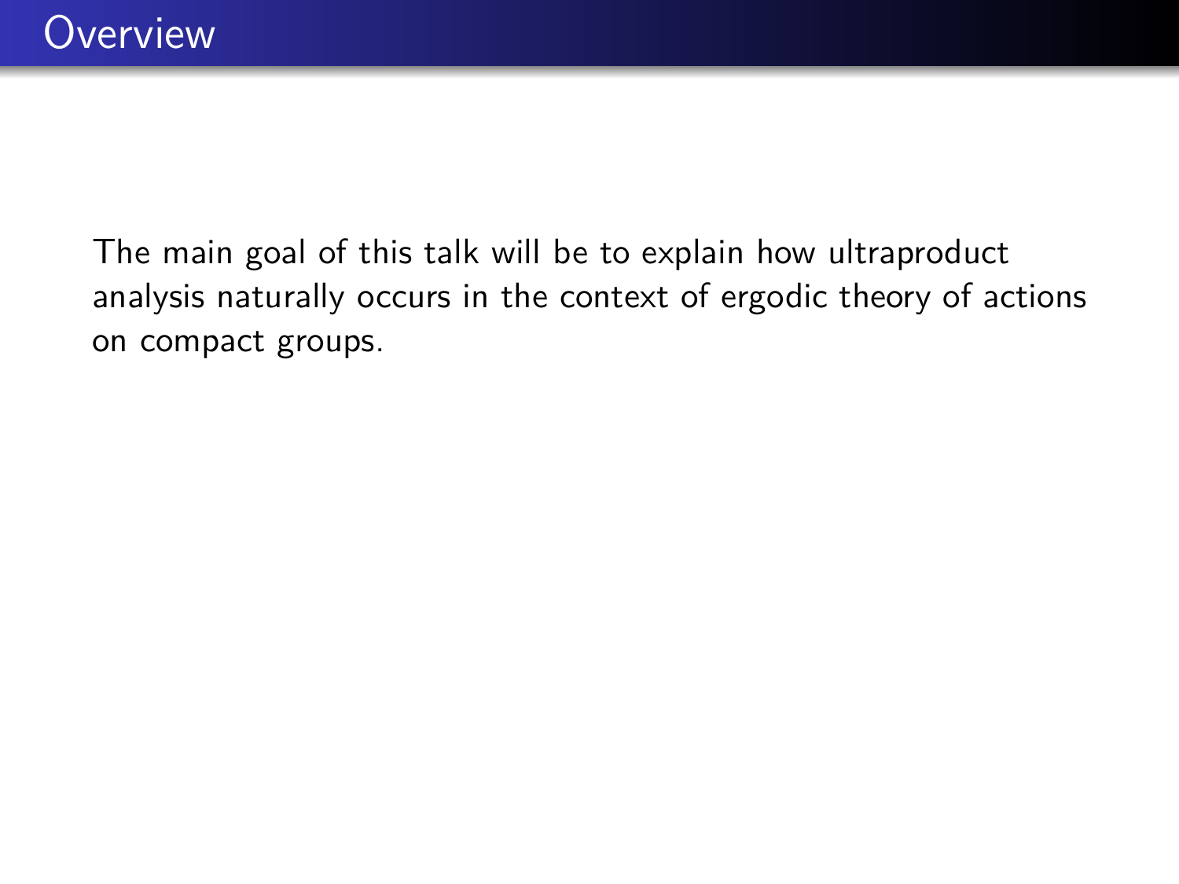# Overview

The main goal of this talk will be to explain how ultraproduct analysis naturally occurs in the context of ergodic theory of actions on compact groups.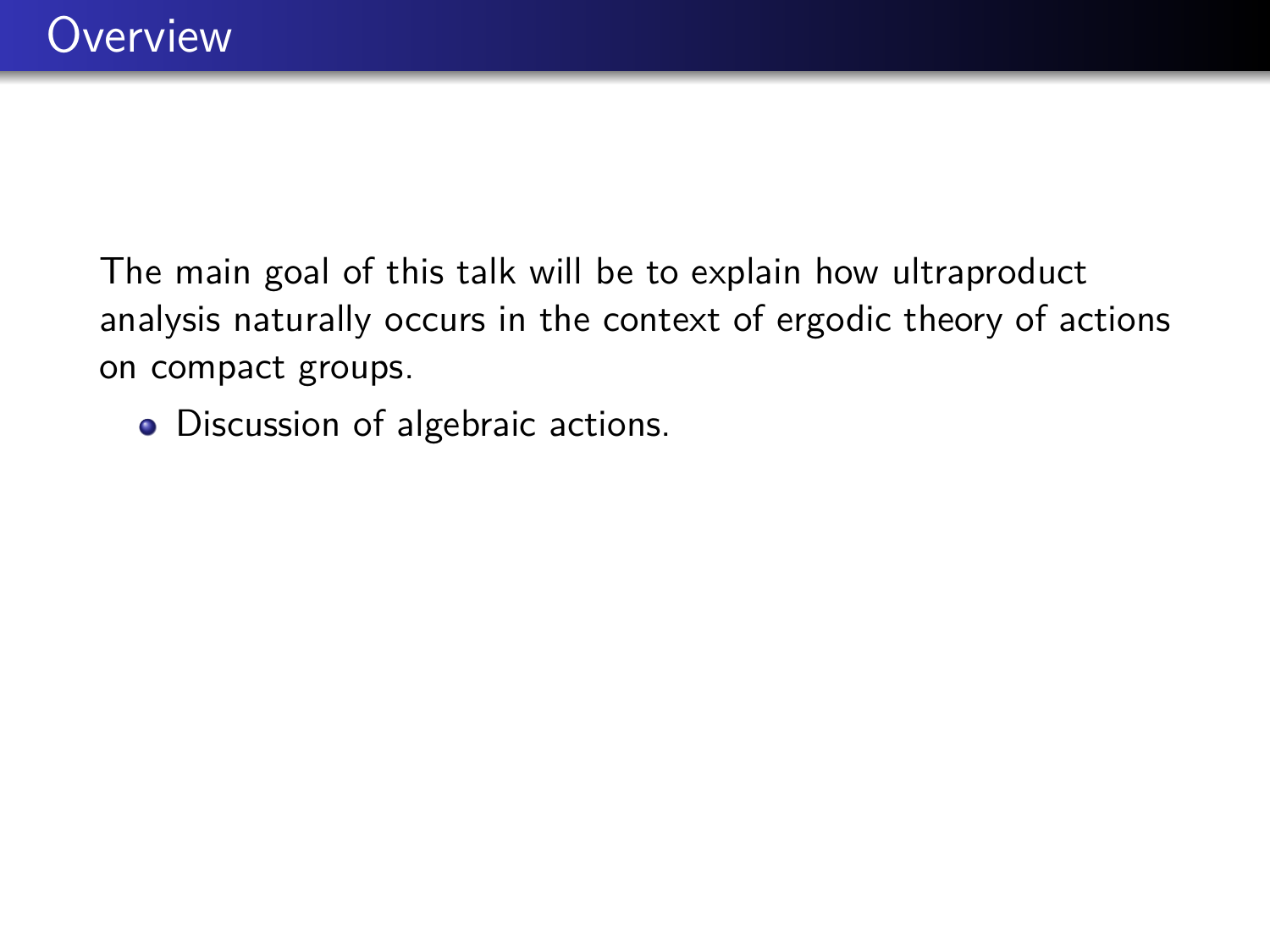# Overview

The main goal of this talk will be to explain how ultraproduct analysis naturally occurs in the context of ergodic theory of actions on compact groups.

- Discussion of algebraic actions.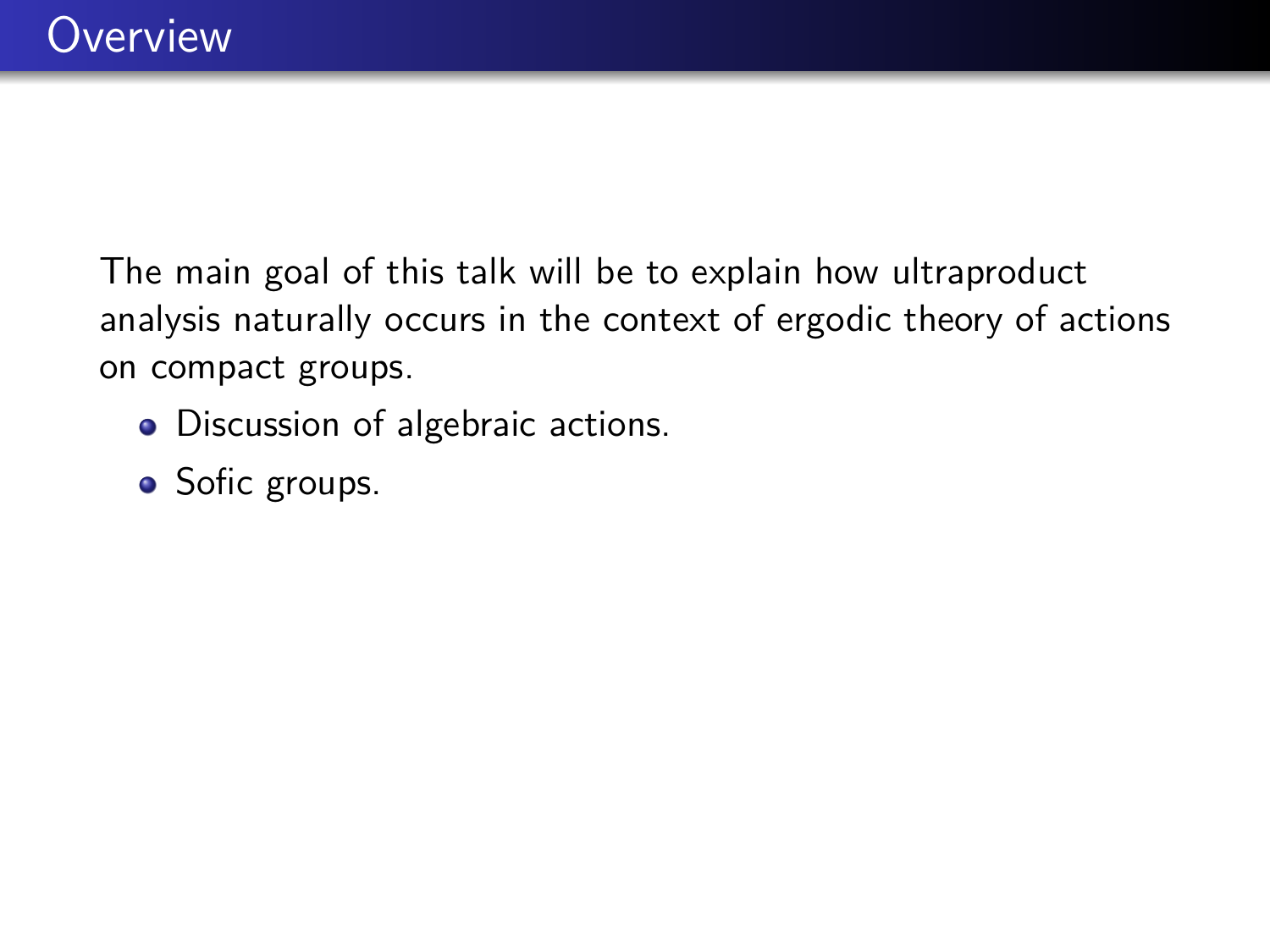# Overview

The main goal of this talk will be to explain how ultraproduct analysis naturally occurs in the context of ergodic theory of actions on compact groups.

- Discussion of algebraic actions.
- Sofic groups.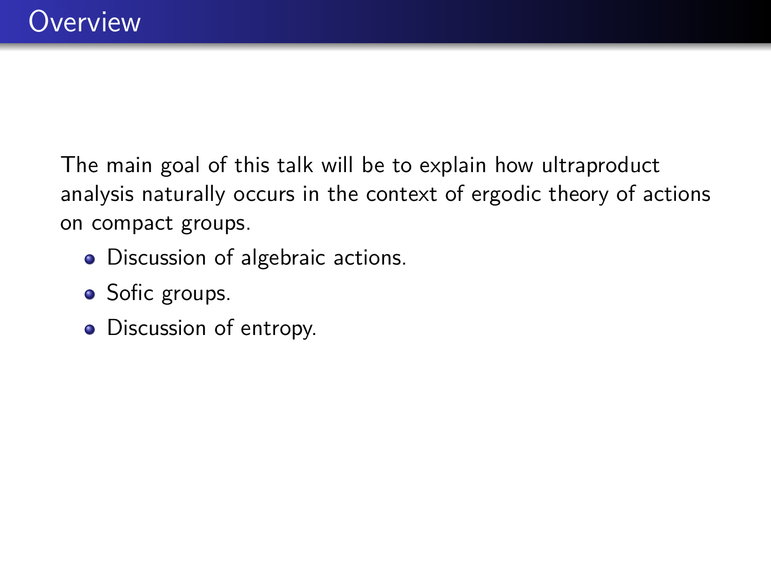## Overview

The main goal of this talk will be to explain how ultraproduct analysis naturally occurs in the context of ergodic theory of actions on compact groups.

- Discussion of algebraic actions.
- Sofic groups.
- Discussion of entropy.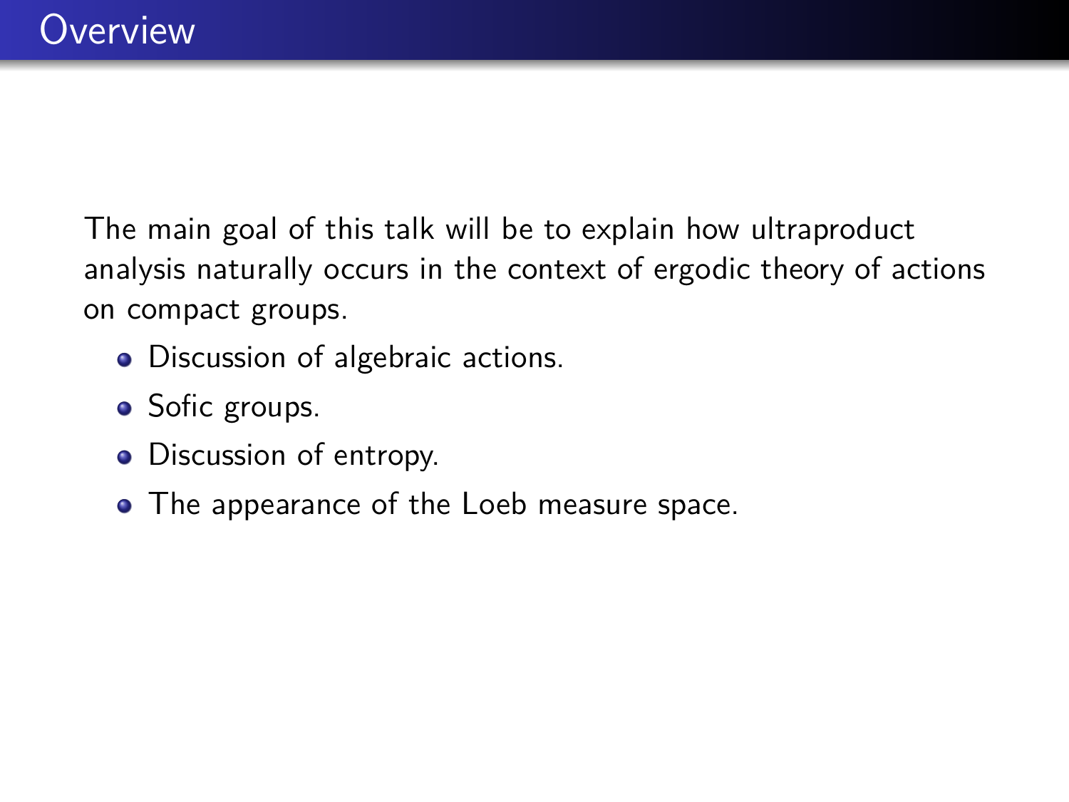# Overview

The main goal of this talk will be to explain how ultraproduct analysis naturally occurs in the context of ergodic theory of actions on compact groups.

- Discussion of algebraic actions.
- Sofic groups.
- Discussion of entropy.
- The appearance of the Loeb measure space.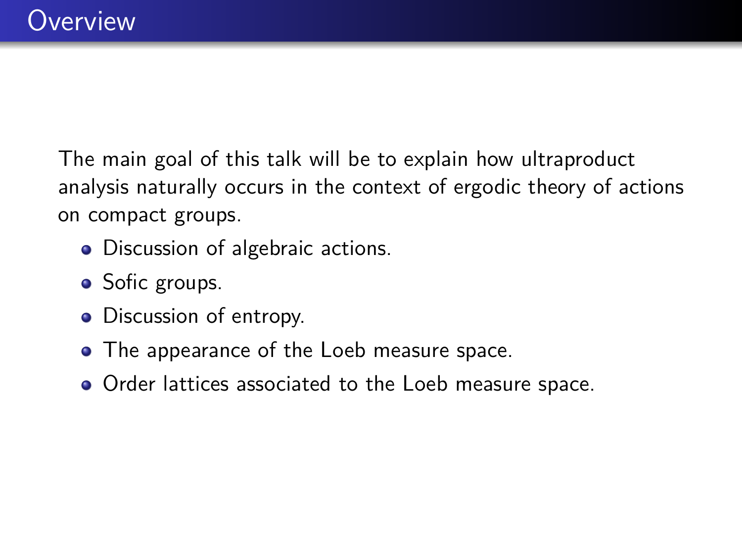# Overview

The main goal of this talk will be to explain how ultraproduct analysis naturally occurs in the context of ergodic theory of actions on compact groups.

- Discussion of algebraic actions.
- Sofic groups.
- Discussion of entropy.
- The appearance of the Loeb measure space.
- Order lattices associated to the Loeb measure space.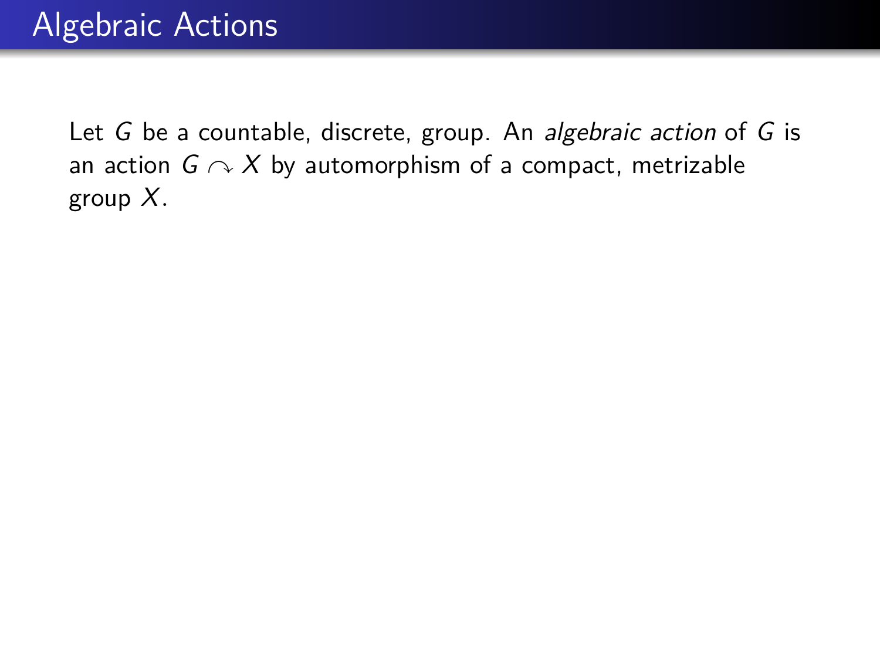# Algebraic Actions

Let $G$ be a countable, discrete, group. An *algebraic action* of $G$ is an action $G \curvearrowright X$ by automorphism of a compact, metrizable group $X$.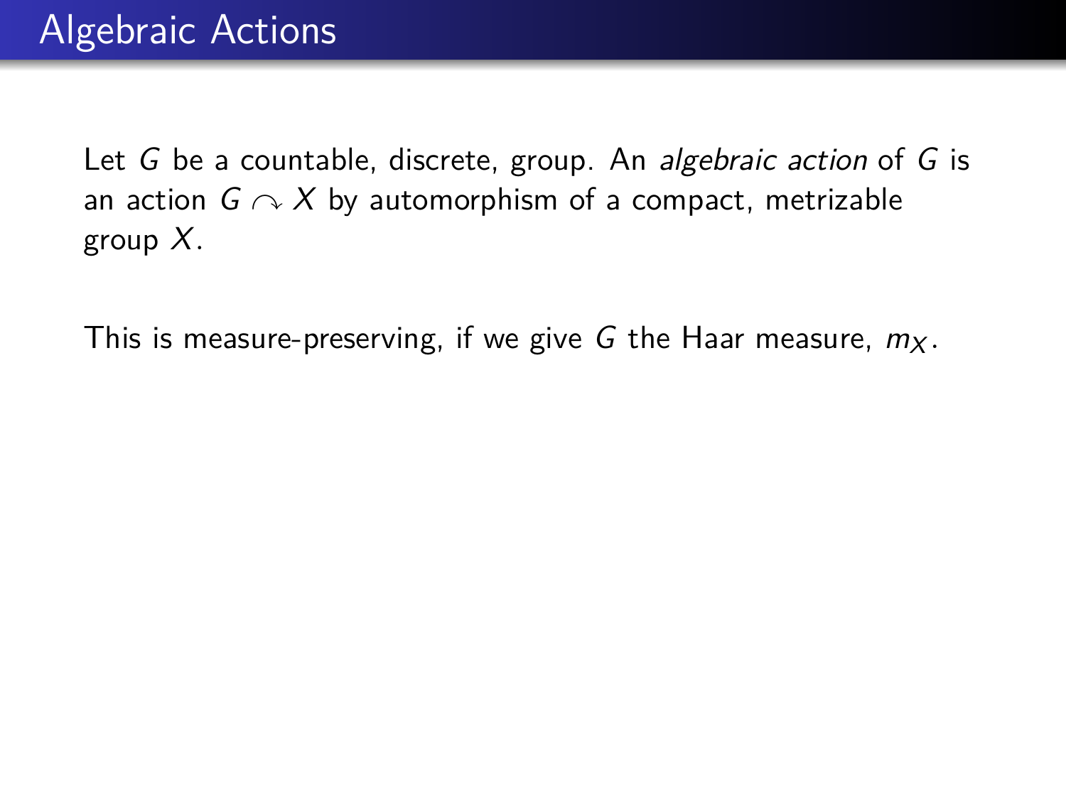# Algebraic Actions

Let $G$ be a countable, discrete, group. An *algebraic action* of $G$ is an action $G \curvearrowright X$ by automorphism of a compact, metrizable group $X$.

This is measure-preserving, if we give $G$ the Haar measure, $m_X$.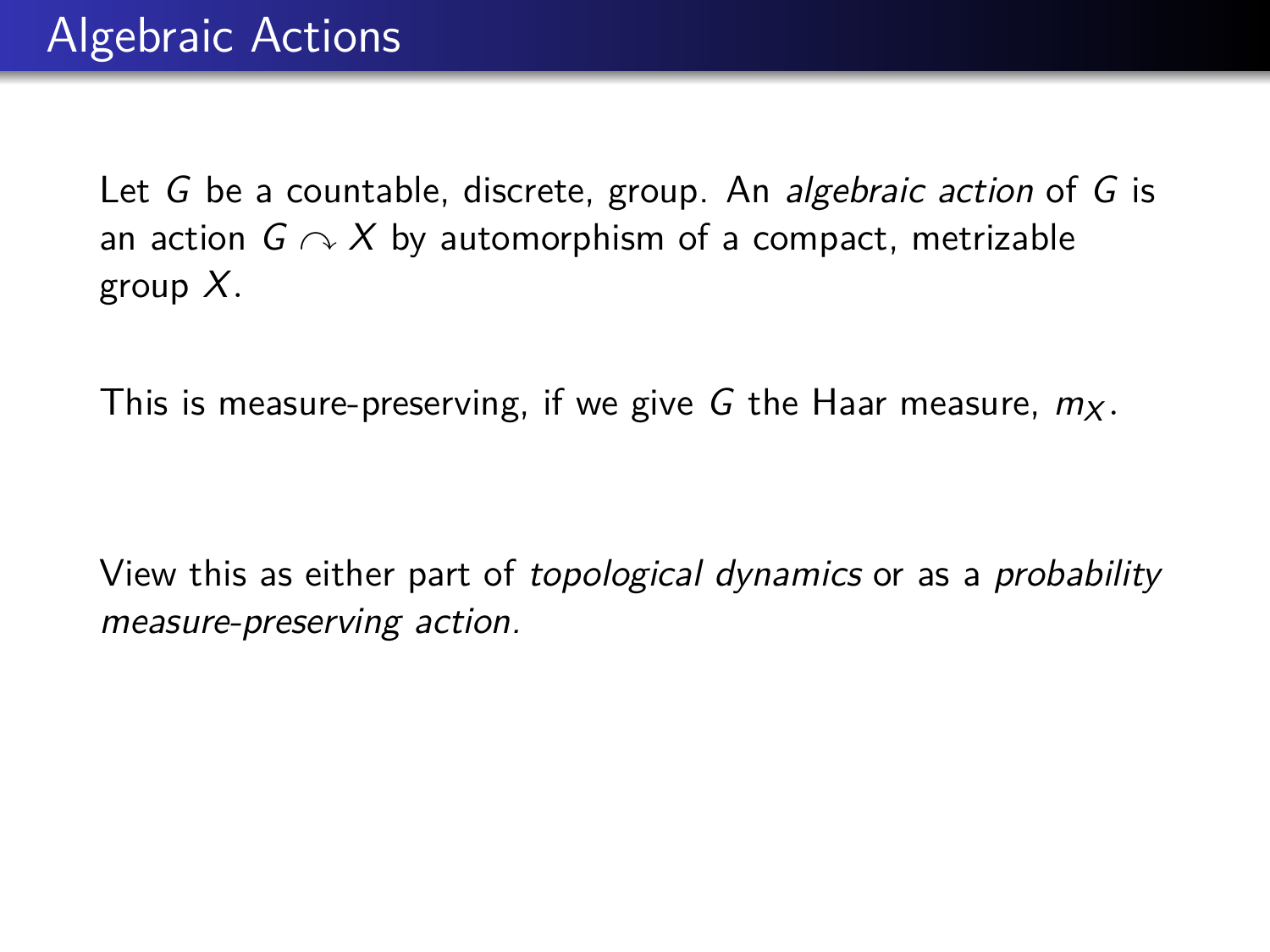# Algebraic Actions

Let $G$ be a countable, discrete, group. An *algebraic action* of $G$ is an action $G \curvearrowright X$ by automorphism of a compact, metrizable group $X$.

This is measure-preserving, if we give $G$ the Haar measure, $m_X$.

View this as either part of *topological dynamics* or as a *probability measure-preserving action.*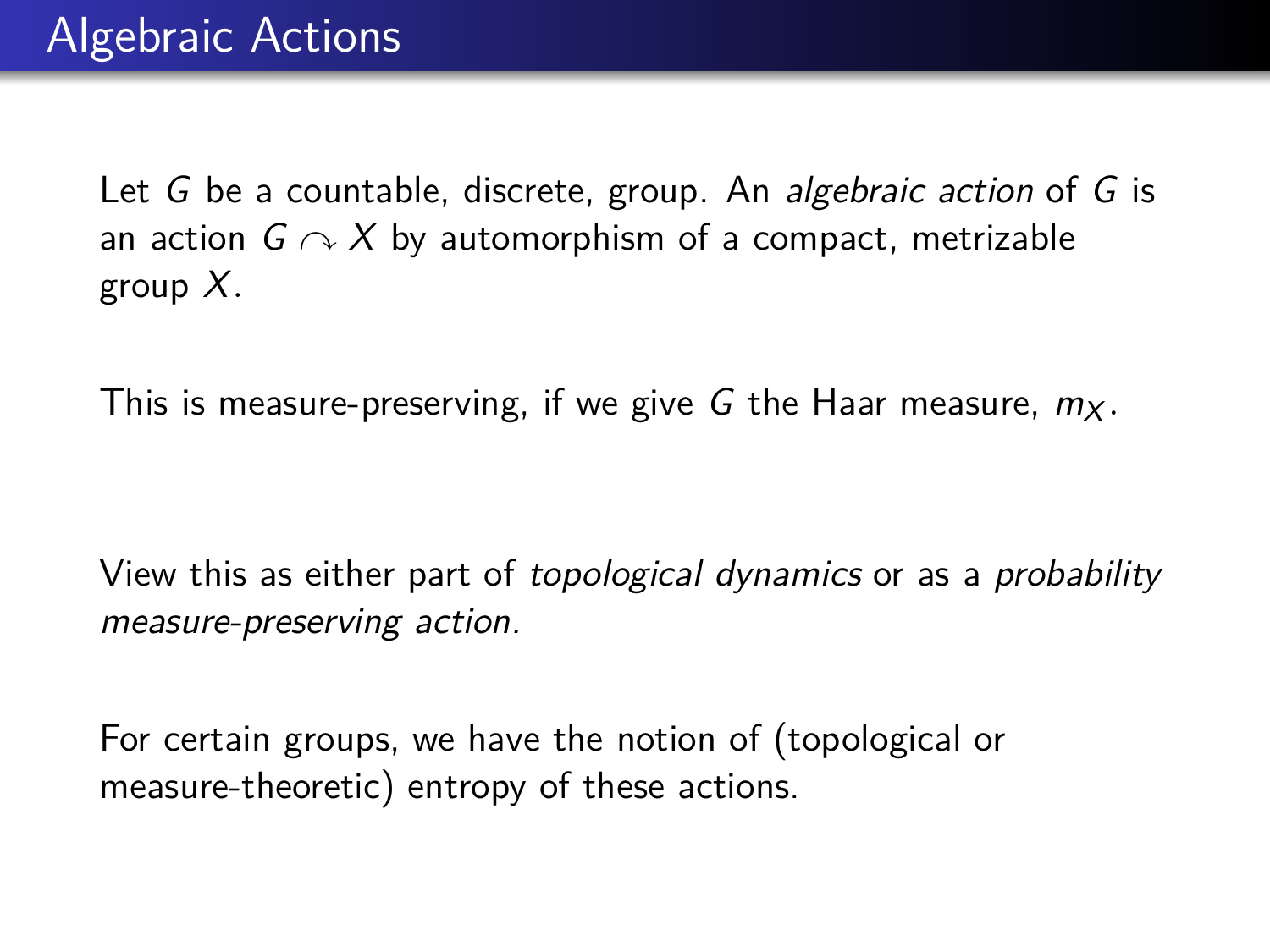# Algebraic Actions

Let $G$ be a countable, discrete, group. An *algebraic action* of $G$ is an action $G \curvearrowright X$ by automorphism of a compact, metrizable group $X$.

This is measure-preserving, if we give $G$ the Haar measure, $m_X$.

View this as either part of *topological dynamics* or as a *probability measure-preserving action.*

For certain groups, we have the notion of (topological or measure-theoretic) entropy of these actions.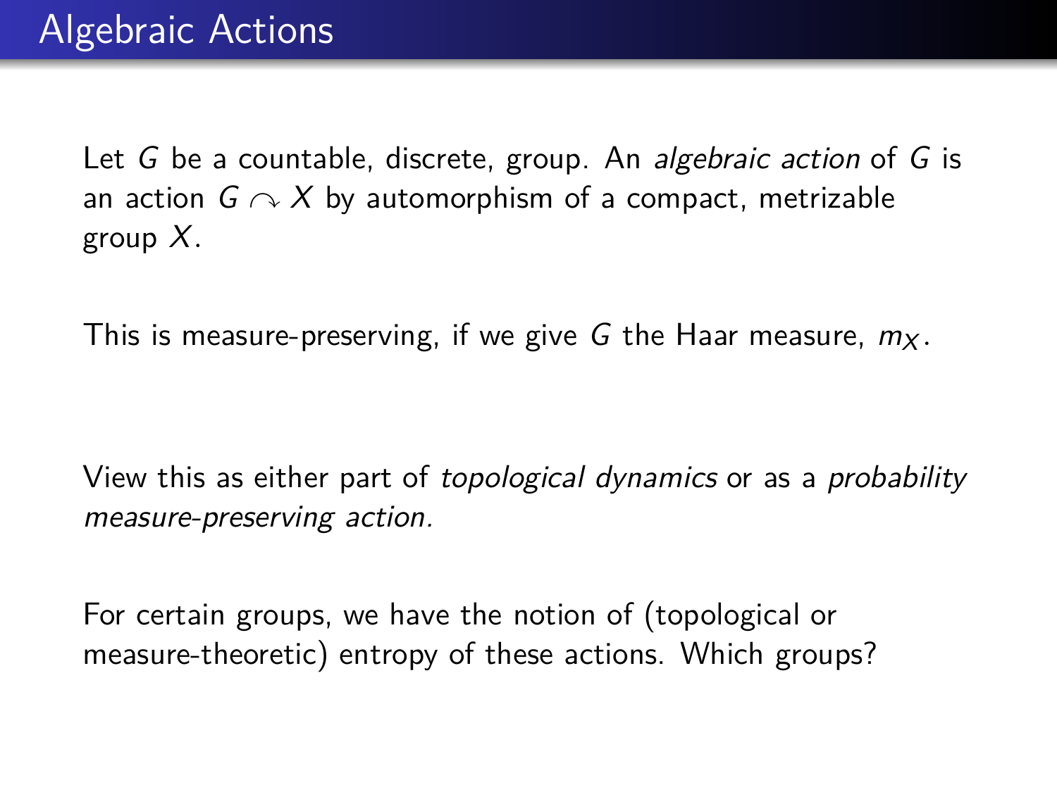# Algebraic Actions

Let $G$ be a countable, discrete, group. An *algebraic action* of $G$ is an action $G \curvearrowright X$ by automorphism of a compact, metrizable group $X$.

This is measure-preserving, if we give $G$ the Haar measure, $m_X$.

View this as either part of *topological dynamics* or as a *probability measure-preserving action.*

For certain groups, we have the notion of (topological or measure-theoretic) entropy of these actions. Which groups?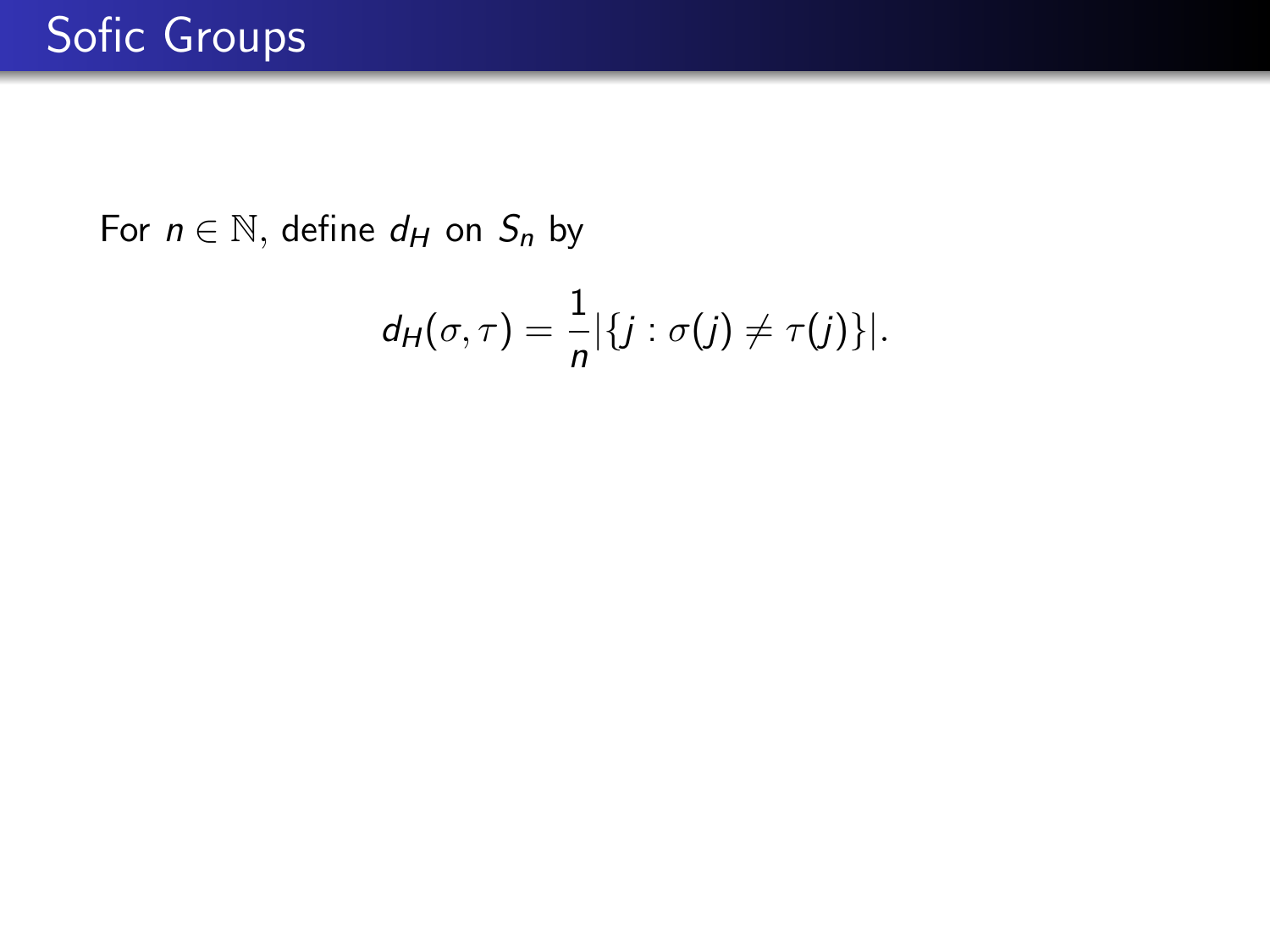# Sofic Groups

For $n \in \mathbb{N}$, define $d_H$ on $S_n$ by

$$d_H(\sigma, \tau) = \frac{1}{n} |\{j : \sigma(j) \neq \tau(j)\}|.$$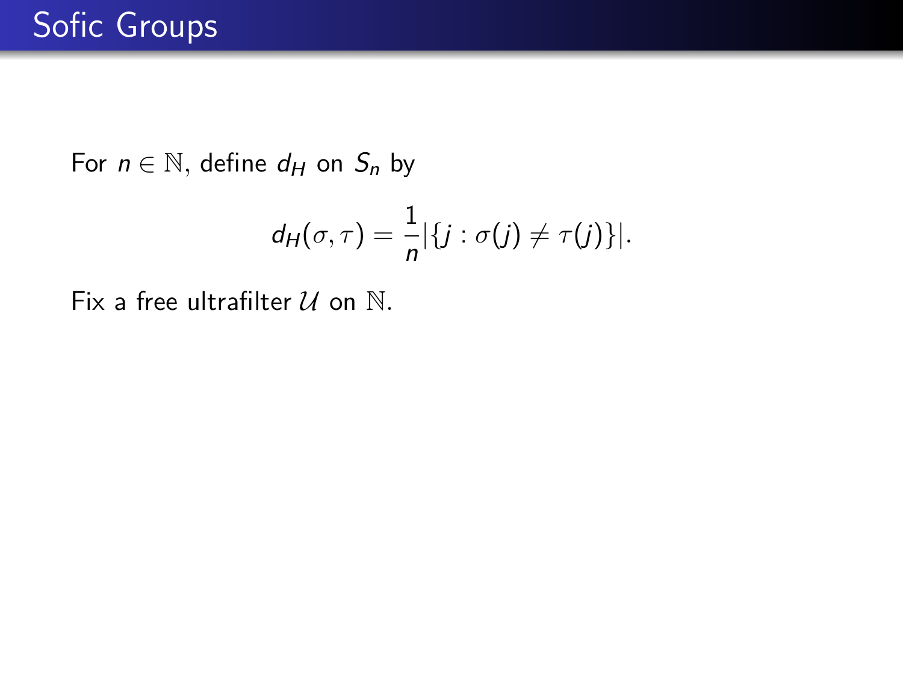# Sofic Groups

For $n \in \mathbb{N}$, define $d_H$ on $S_n$ by

$$d_H(\sigma, \tau) = \frac{1}{n}|\{j : \sigma(j) \neq \tau(j)\}|.$$

Fix a free ultrafilter $\mathcal{U}$ on $\mathbb{N}$.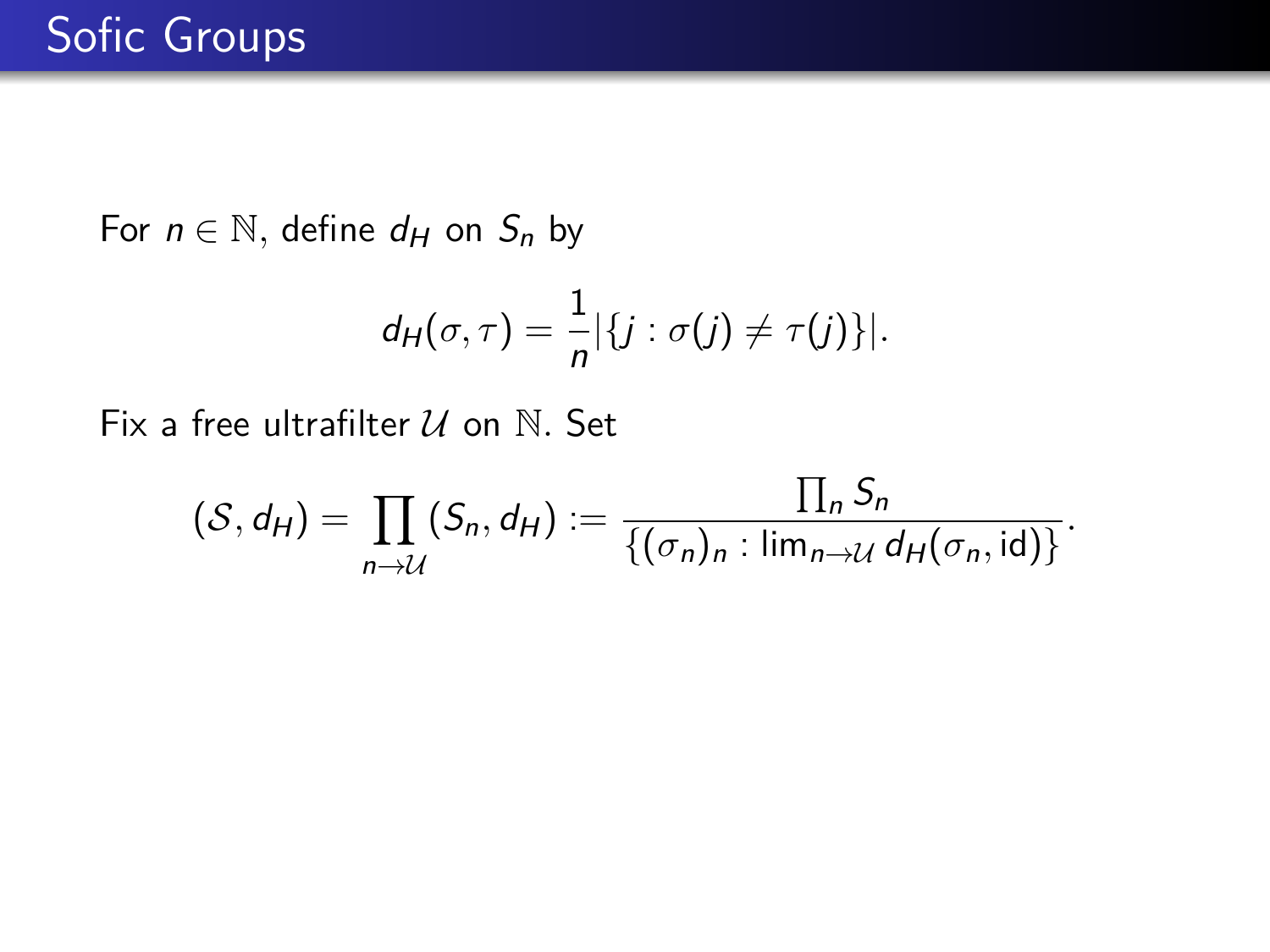# Sofic Groups

For $n \in \mathbb{N}$, define $d_H$ on $S_n$ by

$$d_H(\sigma, \tau) = \frac{1}{n}|\{j : \sigma(j) \neq \tau(j)\}|.$$

Fix a free ultrafilter $\mathcal{U}$ on $\mathbb{N}$. Set

$$(\mathcal{S}, d_H) = \prod_{n \to \mathcal{U}} (S_n, d_H) := \frac{\prod_n S_n}{\{(\sigma_n)_n : \lim_{n \to \mathcal{U}} d_H(\sigma_n, \mathrm{id})\}}.$$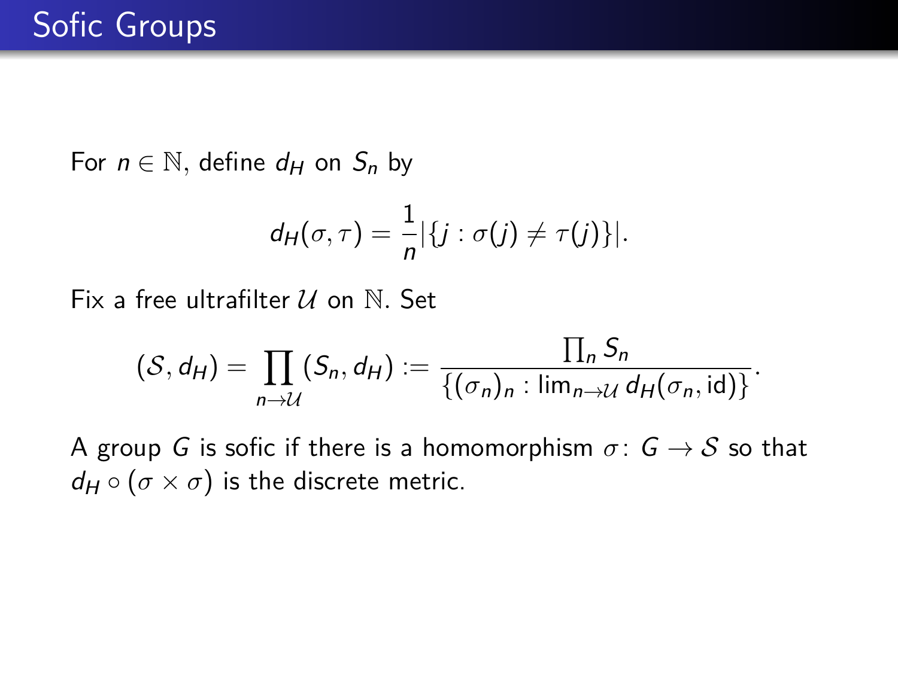# Sofic Groups

For $n \in \mathbb{N}$, define $d_H$ on $S_n$ by

$$d_H(\sigma, \tau) = \frac{1}{n}|\{j : \sigma(j) \neq \tau(j)\}|.$$

Fix a free ultrafilter $\mathcal{U}$ on $\mathbb{N}$. Set

$$(\mathcal{S}, d_H) = \prod_{n \to \mathcal{U}} (S_n, d_H) := \frac{\prod_n S_n}{\{(\sigma_n)_n : \lim_{n \to \mathcal{U}} d_H(\sigma_n, \mathrm{id})\}}.$$

A group $G$ is sofic if there is a homomorphism $\sigma \colon G \to \mathcal{S}$ so that $d_H \circ (\sigma \times \sigma)$ is the discrete metric.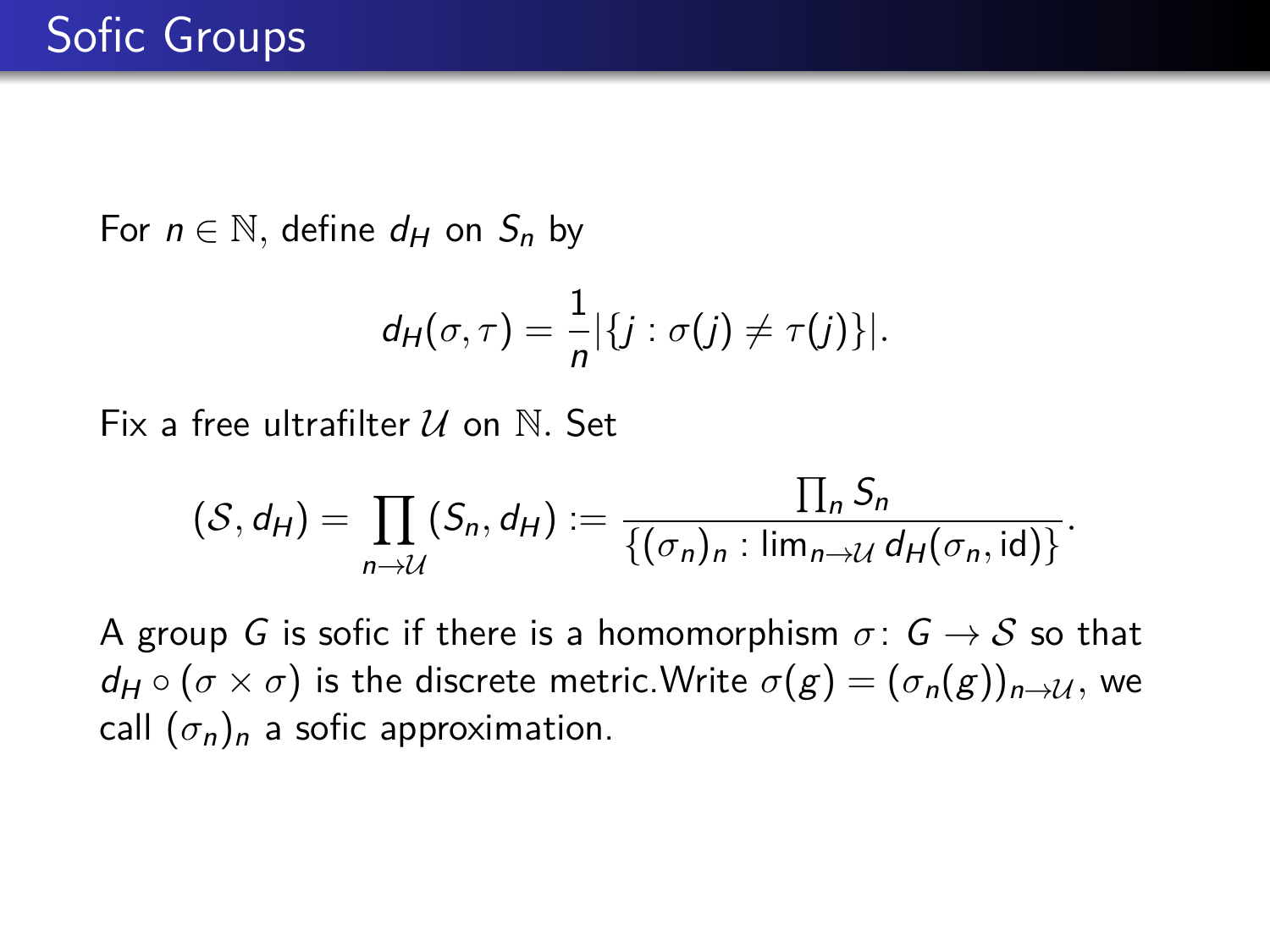# Sofic Groups

For $n \in \mathbb{N}$, define $d_H$ on $S_n$ by

$$d_H(\sigma, \tau) = \frac{1}{n}|\{j : \sigma(j) \neq \tau(j)\}|.$$

Fix a free ultrafilter $\mathcal{U}$ on $\mathbb{N}$. Set

$$(\mathcal{S}, d_H) = \prod_{n \to \mathcal{U}} (S_n, d_H) := \frac{\prod_n S_n}{\{(\sigma_n)_n : \lim_{n \to \mathcal{U}} d_H(\sigma_n, \mathrm{id})\}}.$$

A group $G$ is sofic if there is a homomorphism $\sigma \colon G \to \mathcal{S}$ so that $d_H \circ (\sigma \times \sigma)$ is the discrete metric.Write $\sigma(g) = (\sigma_n(g))_{n \to \mathcal{U}}$, we call $(\sigma_n)_n$ a sofic approximation.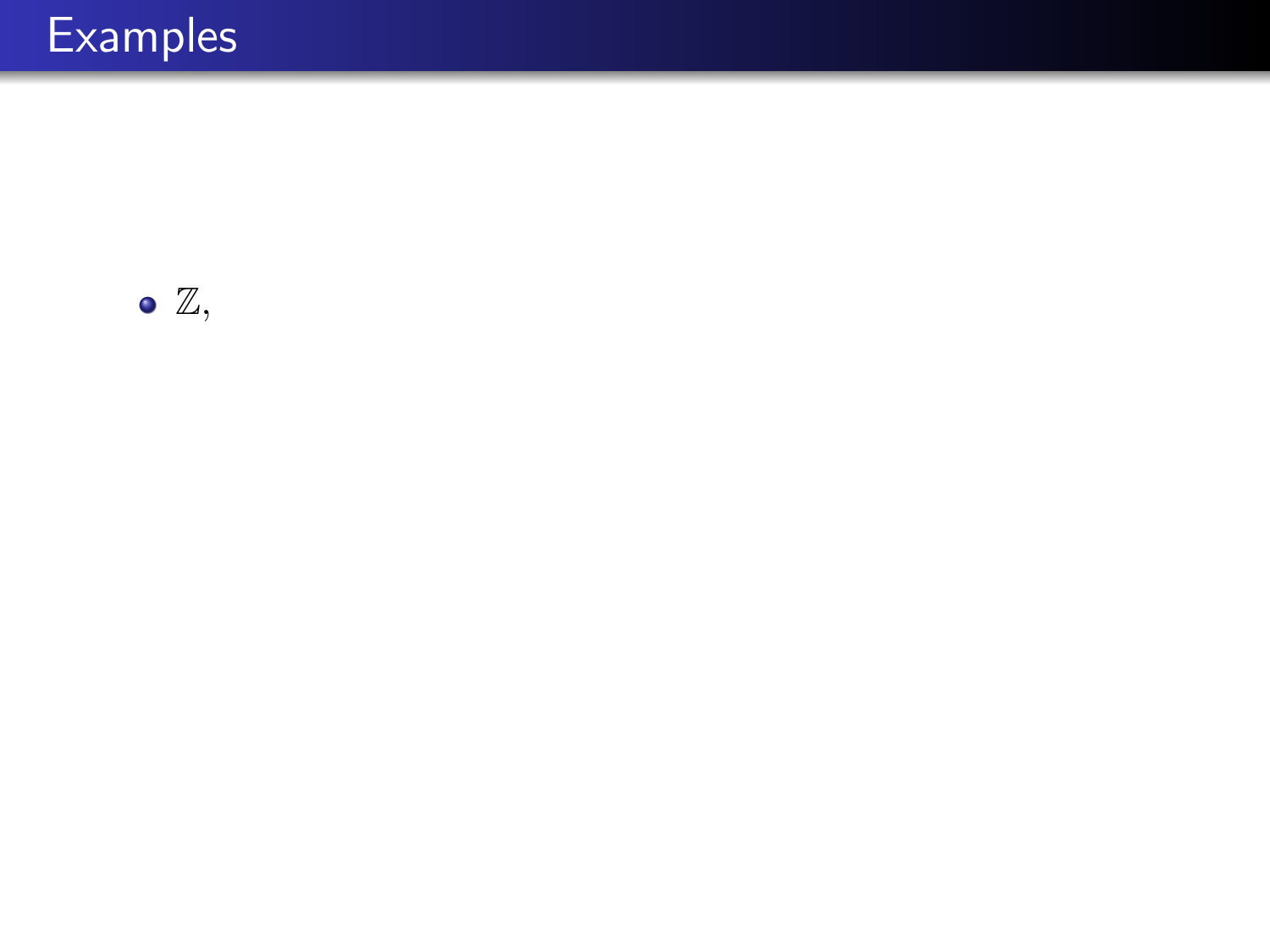# Examples

- $\mathbb{Z}$,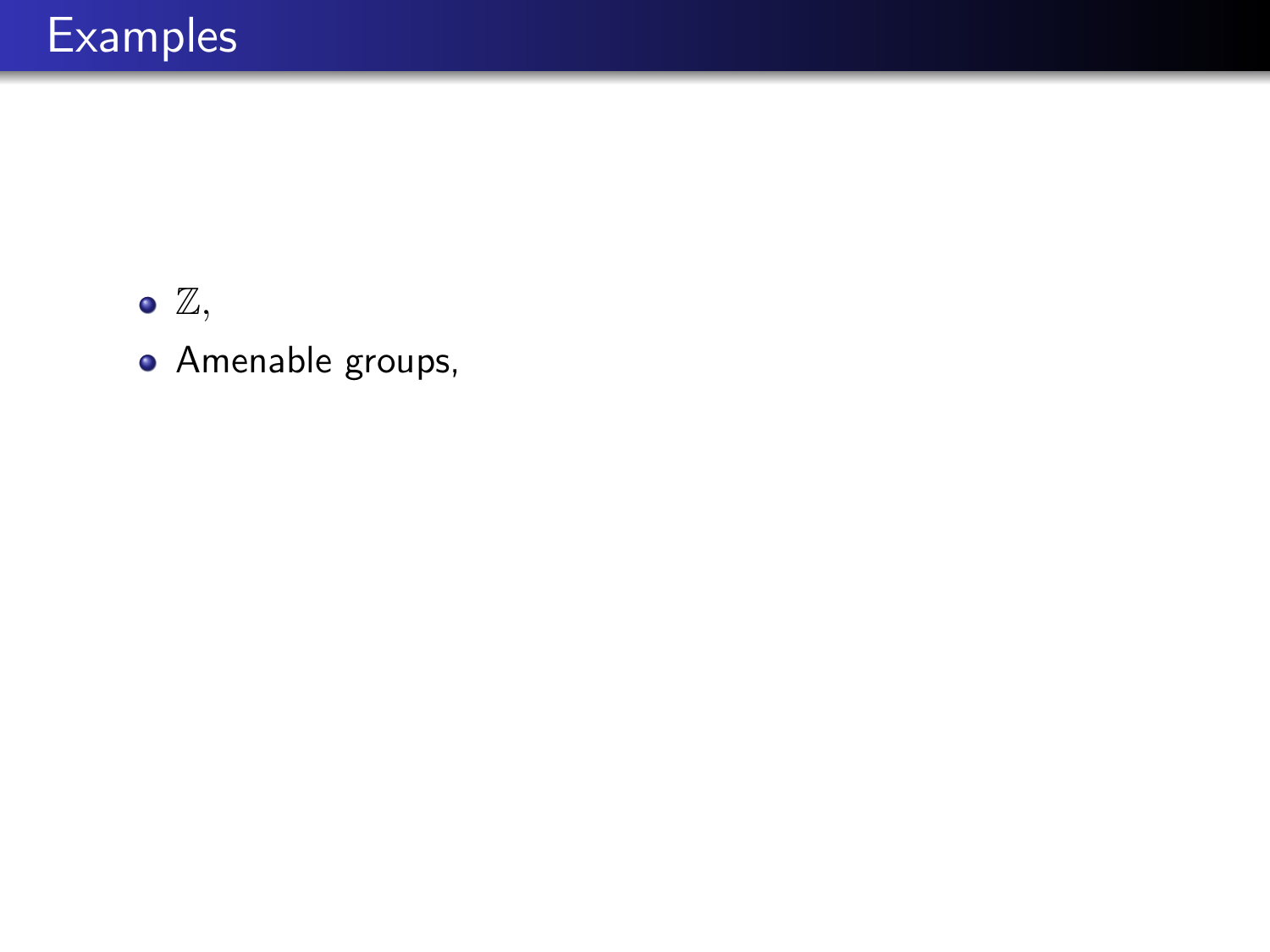# Examples

- $\mathbb{Z}$,
- Amenable groups,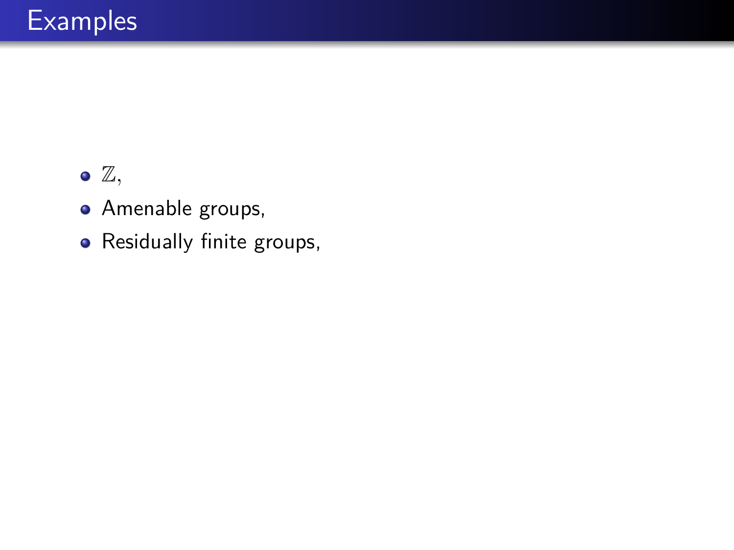# Examples

- $\mathbb{Z}$,
- Amenable groups,
- Residually finite groups,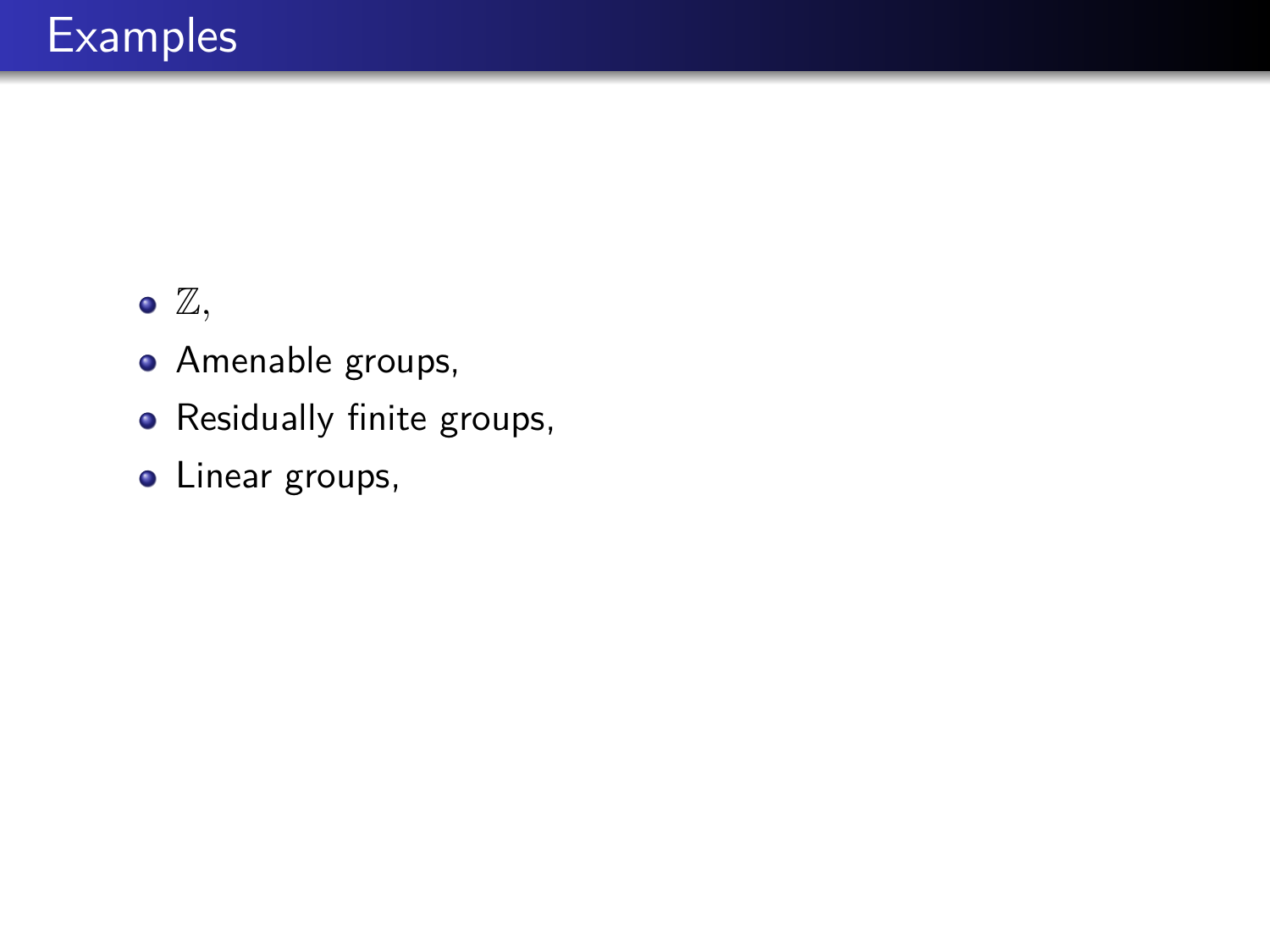# Examples

- $\mathbb{Z}$,
- Amenable groups,
- Residually finite groups,
- Linear groups,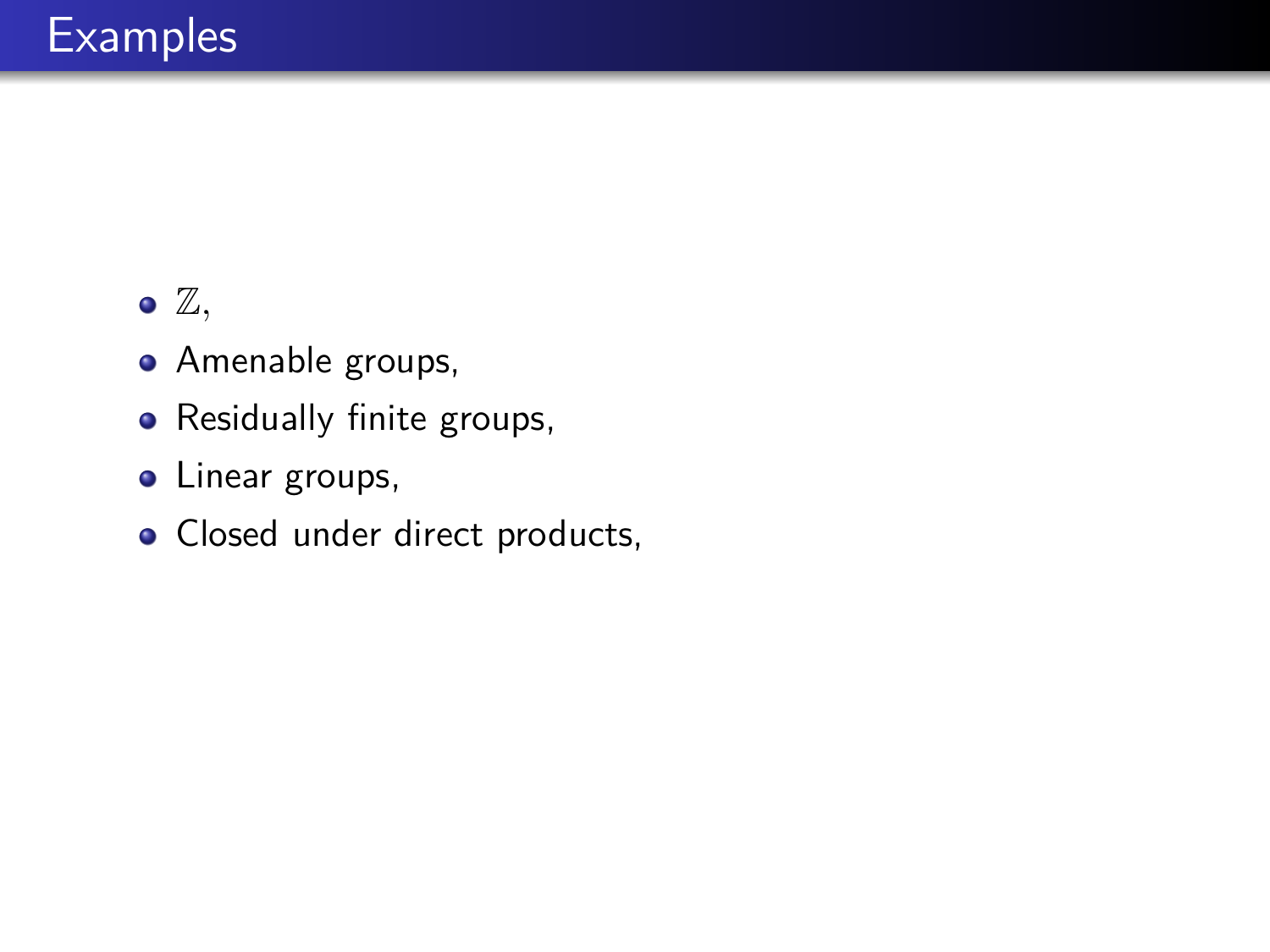# Examples

- $\mathbb{Z}$,
- Amenable groups,
- Residually finite groups,
- Linear groups,
- Closed under direct products,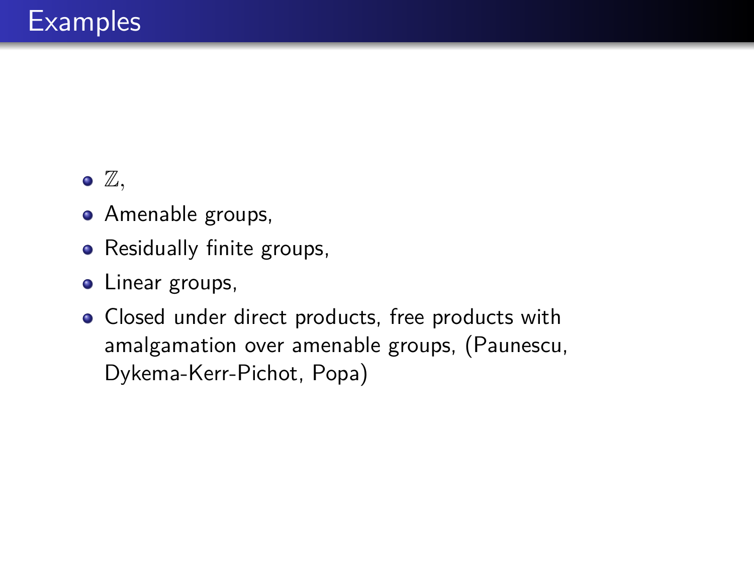# Examples

- $\mathbb{Z}$,
- Amenable groups,
- Residually finite groups,
- Linear groups,
- Closed under direct products, free products with amalgamation over amenable groups, (Paunescu, Dykema-Kerr-Pichot, Popa)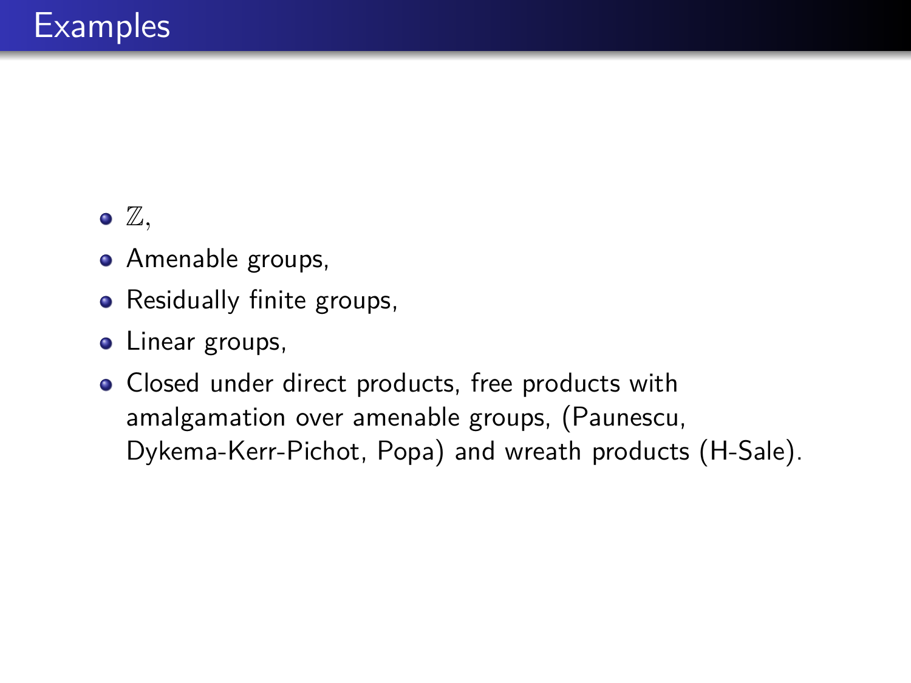# Examples

- $\mathbb{Z}$,
- Amenable groups,
- Residually finite groups,
- Linear groups,
- Closed under direct products, free products with amalgamation over amenable groups, (Paunescu, Dykema-Kerr-Pichot, Popa) and wreath products (H-Sale).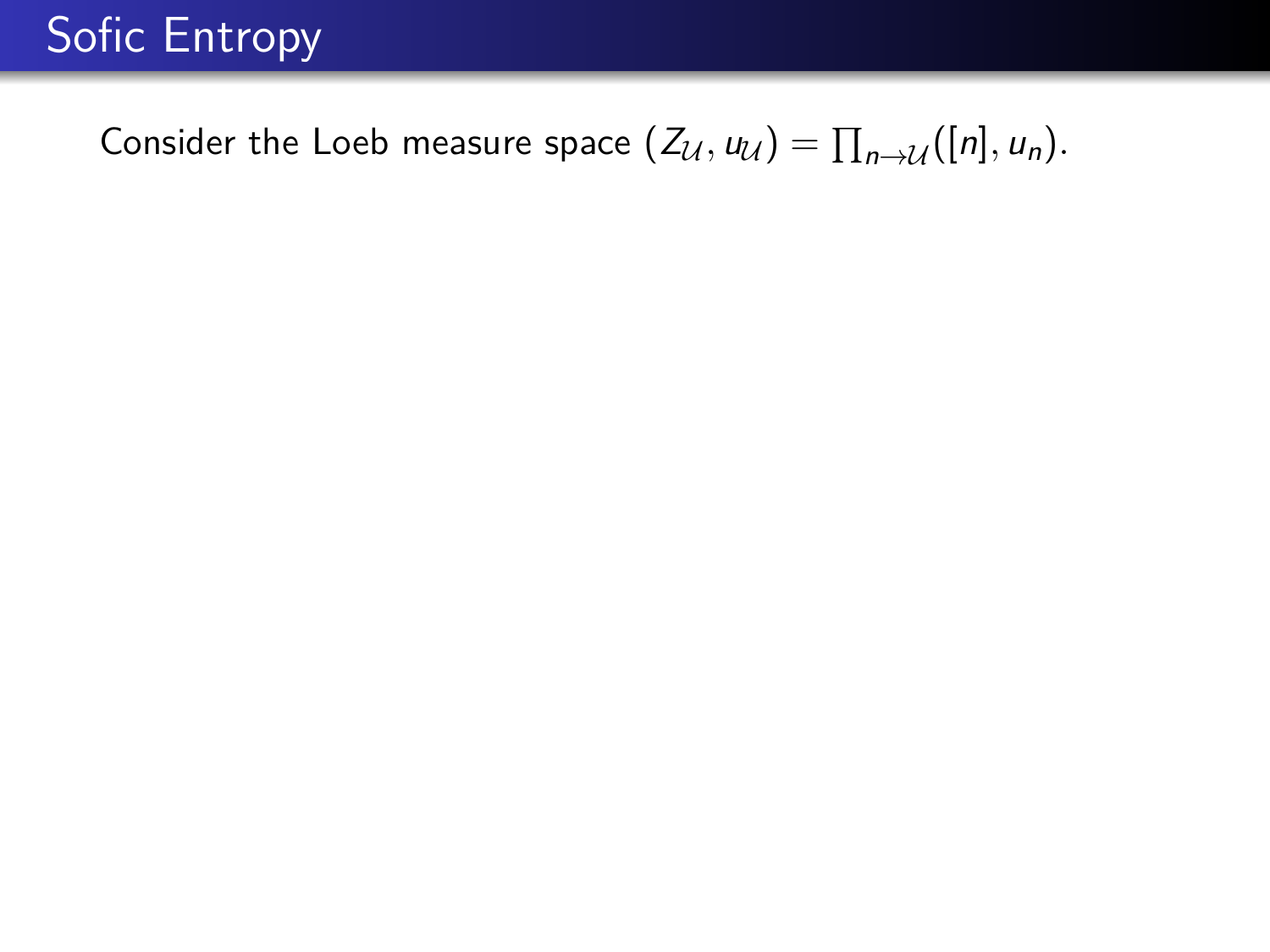# Sofic Entropy

Consider the Loeb measure space $(Z_{\mathcal{U}}, u_{\mathcal{U}}) = \prod_{n \to \mathcal{U}}([n], u_n)$.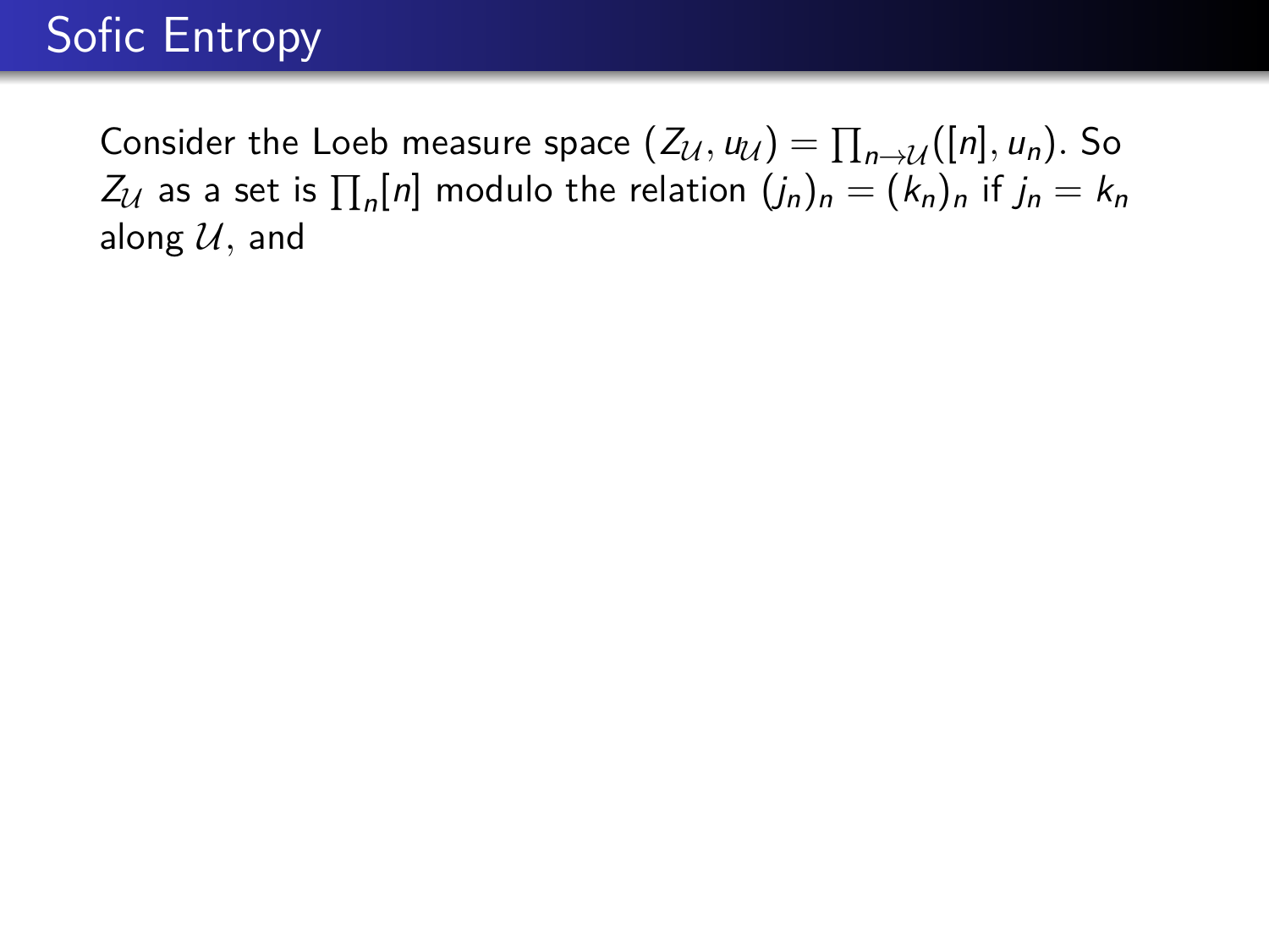# Sofic Entropy

Consider the Loeb measure space $(Z_{\mathcal{U}}, u_{\mathcal{U}}) = \prod_{n \to \mathcal{U}}([n], u_n)$. So $Z_{\mathcal{U}}$ as a set is $\prod_n [n]$ modulo the relation $(j_n)_n = (k_n)_n$ if $j_n = k_n$ along $\mathcal{U}$, and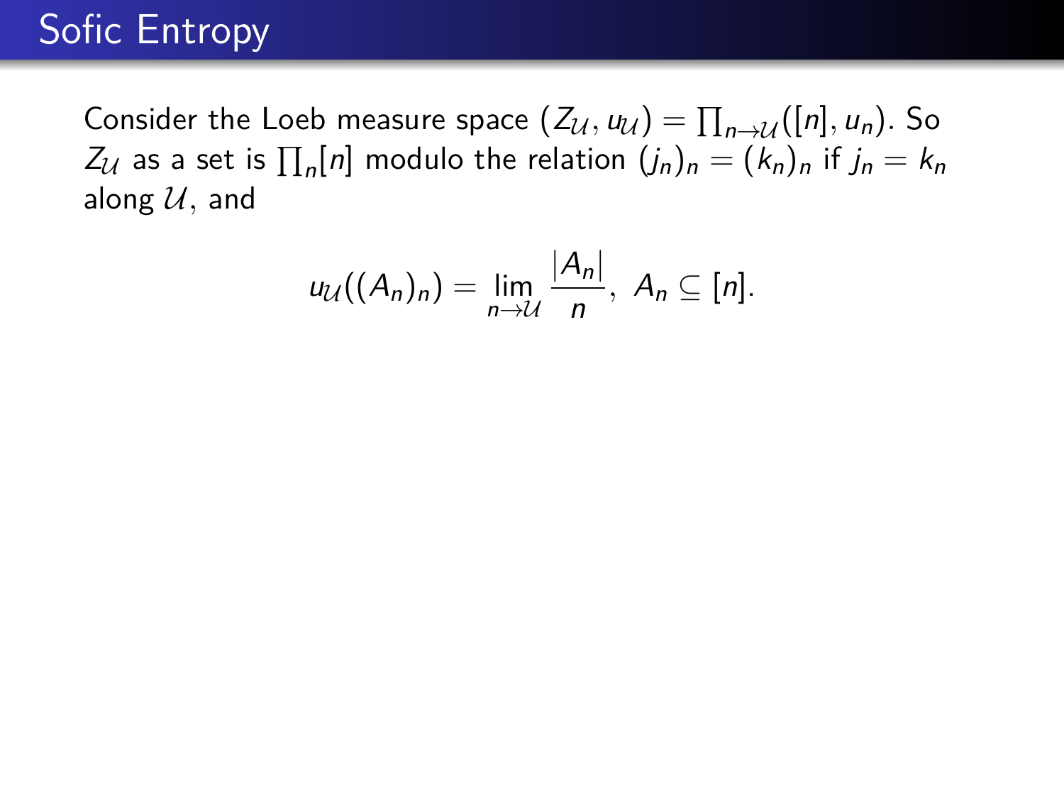# Sofic Entropy

Consider the Loeb measure space $(Z_{\mathcal{U}}, u_{\mathcal{U}}) = \prod_{n \to \mathcal{U}}([n], u_n)$. So $Z_{\mathcal{U}}$ as a set is $\prod_n [n]$ modulo the relation $(j_n)_n = (k_n)_n$ if $j_n = k_n$ along $\mathcal{U}$, and

$$u_{\mathcal{U}}((A_n)_n) = \lim_{n \to \mathcal{U}} \frac{|A_n|}{n}, \; A_n \subseteq [n].$$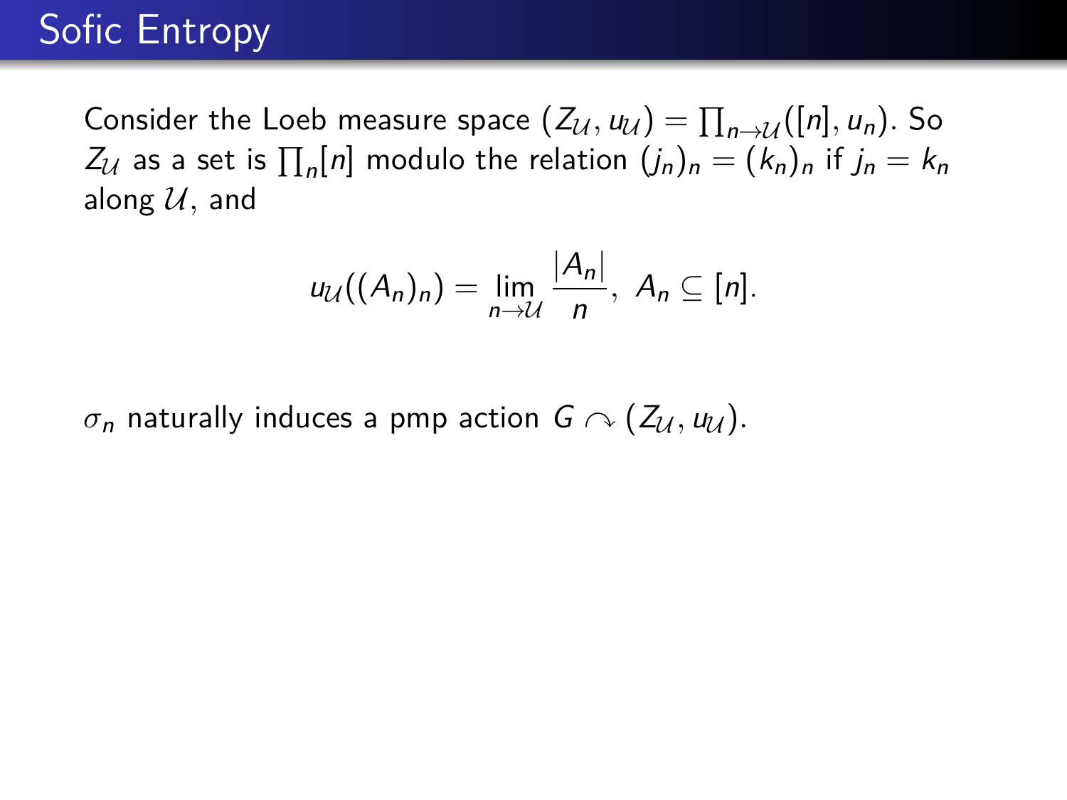# Sofic Entropy

Consider the Loeb measure space $(Z_{\mathcal{U}}, u_{\mathcal{U}}) = \prod_{n \to \mathcal{U}}([n], u_n)$. So $Z_{\mathcal{U}}$ as a set is $\prod_n [n]$ modulo the relation $(j_n)_n = (k_n)_n$ if $j_n = k_n$ along $\mathcal{U}$, and

$$u_{\mathcal{U}}((A_n)_n) = \lim_{n \to \mathcal{U}} \frac{|A_n|}{n},\ A_n \subseteq [n].$$

$\sigma_n$ naturally induces a pmp action $G \curvearrowright (Z_{\mathcal{U}}, u_{\mathcal{U}})$.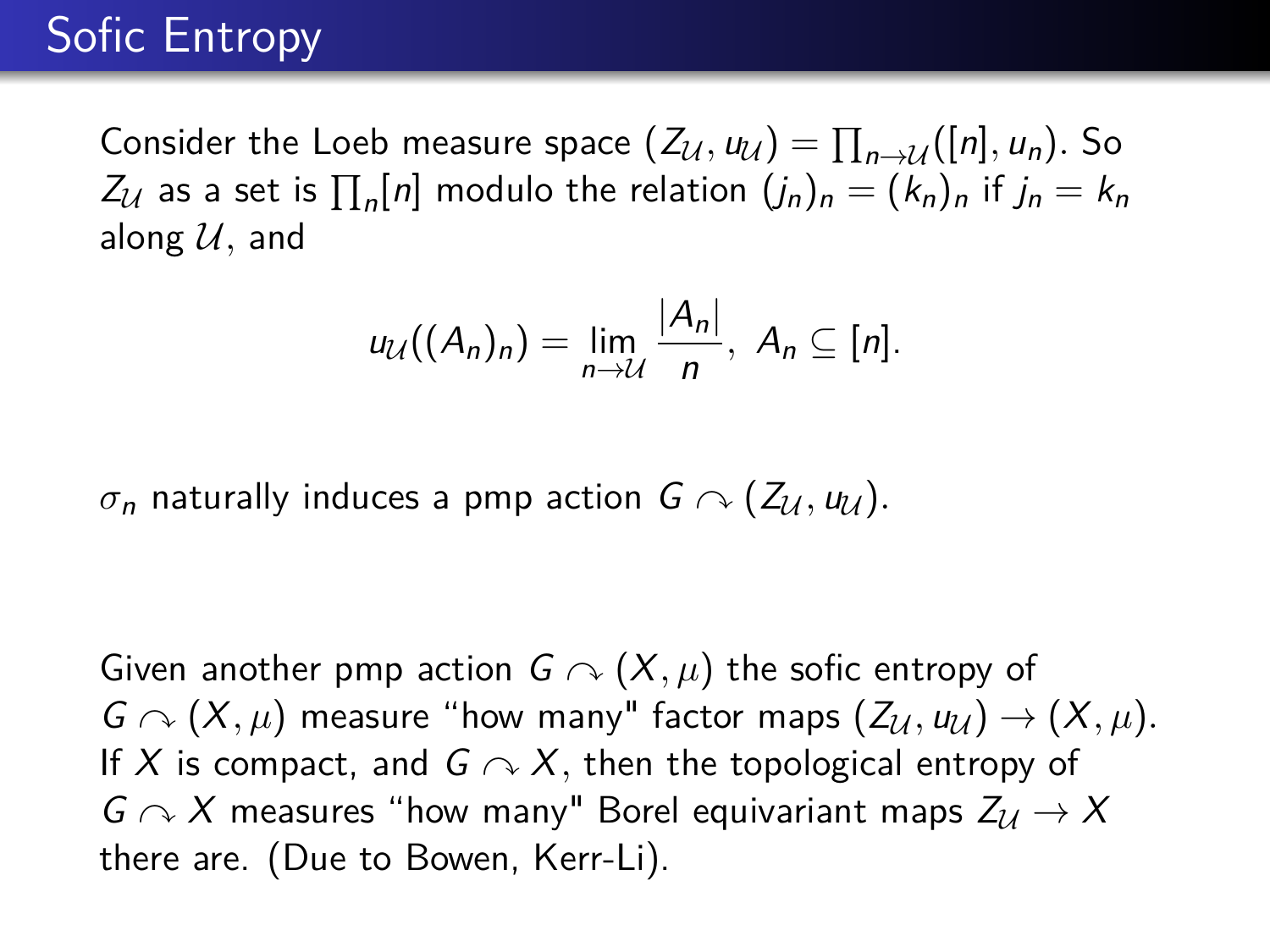# Sofic Entropy

Consider the Loeb measure space $(Z_{\mathcal{U}}, u_{\mathcal{U}}) = \prod_{n \to \mathcal{U}}([n], u_n)$. So $Z_{\mathcal{U}}$ as a set is $\prod_n [n]$ modulo the relation $(j_n)_n = (k_n)_n$ if $j_n = k_n$ along $\mathcal{U}$, and

$$u_{\mathcal{U}}((A_n)_n) = \lim_{n \to \mathcal{U}} \frac{|A_n|}{n}, \; A_n \subseteq [n].$$

$\sigma_n$ naturally induces a pmp action $G \curvearrowright (Z_{\mathcal{U}}, u_{\mathcal{U}})$.

Given another pmp action $G \curvearrowright (X, \mu)$ the sofic entropy of $G \curvearrowright (X, \mu)$ measure "how many" factor maps $(Z_{\mathcal{U}}, u_{\mathcal{U}}) \to (X, \mu)$. If $X$ is compact, and $G \curvearrowright X$, then the topological entropy of $G \curvearrowright X$ measures "how many" Borel equivariant maps $Z_{\mathcal{U}} \to X$ there are. (Due to Bowen, Kerr-Li).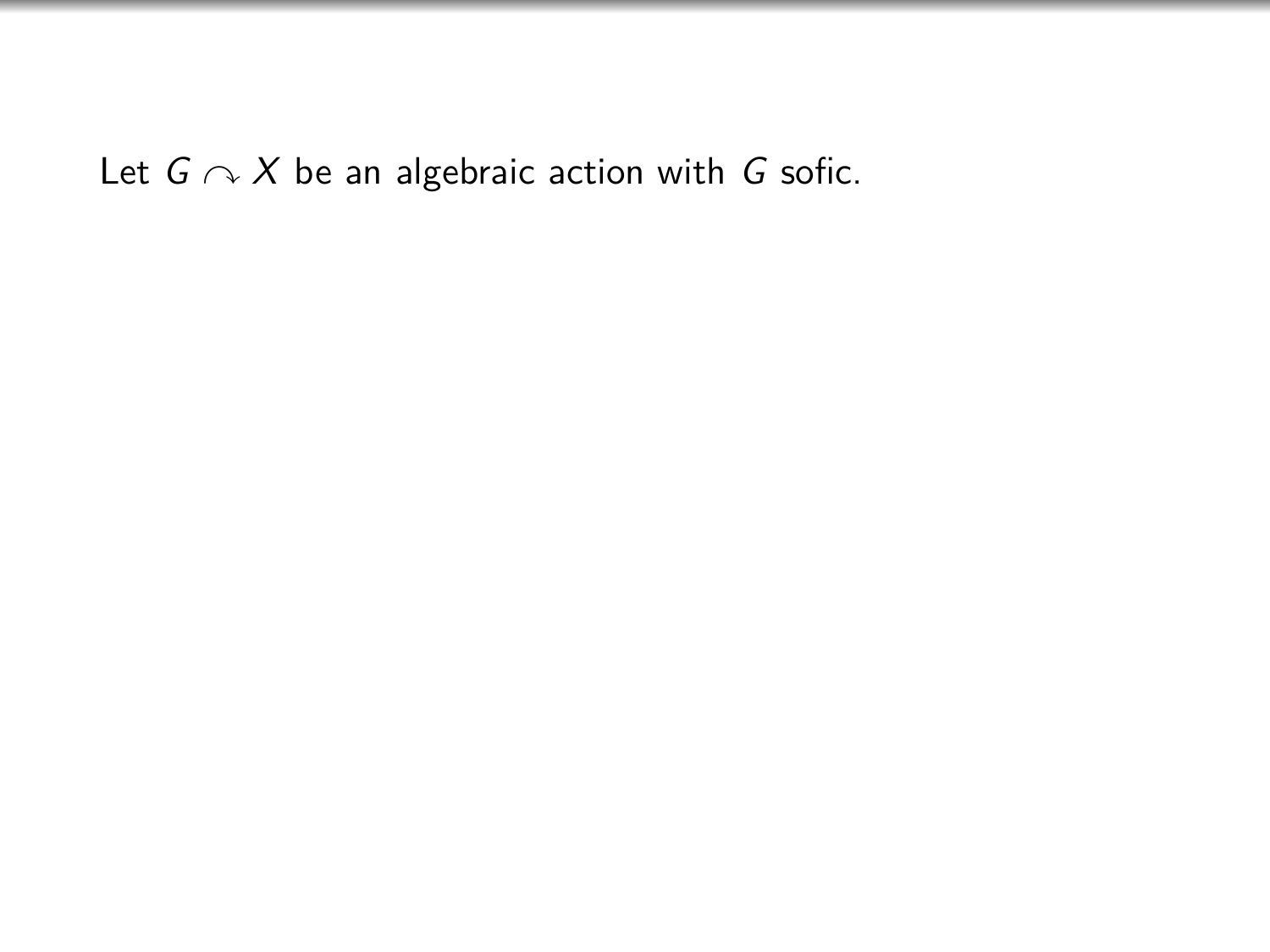Let $G \curvearrowright X$ be an algebraic action with $G$ sofic.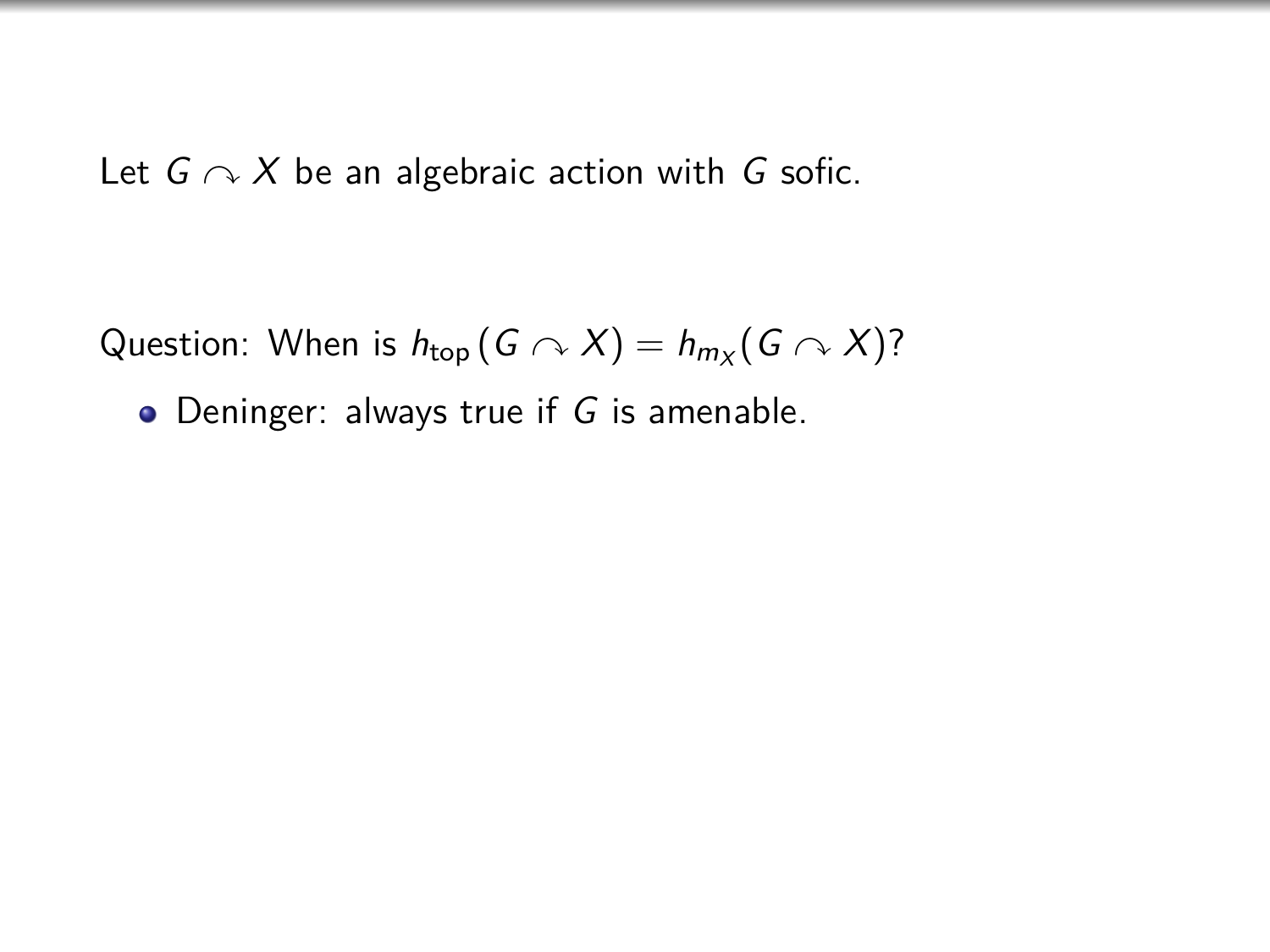Let $G \curvearrowright X$ be an algebraic action with $G$ sofic.

Question: When is $h_{\text{top}}(G \curvearrowright X) = h_{m_X}(G \curvearrowright X)$?

- Deninger: always true if $G$ is amenable.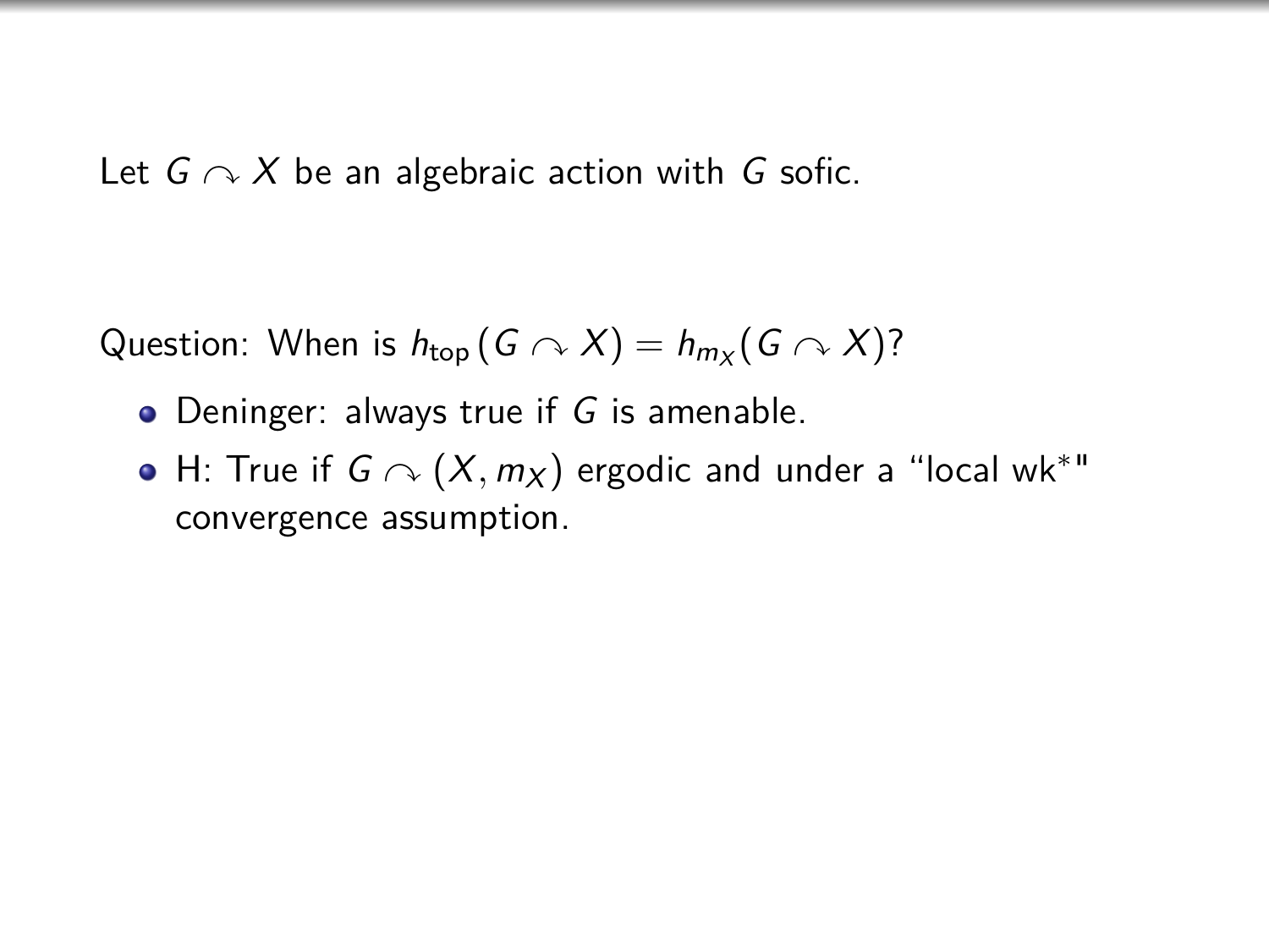Let $G \curvearrowright X$ be an algebraic action with $G$ sofic.

Question: When is $h_{\text{top}}(G \curvearrowright X) = h_{m_X}(G \curvearrowright X)$?

- Deninger: always true if $G$ is amenable.
- H: True if $G \curvearrowright (X, m_X)$ ergodic and under a "local wk$^*$" convergence assumption.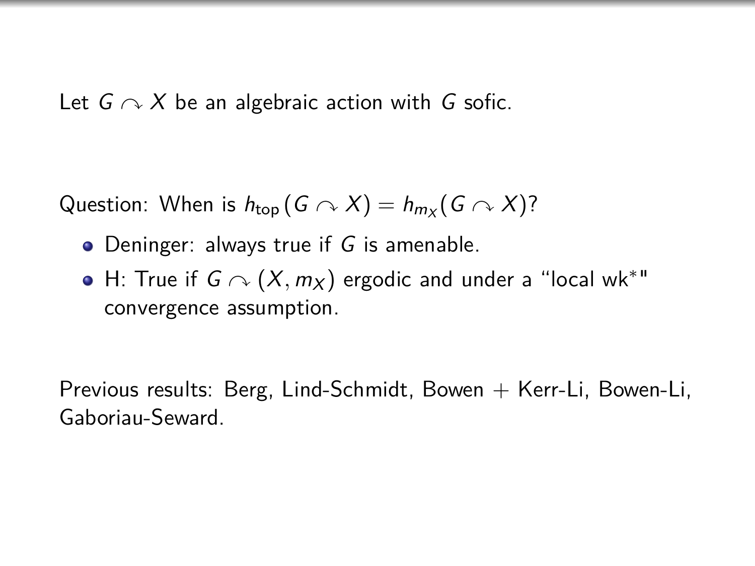Let $G \curvearrowright X$ be an algebraic action with $G$ sofic.

Question: When is $h_{\text{top}}(G \curvearrowright X) = h_{m_X}(G \curvearrowright X)$?

- Deninger: always true if $G$ is amenable.
- H: True if $G \curvearrowright (X, m_X)$ ergodic and under a "local wk*" convergence assumption.

Previous results: Berg, Lind-Schmidt, Bowen + Kerr-Li, Bowen-Li, Gaboriau-Seward.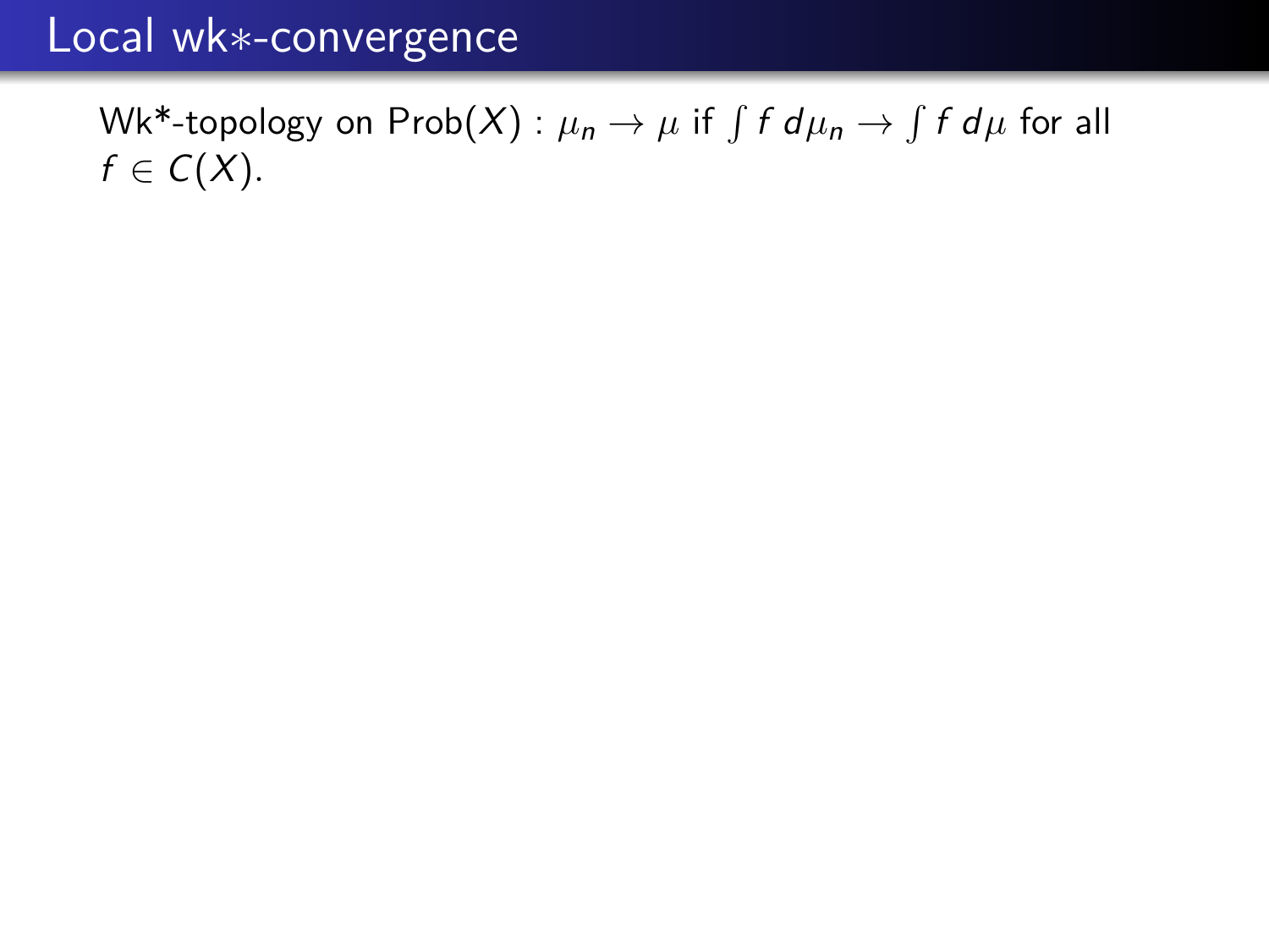# Local wk$*$-convergence

Wk*-topology on $\mathrm{Prob}(X)$ : $\mu_n \to \mu$ if $\int f \, d\mu_n \to \int f \, d\mu$ for all $f \in C(X)$.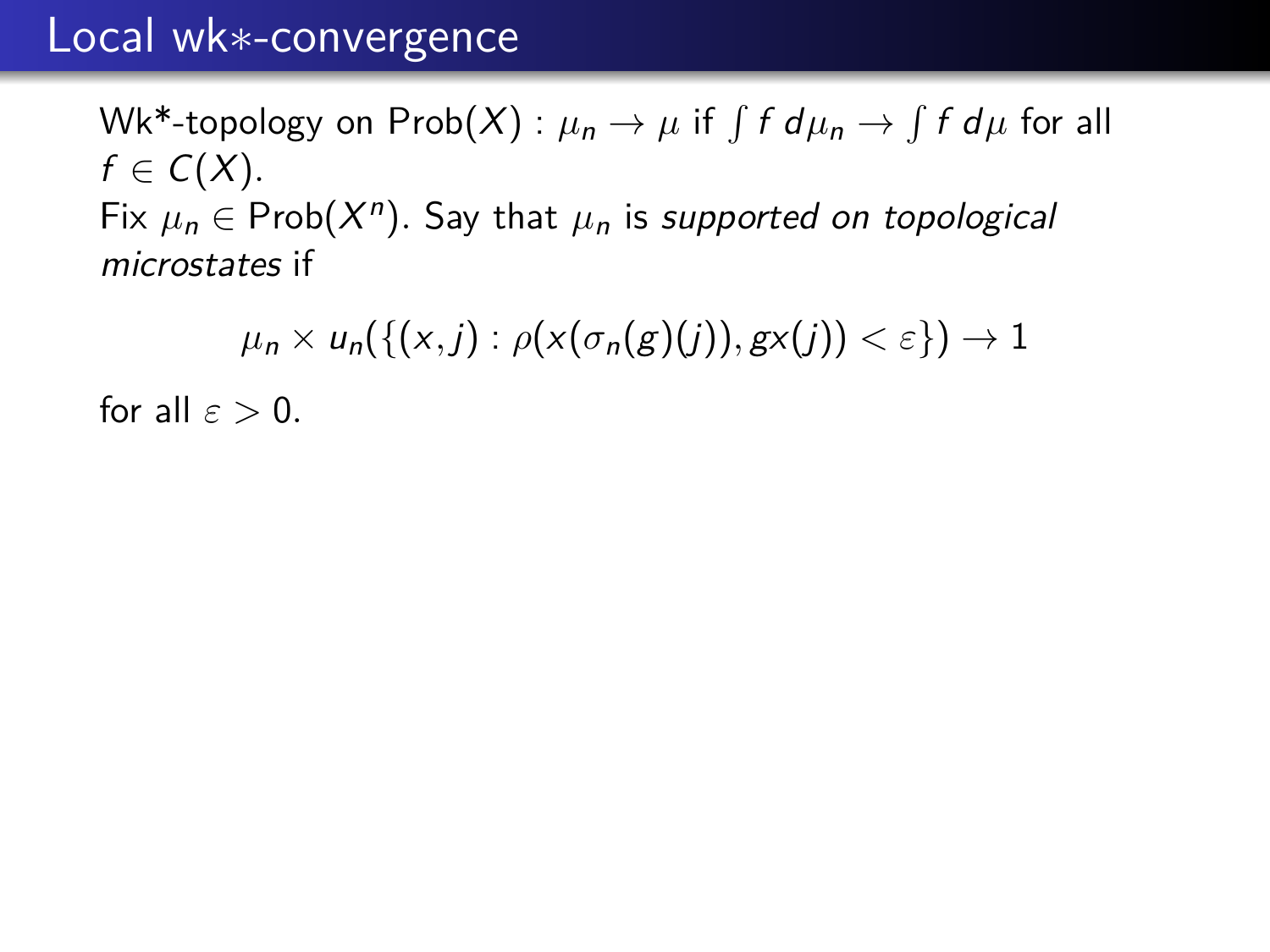# Local wk∗-convergence

Wk*-topology on $\mathrm{Prob}(X)$ : $\mu_n \to \mu$ if $\int f \, d\mu_n \to \int f \, d\mu$ for all $f \in C(X)$.
Fix $\mu_n \in \mathrm{Prob}(X^n)$. Say that $\mu_n$ is *supported on topological microstates* if

$$\mu_n \times u_n(\{(x,j) : \rho(x(\sigma_n(g)(j)), gx(j)) < \varepsilon\}) \to 1$$

for all $\varepsilon > 0$.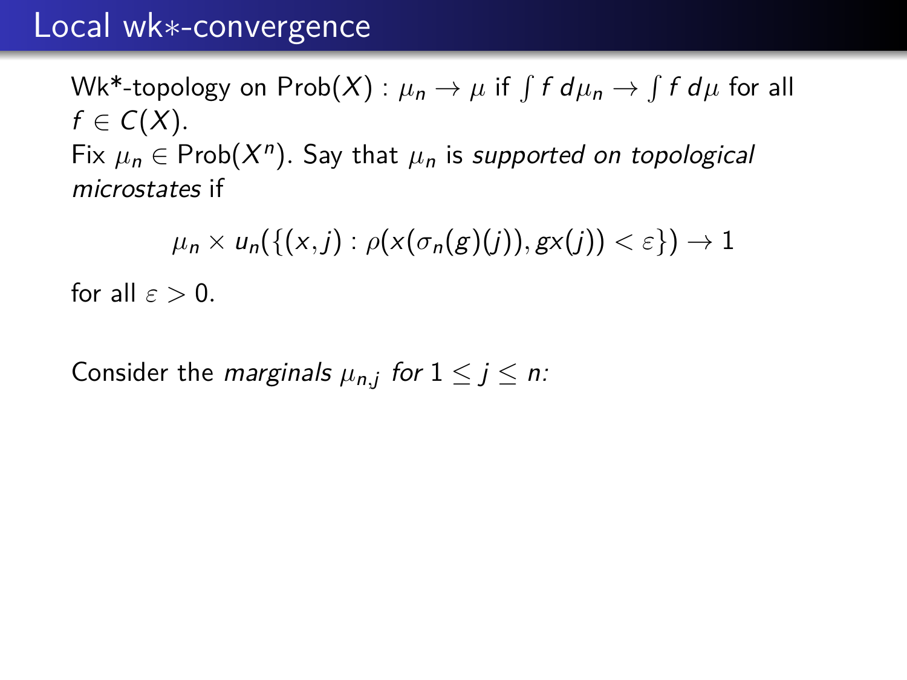# Local wk∗-convergence

Wk*-topology on $\mathrm{Prob}(X)$ : $\mu_n \to \mu$ if $\int f \, d\mu_n \to \int f \, d\mu$ for all $f \in C(X)$.

Fix $\mu_n \in \mathrm{Prob}(X^n)$. Say that $\mu_n$ is *supported on topological microstates* if

$$\mu_n \times u_n(\{(x,j) : \rho(x(\sigma_n(g)(j)), gx(j)) < \varepsilon\}) \to 1$$

for all $\varepsilon > 0$.

Consider the *marginals* $\mu_{n,j}$ *for* $1 \leq j \leq n$*:*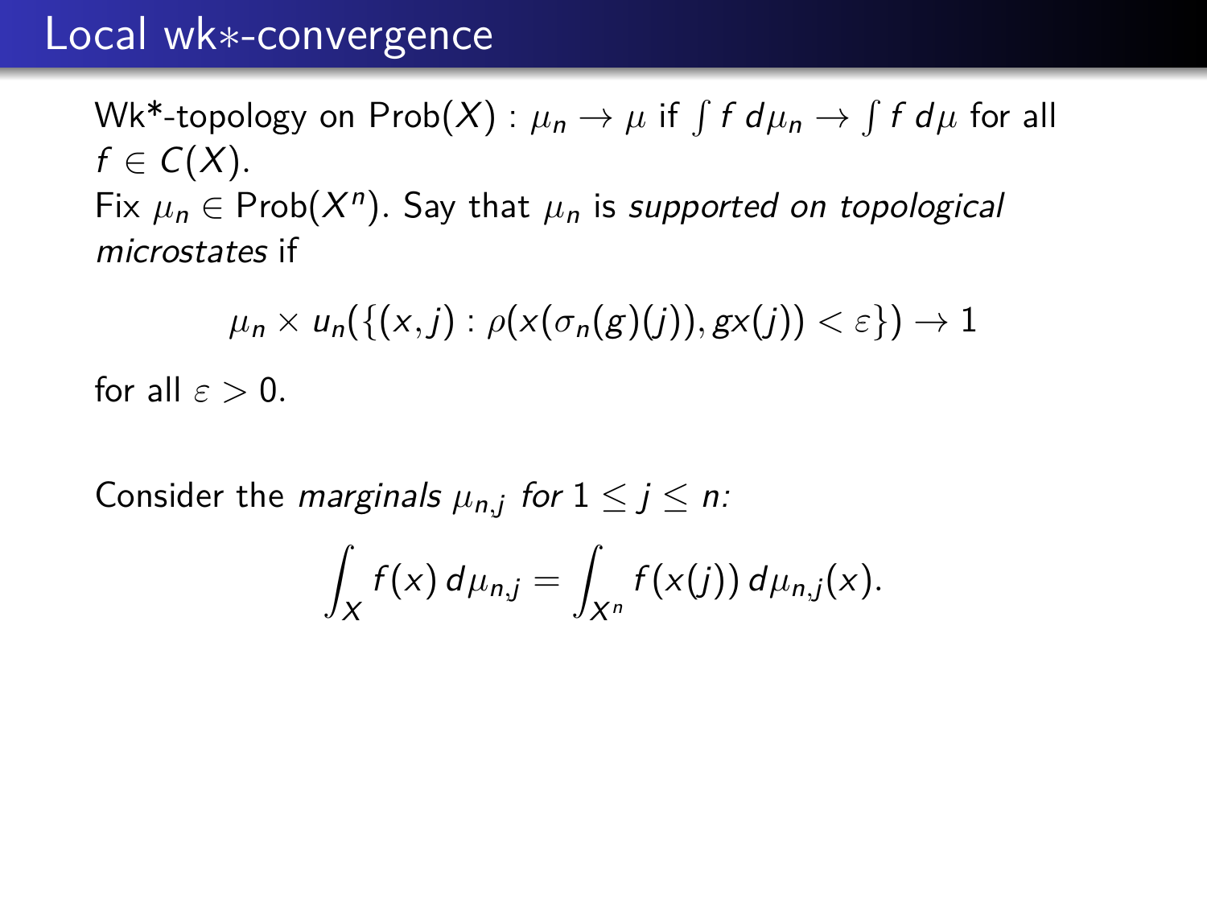# Local wk∗-convergence

Wk*-topology on $\mathrm{Prob}(X)$ : $\mu_n \to \mu$ if $\int f \, d\mu_n \to \int f \, d\mu$ for all $f \in C(X)$.

Fix $\mu_n \in \mathrm{Prob}(X^n)$. Say that $\mu_n$ is *supported on topological microstates* if

$$\mu_n \times u_n(\{(x,j) : \rho(x(\sigma_n(g)(j)), gx(j)) < \varepsilon\}) \to 1$$

for all $\varepsilon > 0$.

Consider the *marginals* $\mu_{n,j}$ *for* $1 \leq j \leq n$*:*

$$\int_X f(x) \, d\mu_{n,j} = \int_{X^n} f(x(j)) \, d\mu_{n,j}(x).$$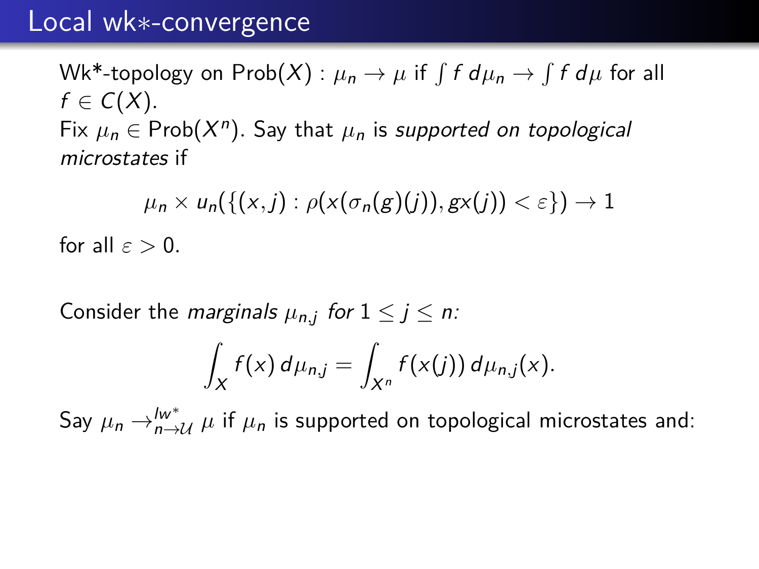# Local wk$*$-convergence

Wk*-topology on $\mathrm{Prob}(X)$ : $\mu_n \to \mu$ if $\int f \, d\mu_n \to \int f \, d\mu$ for all $f \in C(X)$.

Fix $\mu_n \in \mathrm{Prob}(X^n)$. Say that $\mu_n$ is *supported on topological microstates* if

$$\mu_n \times u_n(\{(x, j) : \rho(x(\sigma_n(g)(j)), gx(j)) < \varepsilon\}) \to 1$$

for all $\varepsilon > 0$.

Consider the *marginals* $\mu_{n,j}$ *for* $1 \leq j \leq n$*:*

$$\int_X f(x) \, d\mu_{n,j} = \int_{X^n} f(x(j)) \, d\mu_{n,j}(x).$$

Say $\mu_n \to^{lw^*}_{n \to \mathcal{U}} \mu$ if $\mu_n$ is supported on topological microstates and: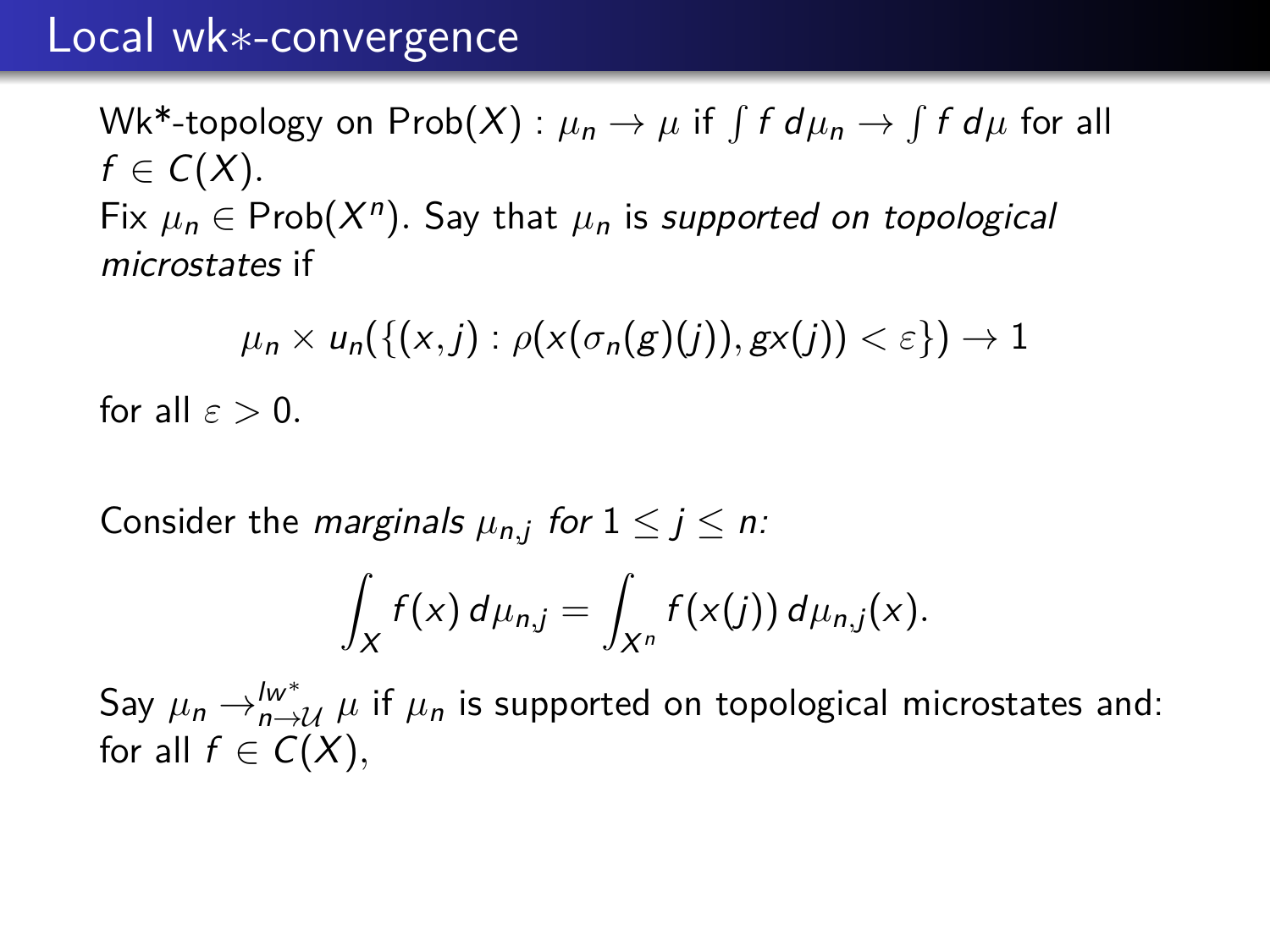## Local wk$*$-convergence

Wk*-topology on $\mathrm{Prob}(X)$ : $\mu_n \to \mu$ if $\int f \, d\mu_n \to \int f \, d\mu$ for all $f \in C(X)$.

Fix $\mu_n \in \mathrm{Prob}(X^n)$. Say that $\mu_n$ is *supported on topological microstates* if

$$\mu_n \times u_n(\{(x,j) : \rho(x(\sigma_n(g)(j)), gx(j)) < \varepsilon\}) \to 1$$

for all $\varepsilon > 0$.

Consider the *marginals* $\mu_{n,j}$ *for* $1 \leq j \leq n$*:*

$$\int_X f(x) \, d\mu_{n,j} = \int_{X^n} f(x(j)) \, d\mu_{n,j}(x).$$

Say $\mu_n \to^{lw^*}_{n \to \mathcal{U}} \mu$ if $\mu_n$ is supported on topological microstates and: for all $f \in C(X)$,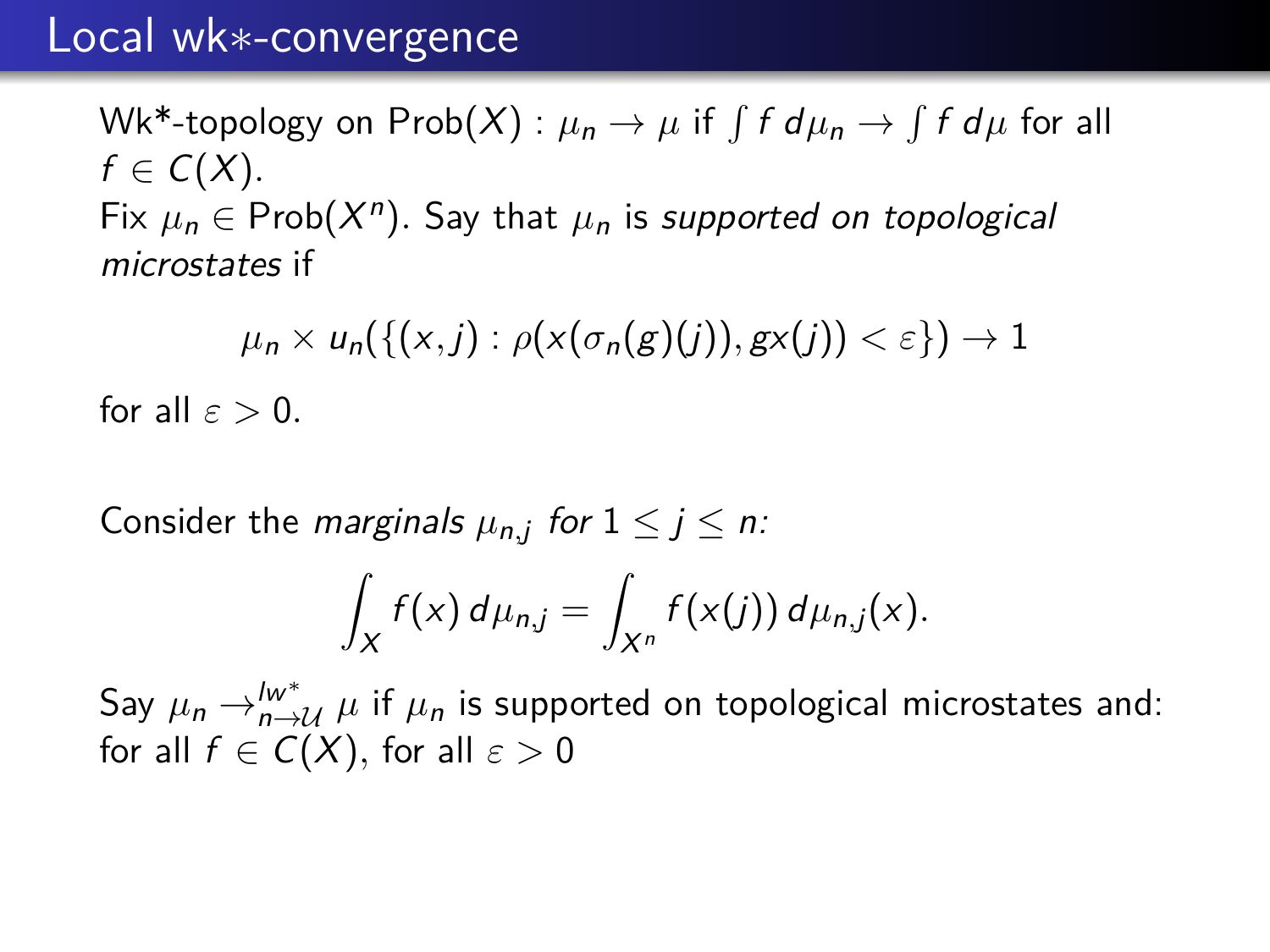# Local wk∗-convergence

Wk*-topology on $\mathrm{Prob}(X)$ : $\mu_n \to \mu$ if $\int f \, d\mu_n \to \int f \, d\mu$ for all $f \in C(X)$.

Fix $\mu_n \in \mathrm{Prob}(X^n)$. Say that $\mu_n$ is *supported on topological microstates* if

$$\mu_n \times u_n(\{(x,j) : \rho(x(\sigma_n(g)(j)), gx(j)) < \varepsilon\}) \to 1$$

for all $\varepsilon > 0$.

Consider the *marginals* $\mu_{n,j}$ *for* $1 \leq j \leq n$*:*

$$\int_X f(x) \, d\mu_{n,j} = \int_{X^n} f(x(j)) \, d\mu_{n,j}(x).$$

Say $\mu_n \to^{lw^*}_{n \to \mathcal{U}} \mu$ if $\mu_n$ is supported on topological microstates and: for all $f \in C(X)$, for all $\varepsilon > 0$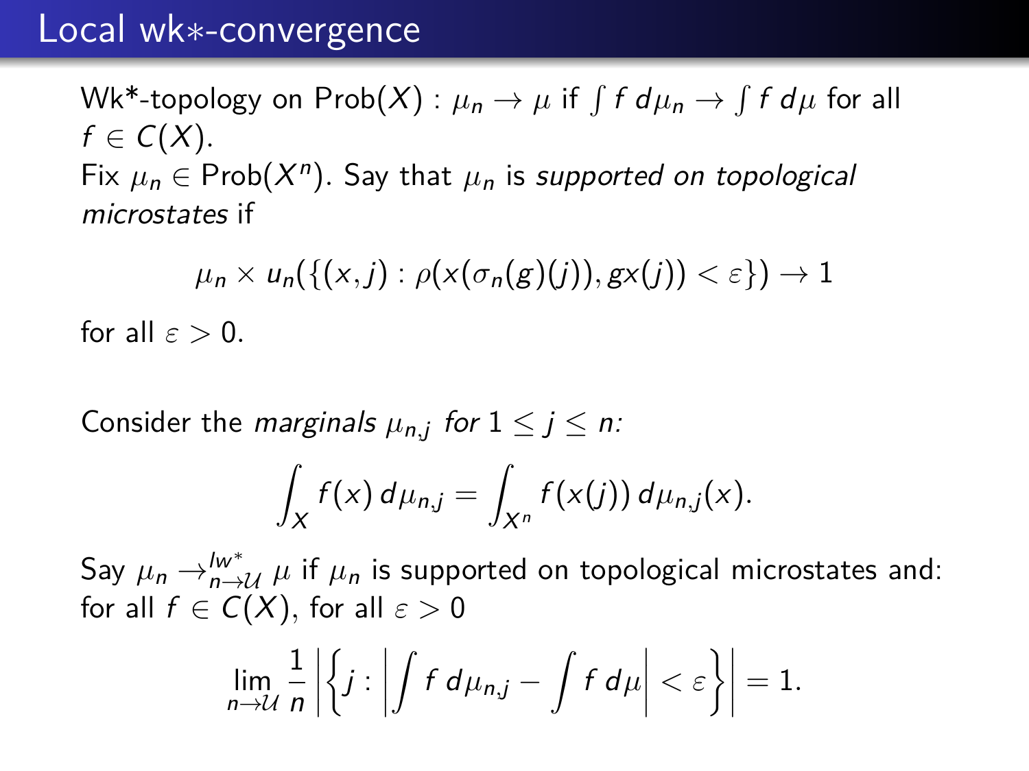# Local wk$*$-convergence

Wk*-topology on $\mathrm{Prob}(X)$ : $\mu_n \to \mu$ if $\int f \, d\mu_n \to \int f \, d\mu$ for all $f \in C(X)$.

Fix $\mu_n \in \mathrm{Prob}(X^n)$. Say that $\mu_n$ is *supported on topological microstates* if

$$\mu_n \times u_n(\{(x, j) : \rho(x(\sigma_n(g)(j)), gx(j)) < \varepsilon\}) \to 1$$

for all $\varepsilon > 0$.

Consider the *marginals* $\mu_{n,j}$ *for* $1 \leq j \leq n$*:*

$$\int_X f(x) \, d\mu_{n,j} = \int_{X^n} f(x(j)) \, d\mu_{n,j}(x).$$

Say $\mu_n \to^{lw^*}_{n \to \mathcal{U}} \mu$ if $\mu_n$ is supported on topological microstates and: for all $f \in C(X)$, for all $\varepsilon > 0$

$$\lim_{n \to \mathcal{U}} \frac{1}{n} \left| \left\{ j : \left| \int f \, d\mu_{n,j} - \int f \, d\mu \right| < \varepsilon \right\} \right| = 1.$$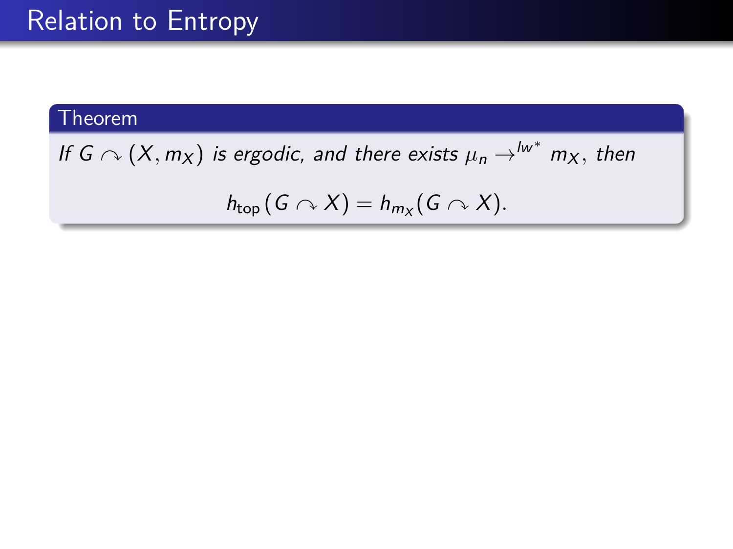# Relation to Entropy

**Theorem**

*If $G \curvearrowright (X, m_X)$ is ergodic, and there exists $\mu_n \to^{lw^*} m_X$, then*

$$h_{\text{top}}(G \curvearrowright X) = h_{m_X}(G \curvearrowright X).$$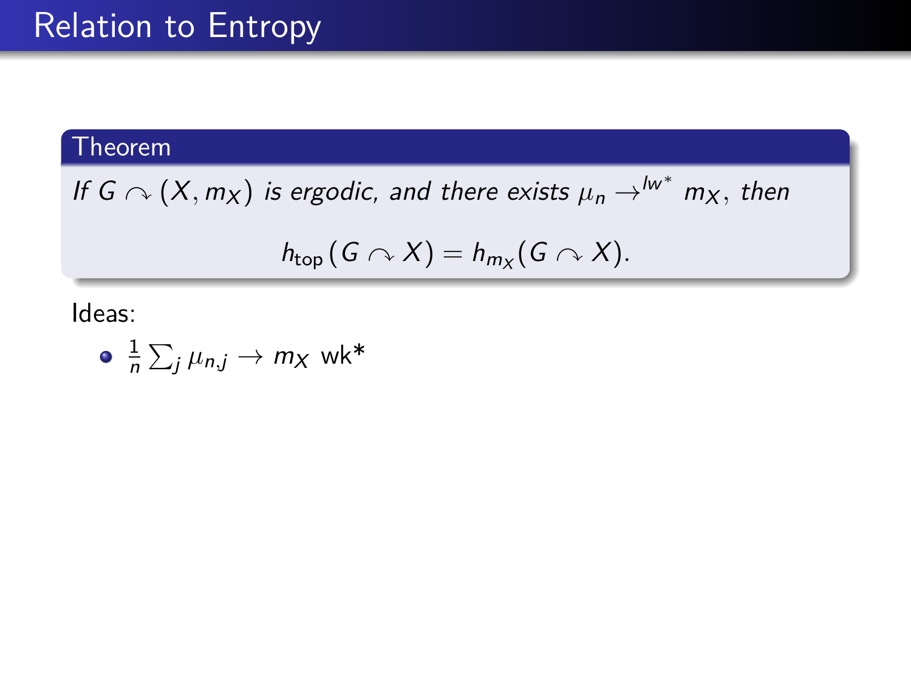# Relation to Entropy

**Theorem**

*If $G \curvearrowright (X, m_X)$ is ergodic, and there exists $\mu_n \to^{lw^*} m_X$, then*

$$h_{\text{top}}(G \curvearrowright X) = h_{m_X}(G \curvearrowright X).$$

Ideas:

- $\frac{1}{n}\sum_j \mu_{n,j} \to m_X$ wk*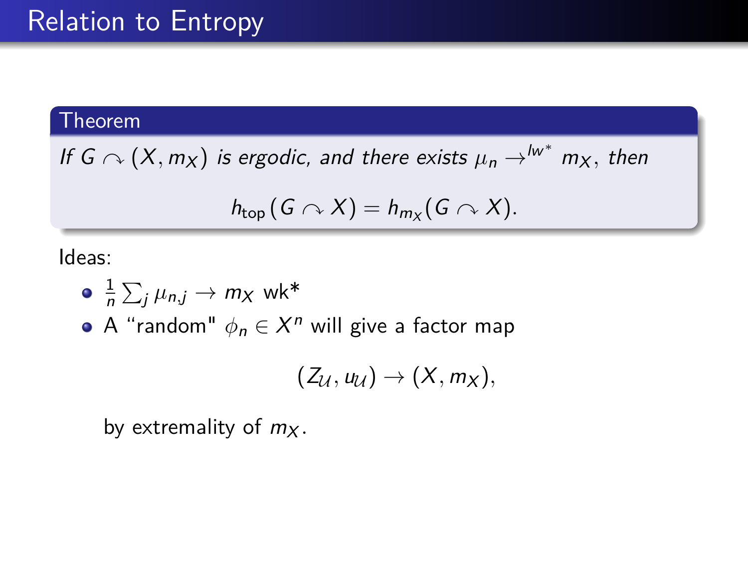# Relation to Entropy

**Theorem**

*If $G \curvearrowright (X, m_X)$ is ergodic, and there exists $\mu_n \to^{lw^*} m_X$, then*

$$h_{\text{top}}(G \curvearrowright X) = h_{m_X}(G \curvearrowright X).$$

Ideas:

- $\frac{1}{n}\sum_j \mu_{n,j} \to m_X$ wk*
- A "random" $\phi_n \in X^n$ will give a factor map

  $$(Z_{\mathcal{U}}, u_{\mathcal{U}}) \to (X, m_X),$$

  by extremality of $m_X$.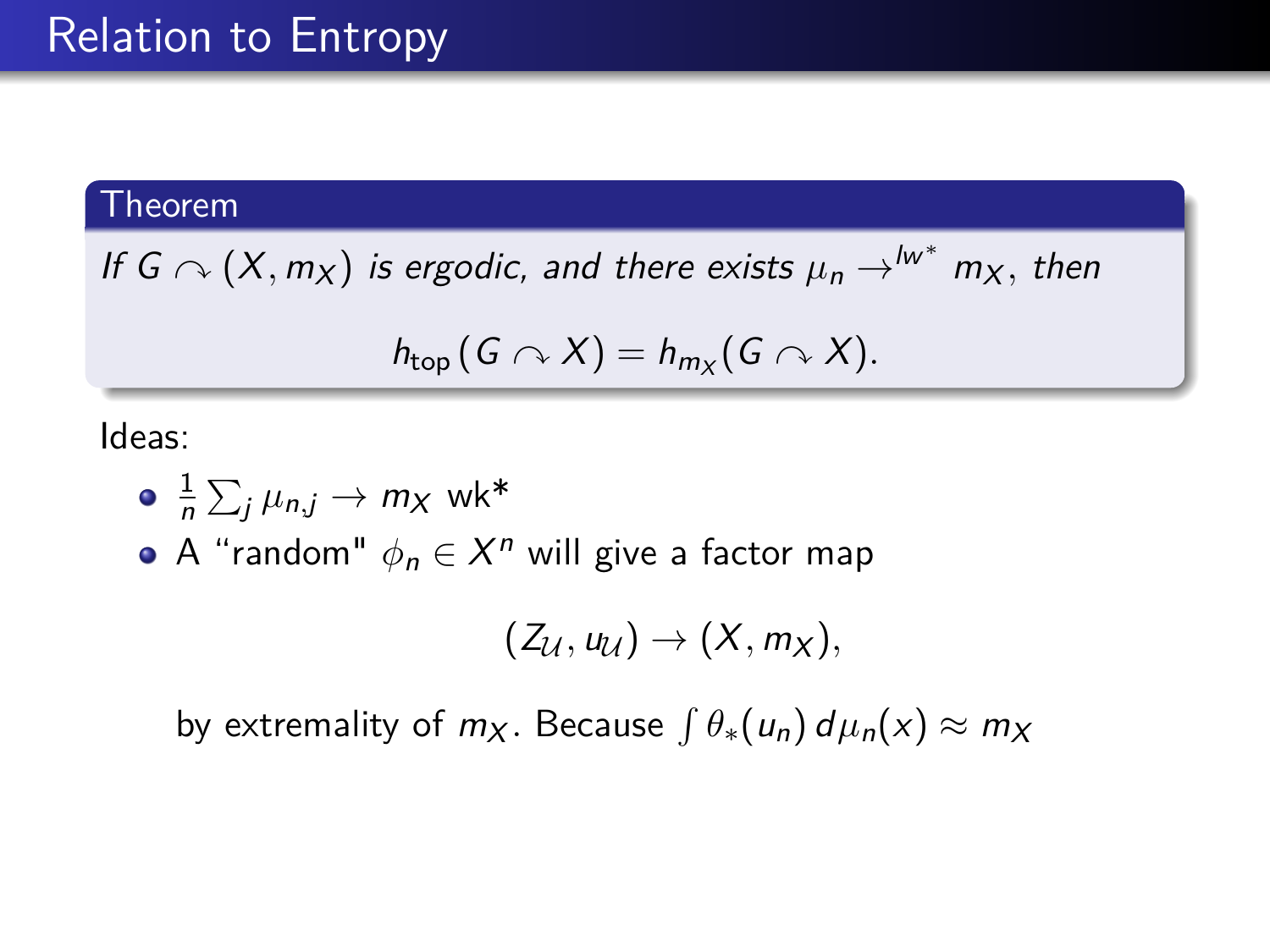# Relation to Entropy

**Theorem**

*If $G \curvearrowright (X, m_X)$ is ergodic, and there exists $\mu_n \to^{lw^*} m_X$, then*

$$h_{\text{top}}(G \curvearrowright X) = h_{m_X}(G \curvearrowright X).$$

Ideas:

- $\frac{1}{n}\sum_j \mu_{n,j} \to m_X$ wk*
- A “random" $\phi_n \in X^n$ will give a factor map

  $$(Z_{\mathcal{U}}, u_{\mathcal{U}}) \to (X, m_X),$$

  by extremality of $m_X$. Because $\int \theta_*(u_n)\, d\mu_n(x) \approx m_X$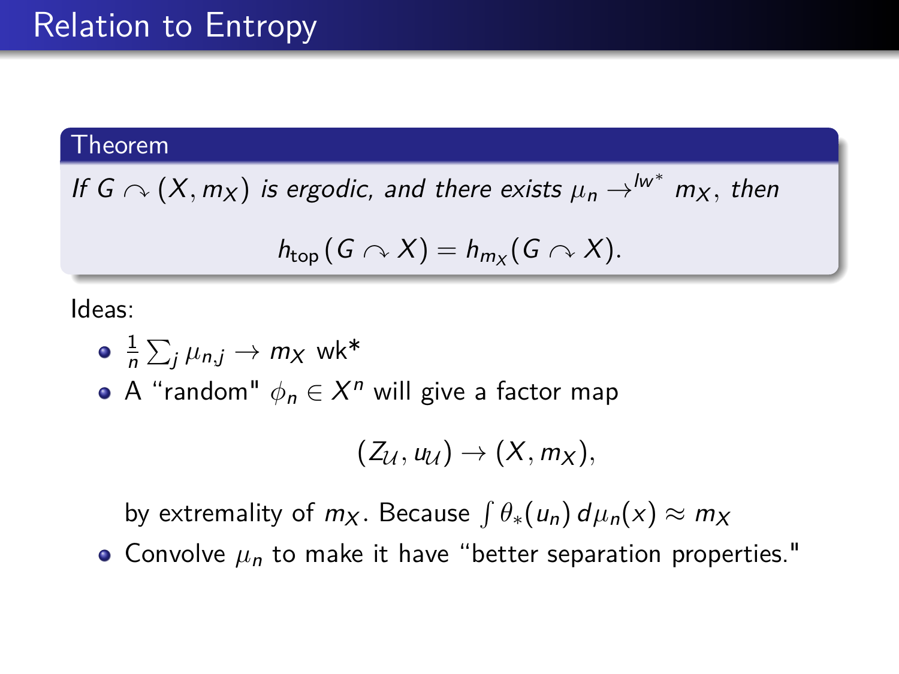# Relation to Entropy

**Theorem**

*If $G \curvearrowright (X, m_X)$ is ergodic, and there exists $\mu_n \to^{lw^*} m_X$, then*

$$h_{\text{top}}(G \curvearrowright X) = h_{m_X}(G \curvearrowright X).$$

Ideas:

- $\frac{1}{n}\sum_j \mu_{n,j} \to m_X$ wk*
- A "random" $\phi_n \in X^n$ will give a factor map

  $$(Z_{\mathcal{U}}, u_{\mathcal{U}}) \to (X, m_X),$$

  by extremality of $m_X$. Because $\int \theta_*(u_n)\, d\mu_n(x) \approx m_X$
- Convolve $\mu_n$ to make it have "better separation properties."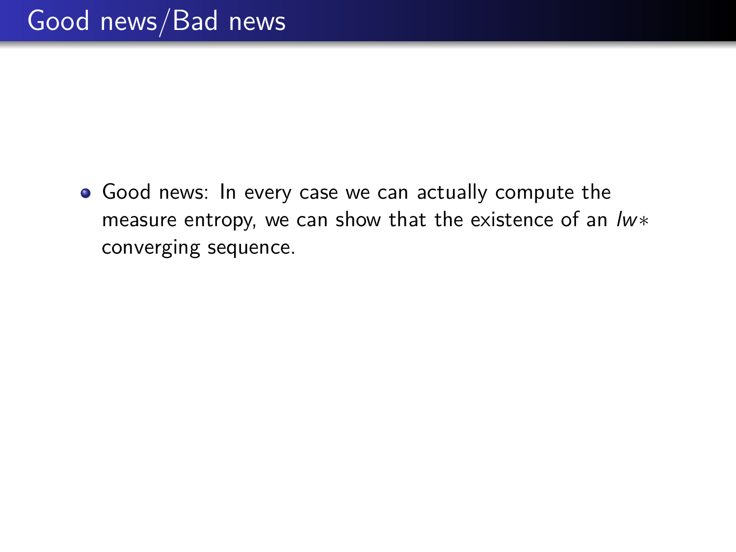# Good news/Bad news

- Good news: In every case we can actually compute the measure entropy, we can show that the existence of an $lw*$ converging sequence.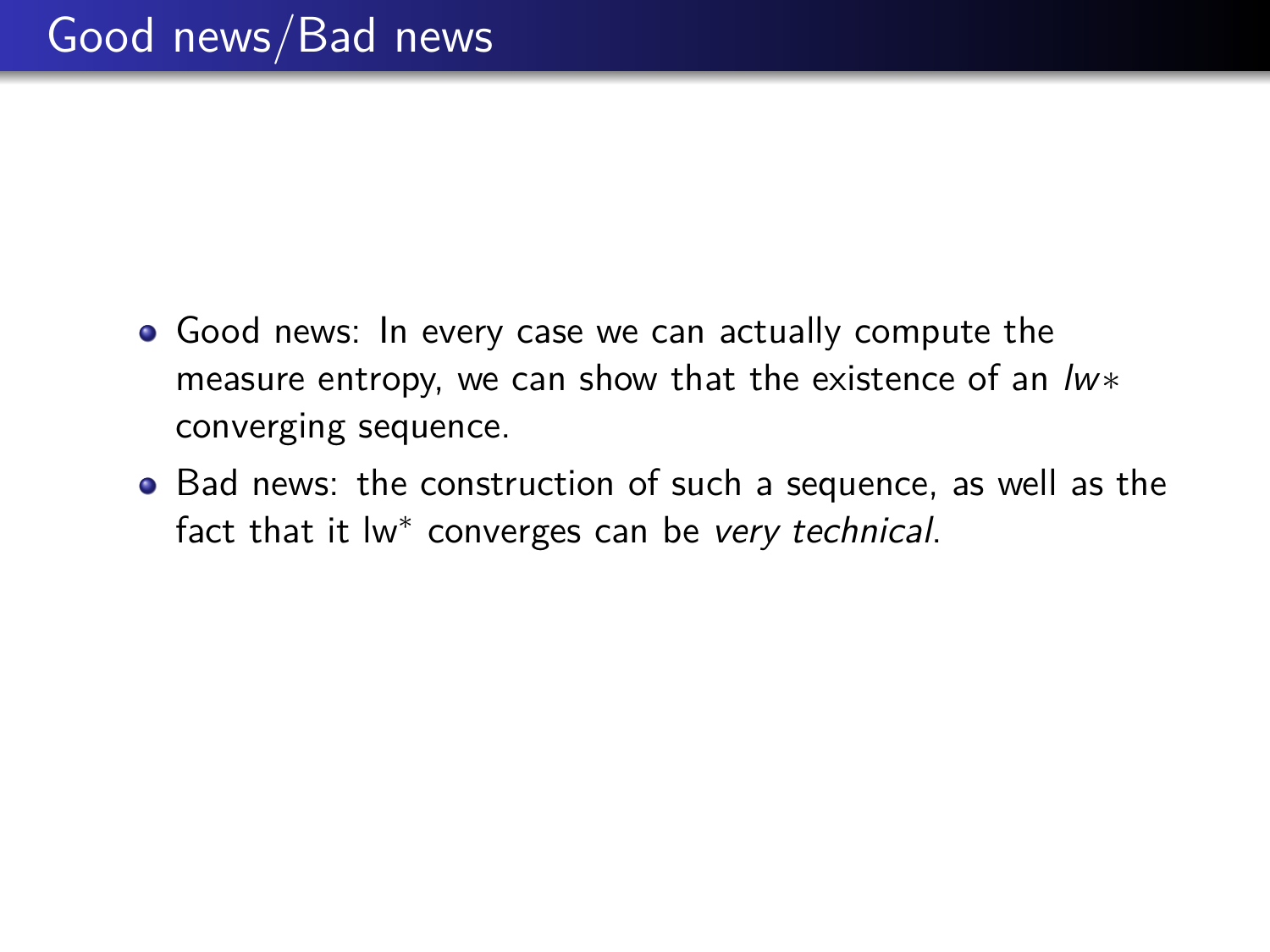# Good news/Bad news

- Good news: In every case we can actually compute the measure entropy, we can show that the existence of an $lw*$ converging sequence.
- Bad news: the construction of such a sequence, as well as the fact that it lw$^*$ converges can be *very technical*.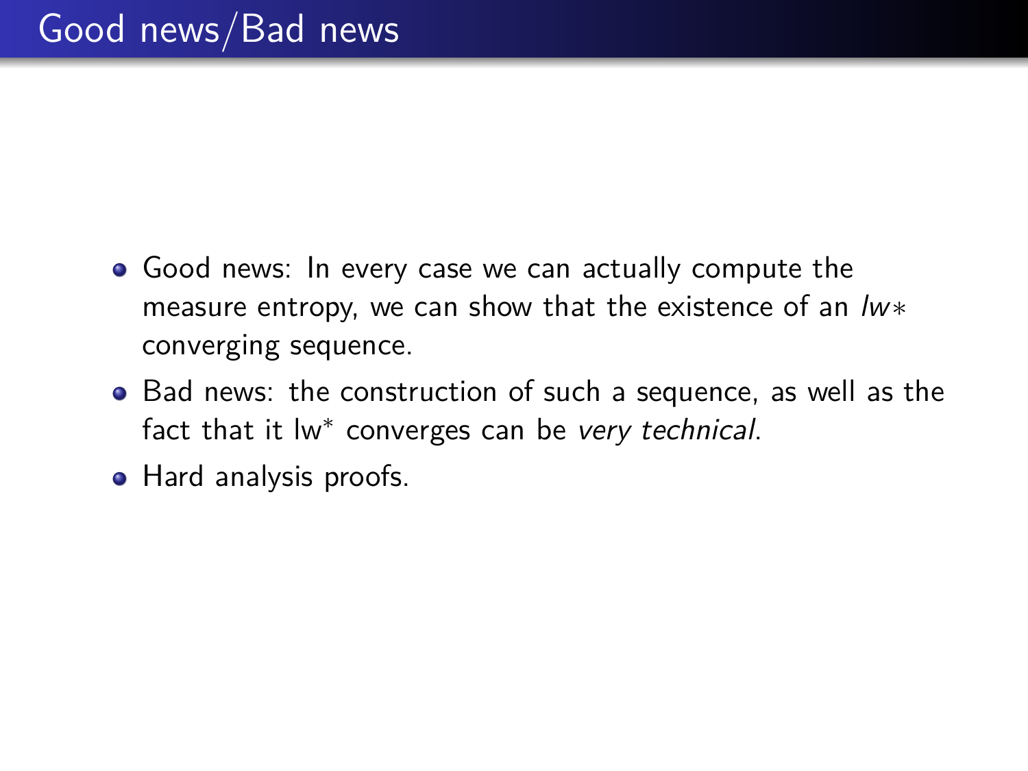# Good news/Bad news

- Good news: In every case we can actually compute the measure entropy, we can show that the existence of an $lw*$ converging sequence.
- Bad news: the construction of such a sequence, as well as the fact that it lw$^*$ converges can be *very technical*.
- Hard analysis proofs.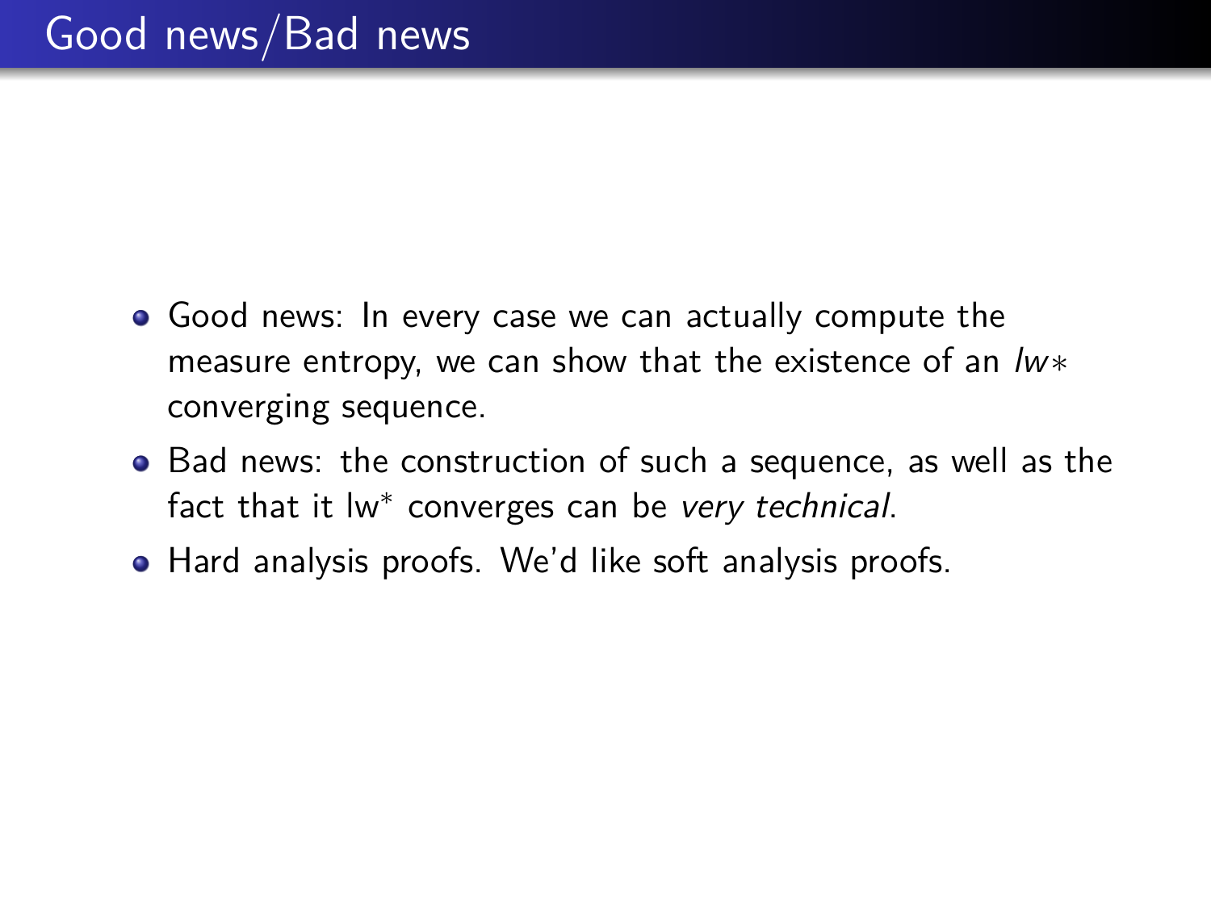# Good news/Bad news

- Good news: In every case we can actually compute the measure entropy, we can show that the existence of an *lw*$*$ converging sequence.
- Bad news: the construction of such a sequence, as well as the fact that it lw$^*$ converges can be *very technical*.
- Hard analysis proofs. We'd like soft analysis proofs.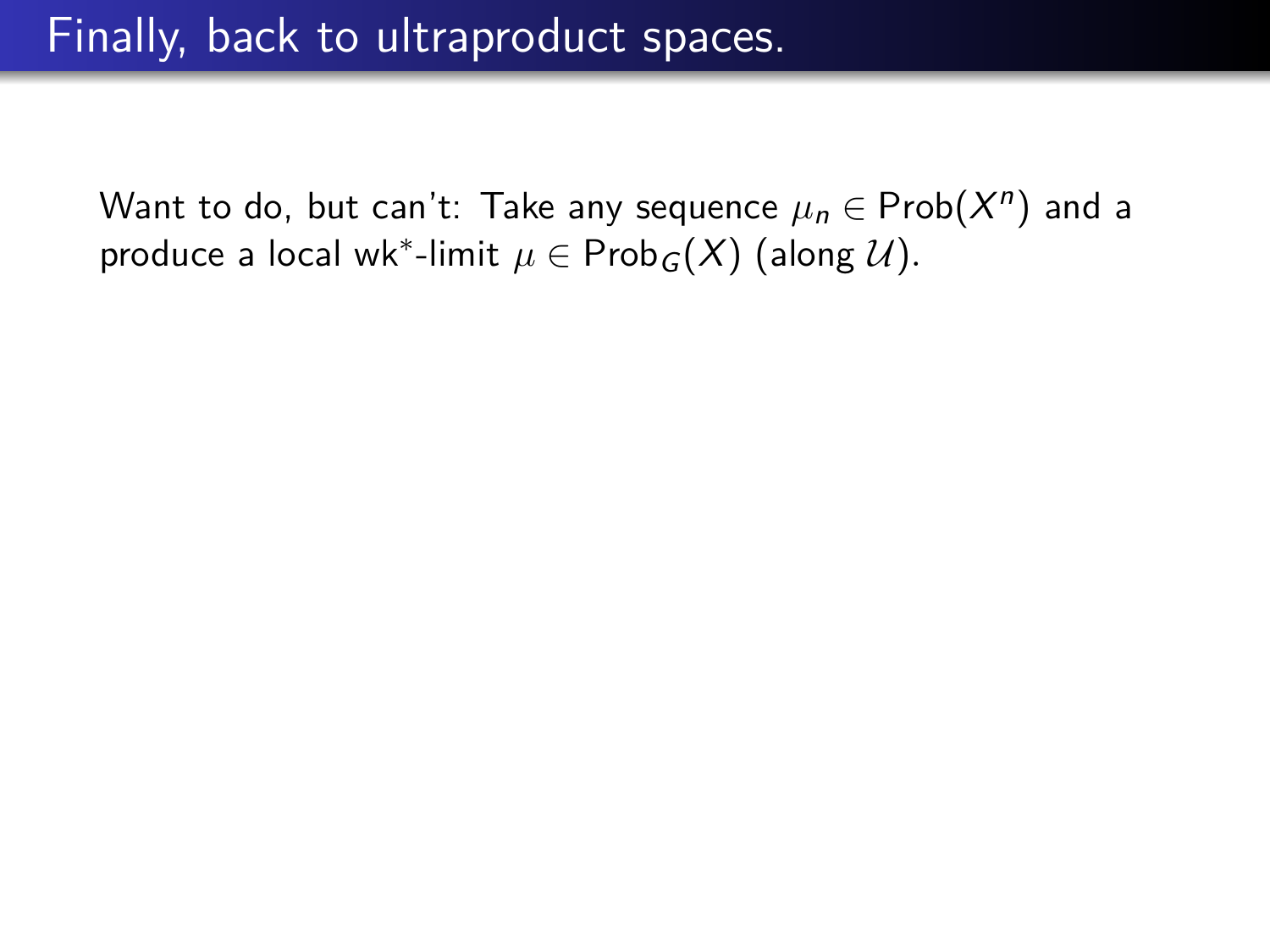# Finally, back to ultraproduct spaces.

Want to do, but can't: Take any sequence $\mu_n \in \mathrm{Prob}(X^n)$ and a produce a local wk$^*$-limit $\mu \in \mathrm{Prob}_G(X)$ (along $\mathcal{U}$).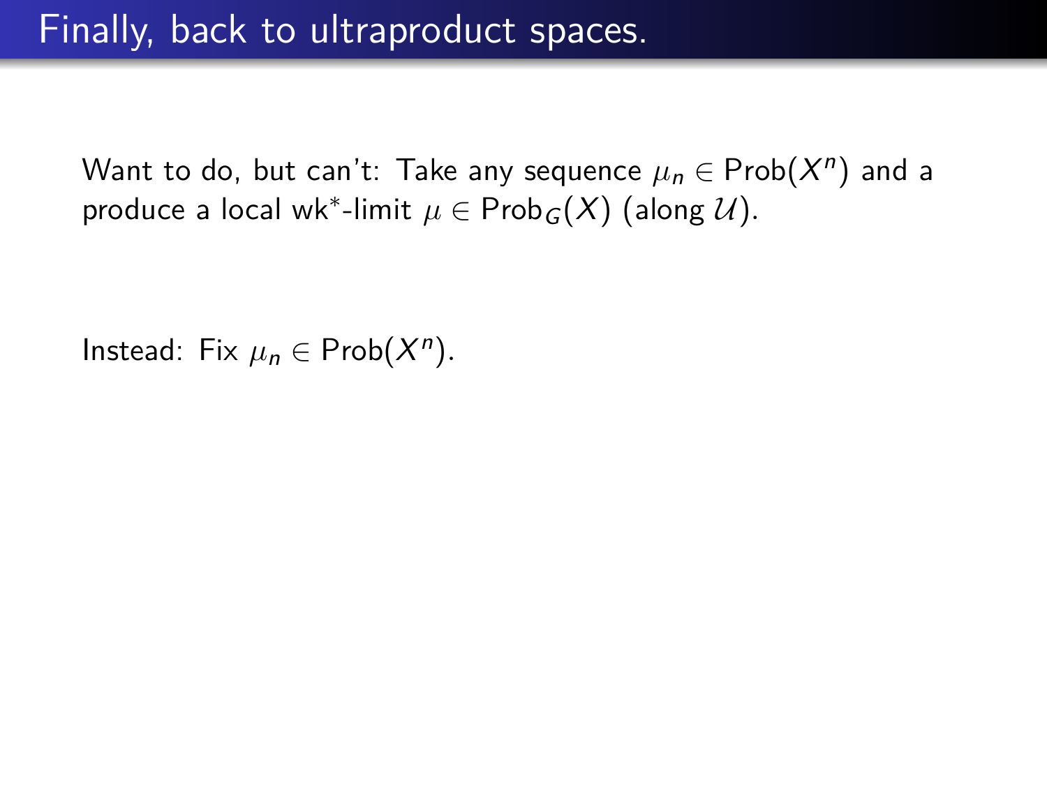# Finally, back to ultraproduct spaces.

Want to do, but can't: Take any sequence $\mu_n \in \mathrm{Prob}(X^n)$ and a produce a local wk*-limit $\mu \in \mathrm{Prob}_G(X)$ (along $\mathcal{U}$).

Instead: Fix $\mu_n \in \mathrm{Prob}(X^n)$.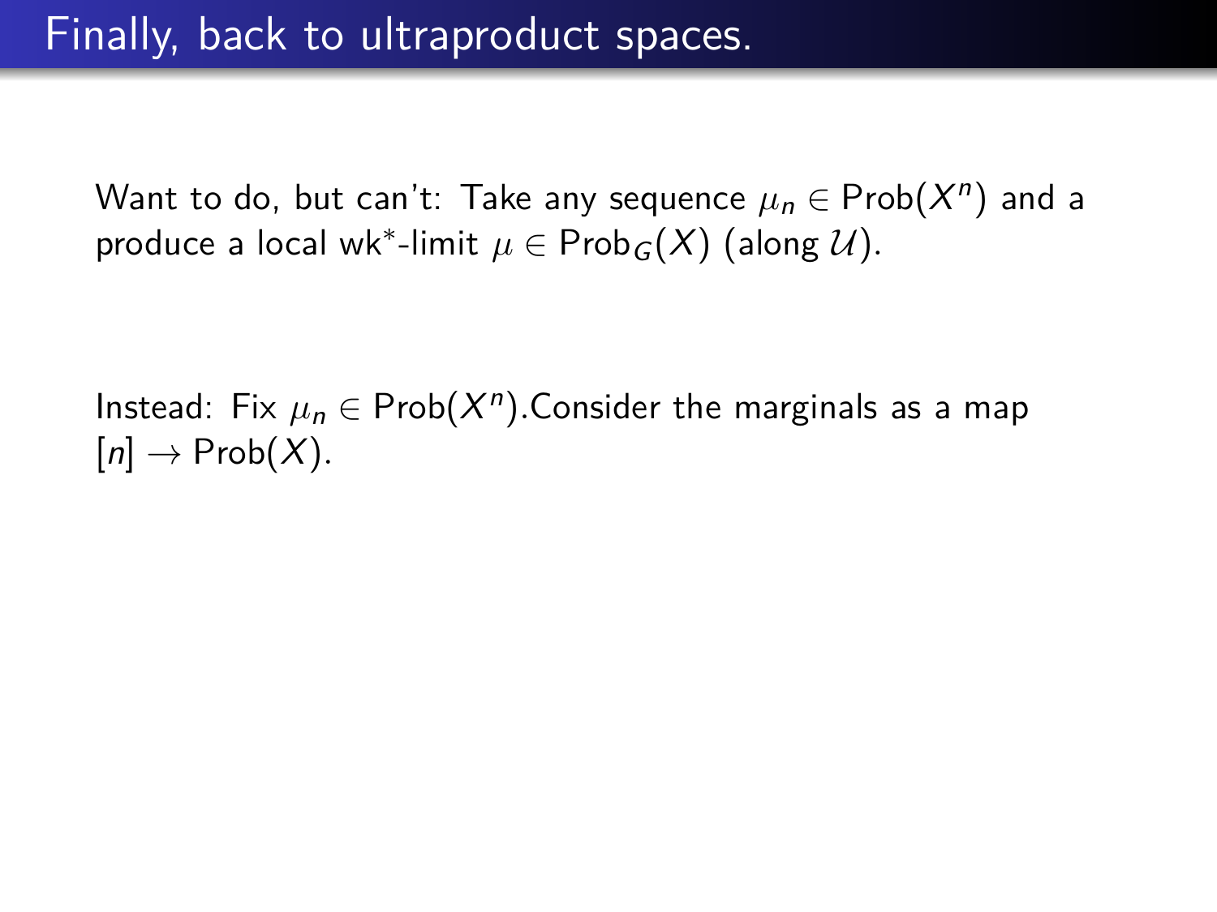# Finally, back to ultraproduct spaces.

Want to do, but can't: Take any sequence $\mu_n \in \mathrm{Prob}(X^n)$ and a produce a local wk$^*$-limit $\mu \in \mathrm{Prob}_G(X)$ (along $\mathcal{U}$).

Instead: Fix $\mu_n \in \mathrm{Prob}(X^n)$.Consider the marginals as a map $[n] \to \mathrm{Prob}(X)$.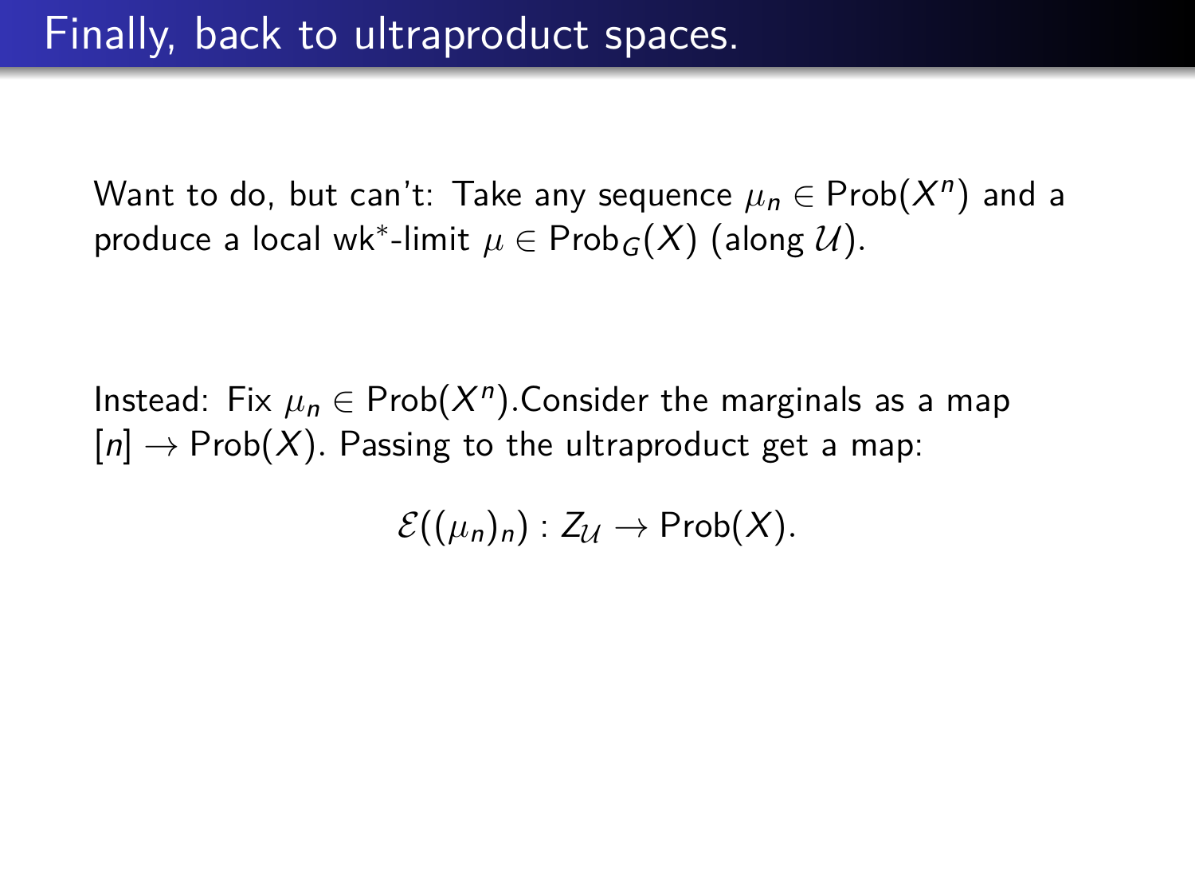# Finally, back to ultraproduct spaces.

Want to do, but can't: Take any sequence $\mu_n \in \mathrm{Prob}(X^n)$ and a produce a local wk$^*$-limit $\mu \in \mathrm{Prob}_G(X)$ (along $\mathcal{U}$).

Instead: Fix $\mu_n \in \mathrm{Prob}(X^n)$.Consider the marginals as a map $[n] \to \mathrm{Prob}(X)$. Passing to the ultraproduct get a map:

$$\mathcal{E}((\mu_n)_n) : Z_{\mathcal{U}} \to \mathrm{Prob}(X).$$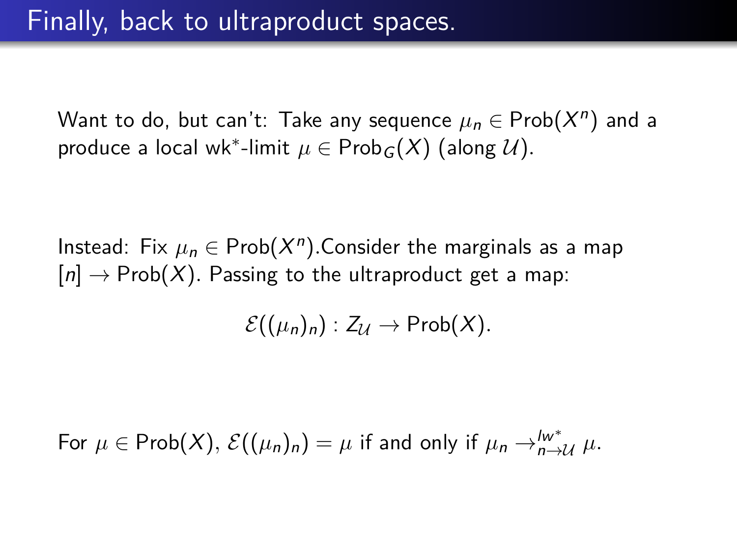# Finally, back to ultraproduct spaces.

Want to do, but can't: Take any sequence $\mu_n \in \mathrm{Prob}(X^n)$ and a produce a local wk$^*$-limit $\mu \in \mathrm{Prob}_G(X)$ (along $\mathcal{U}$).

Instead: Fix $\mu_n \in \mathrm{Prob}(X^n)$.Consider the marginals as a map $[n] \to \mathrm{Prob}(X)$. Passing to the ultraproduct get a map:

$$\mathcal{E}((\mu_n)_n) : Z_{\mathcal{U}} \to \mathrm{Prob}(X).$$

For $\mu \in \mathrm{Prob}(X)$, $\mathcal{E}((\mu_n)_n) = \mu$ if and only if $\mu_n \to^{lw^*}_{n \to \mathcal{U}} \mu$.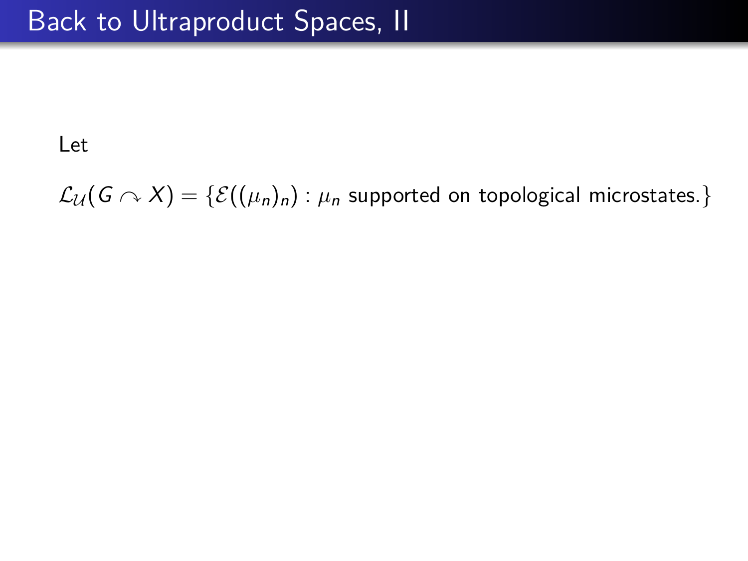# Back to Ultraproduct Spaces, II

Let

$\mathcal{L}_{\mathcal{U}}(G \curvearrowright X) = \{\mathcal{E}((\mu_n)_n) : \mu_n \text{ supported on topological microstates.}\}$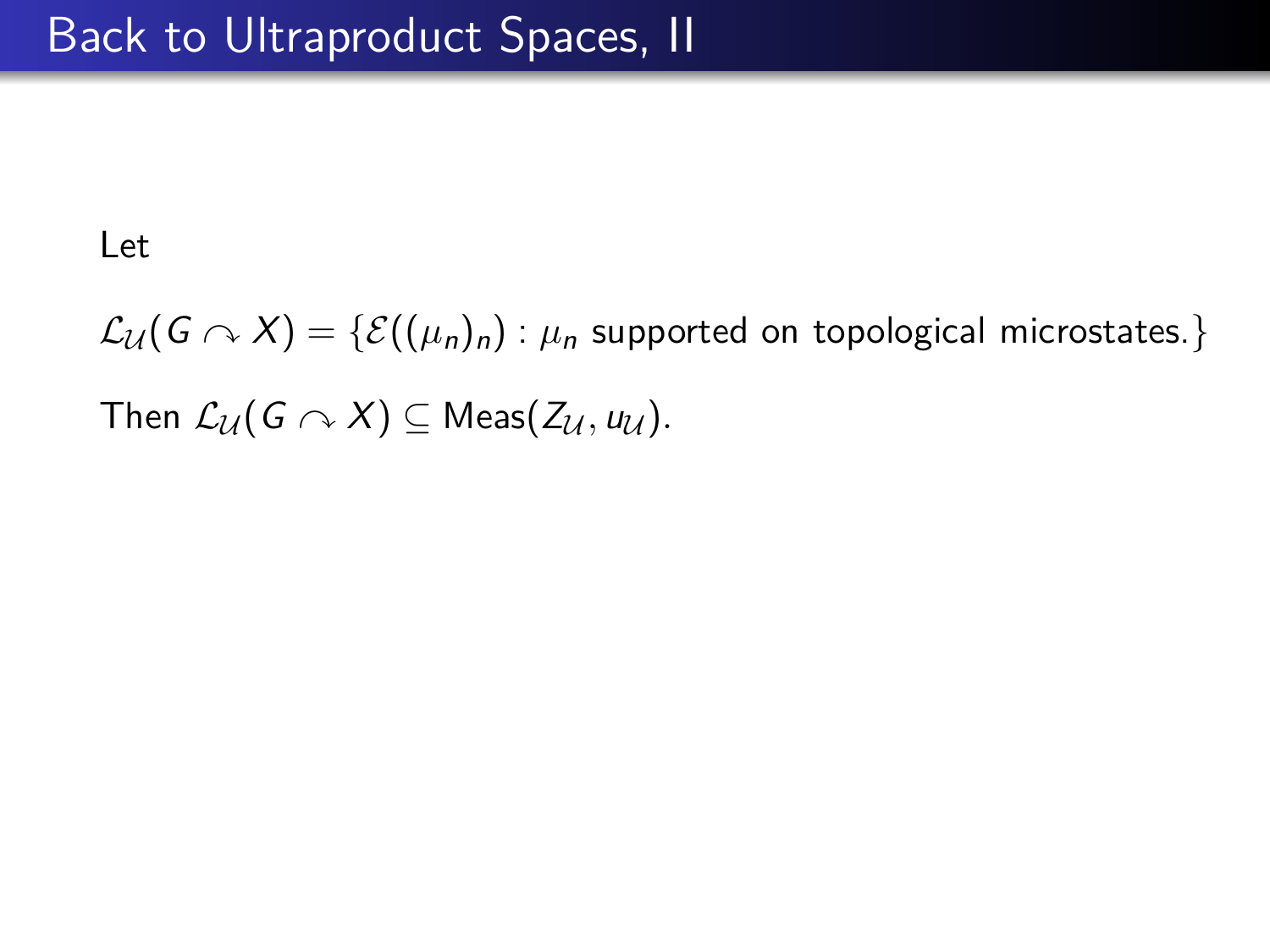# Back to Ultraproduct Spaces, II

Let

$\mathcal{L}_{\mathcal{U}}(G \curvearrowright X) = \{\mathcal{E}((\mu_n)_n) : \mu_n \text{ supported on topological microstates.}\}$

Then $\mathcal{L}_{\mathcal{U}}(G \curvearrowright X) \subseteq \mathrm{Meas}(Z_{\mathcal{U}}, u_{\mathcal{U}})$.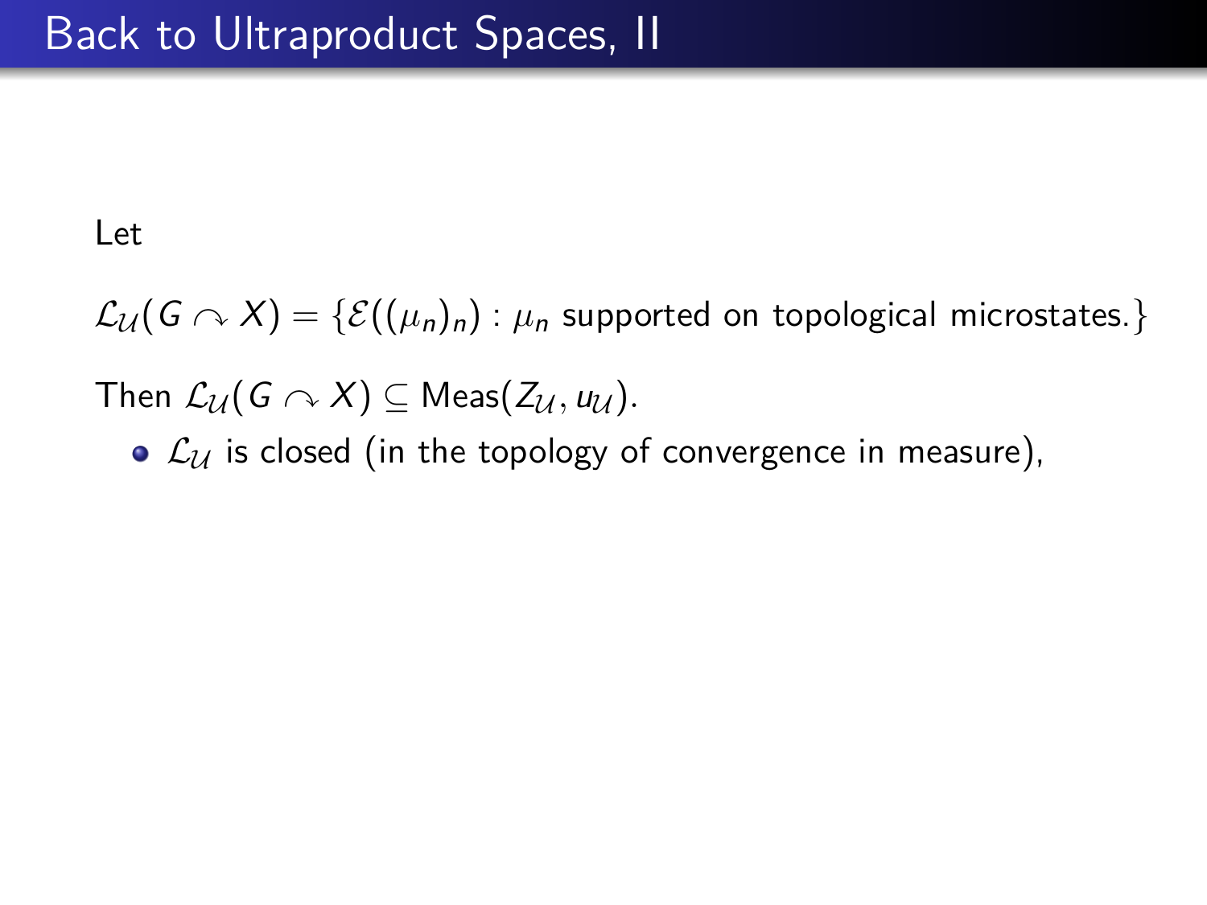# Back to Ultraproduct Spaces, II

Let

$\mathcal{L}_{\mathcal{U}}(G \curvearrowright X) = \{\mathcal{E}((\mu_n)_n) : \mu_n \text{ supported on topological microstates.}\}$

Then $\mathcal{L}_{\mathcal{U}}(G \curvearrowright X) \subseteq \mathrm{Meas}(Z_{\mathcal{U}}, u_{\mathcal{U}})$.

- $\mathcal{L}_{\mathcal{U}}$ is closed (in the topology of convergence in measure),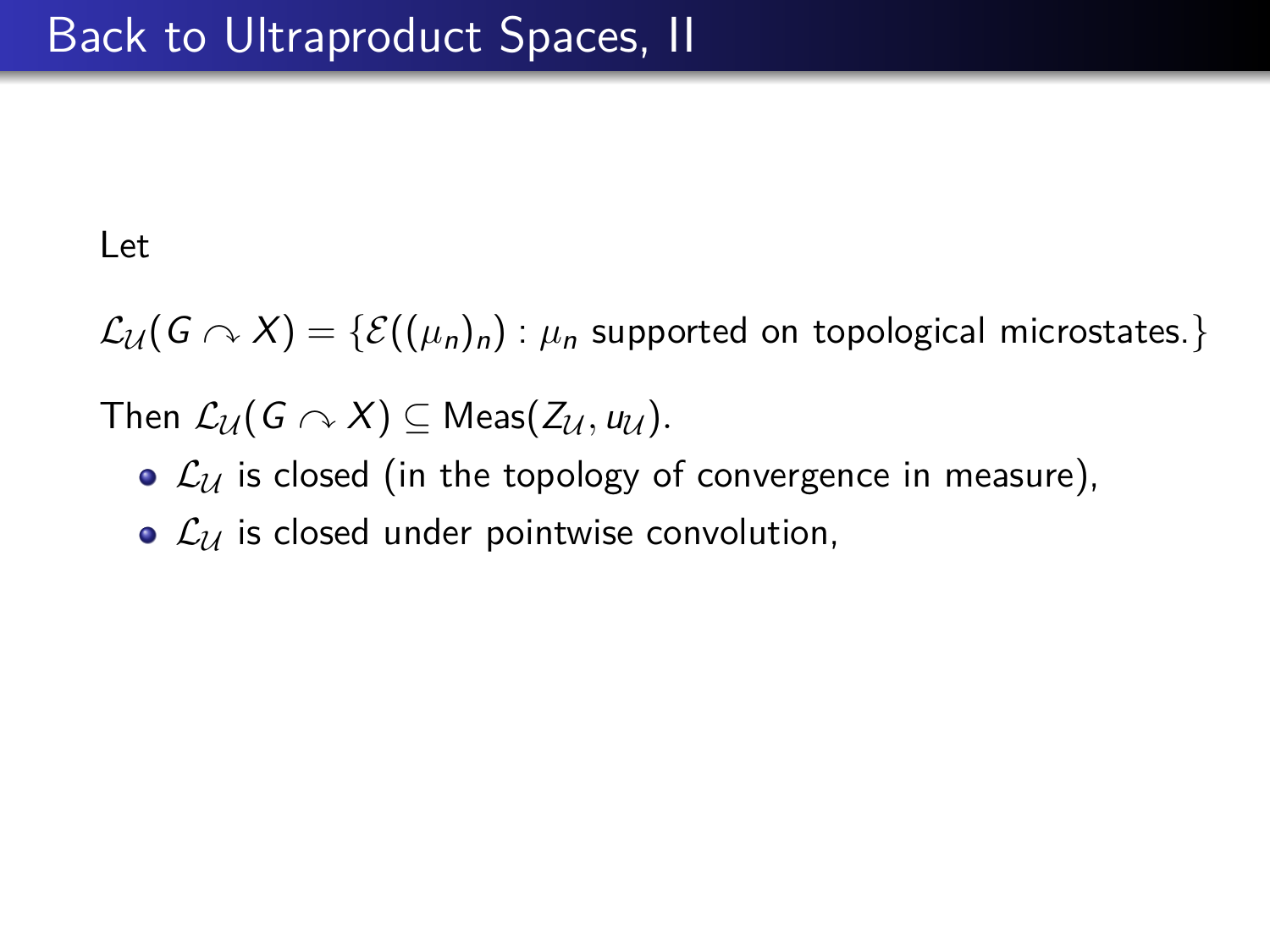# Back to Ultraproduct Spaces, II

Let

$\mathcal{L}_{\mathcal{U}}(G \curvearrowright X) = \{\mathcal{E}((\mu_n)_n) : \mu_n \text{ supported on topological microstates.}\}$

Then $\mathcal{L}_{\mathcal{U}}(G \curvearrowright X) \subseteq \mathrm{Meas}(Z_{\mathcal{U}}, u_{\mathcal{U}})$.

- $\mathcal{L}_{\mathcal{U}}$ is closed (in the topology of convergence in measure),
- $\mathcal{L}_{\mathcal{U}}$ is closed under pointwise convolution,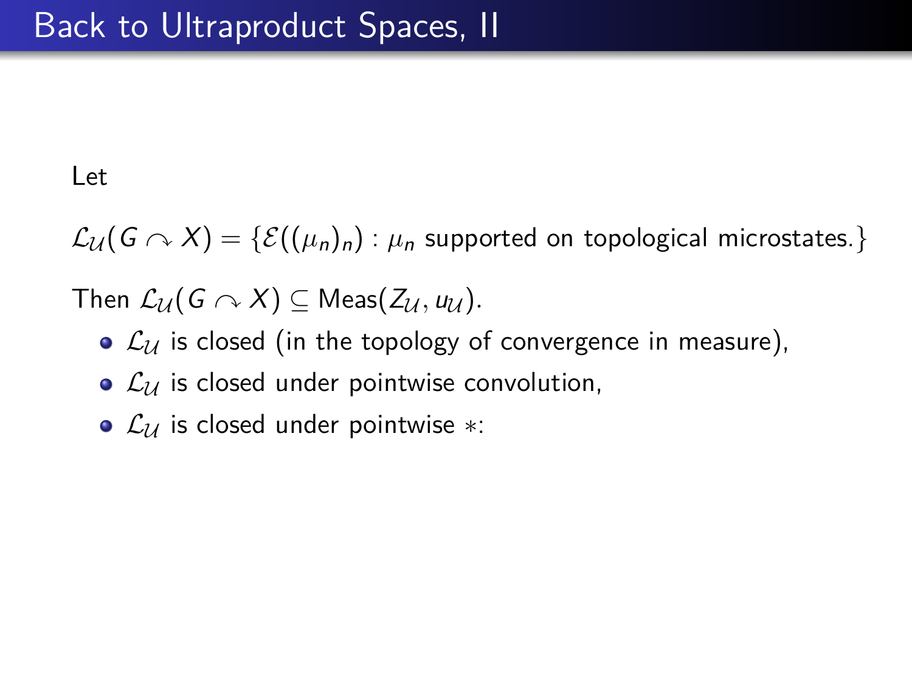# Back to Ultraproduct Spaces, II

Let

$\mathcal{L}_{\mathcal{U}}(G \curvearrowright X) = \{\mathcal{E}((\mu_n)_n) : \mu_n \text{ supported on topological microstates.}\}$

Then $\mathcal{L}_{\mathcal{U}}(G \curvearrowright X) \subseteq \mathrm{Meas}(Z_{\mathcal{U}}, u_{\mathcal{U}})$.

- $\mathcal{L}_{\mathcal{U}}$ is closed (in the topology of convergence in measure),
- $\mathcal{L}_{\mathcal{U}}$ is closed under pointwise convolution,
- $\mathcal{L}_{\mathcal{U}}$ is closed under pointwise $*$: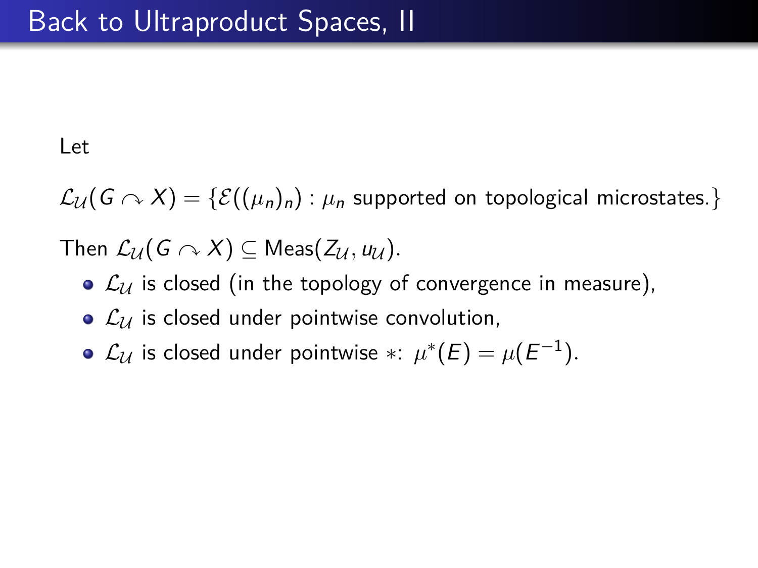# Back to Ultraproduct Spaces, II

Let

$\mathcal{L}_{\mathcal{U}}(G \curvearrowright X) = \{\mathcal{E}((\mu_n)_n) : \mu_n \text{ supported on topological microstates.}\}$

Then $\mathcal{L}_{\mathcal{U}}(G \curvearrowright X) \subseteq \mathrm{Meas}(Z_{\mathcal{U}}, u_{\mathcal{U}})$.

- $\mathcal{L}_{\mathcal{U}}$ is closed (in the topology of convergence in measure),
- $\mathcal{L}_{\mathcal{U}}$ is closed under pointwise convolution,
- $\mathcal{L}_{\mathcal{U}}$ is closed under pointwise $*$: $\mu^*(E) = \mu(E^{-1})$.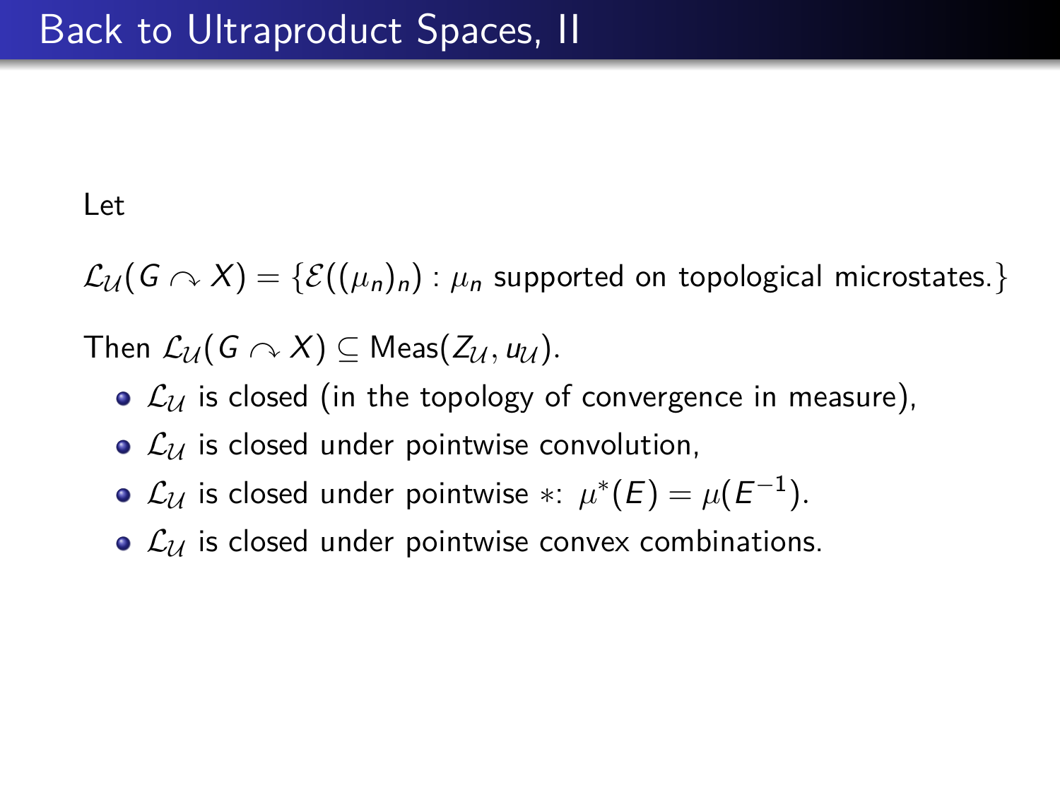# Back to Ultraproduct Spaces, II

Let

$\mathcal{L}_{\mathcal{U}}(G \curvearrowright X) = \{\mathcal{E}((\mu_n)_n) : \mu_n \text{ supported on topological microstates.}\}$

Then $\mathcal{L}_{\mathcal{U}}(G \curvearrowright X) \subseteq \mathrm{Meas}(Z_{\mathcal{U}}, u_{\mathcal{U}})$.

- $\mathcal{L}_{\mathcal{U}}$ is closed (in the topology of convergence in measure),
- $\mathcal{L}_{\mathcal{U}}$ is closed under pointwise convolution,
- $\mathcal{L}_{\mathcal{U}}$ is closed under pointwise $*$: $\mu^*(E) = \mu(E^{-1})$.
- $\mathcal{L}_{\mathcal{U}}$ is closed under pointwise convex combinations.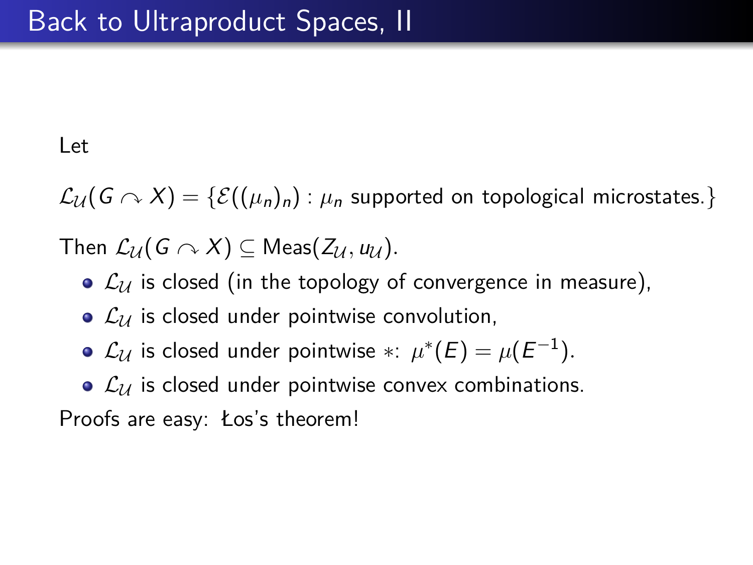# Back to Ultraproduct Spaces, II

Let

$\mathcal{L}_{\mathcal{U}}(G \curvearrowright X) = \{\mathcal{E}((\mu_n)_n) : \mu_n \text{ supported on topological microstates.}\}$

Then $\mathcal{L}_{\mathcal{U}}(G \curvearrowright X) \subseteq \mathrm{Meas}(Z_{\mathcal{U}}, u_{\mathcal{U}})$.

- $\mathcal{L}_{\mathcal{U}}$ is closed (in the topology of convergence in measure),
- $\mathcal{L}_{\mathcal{U}}$ is closed under pointwise convolution,
- $\mathcal{L}_{\mathcal{U}}$ is closed under pointwise $*$: $\mu^*(E) = \mu(E^{-1})$.
- $\mathcal{L}_{\mathcal{U}}$ is closed under pointwise convex combinations.

Proofs are easy: Łos's theorem!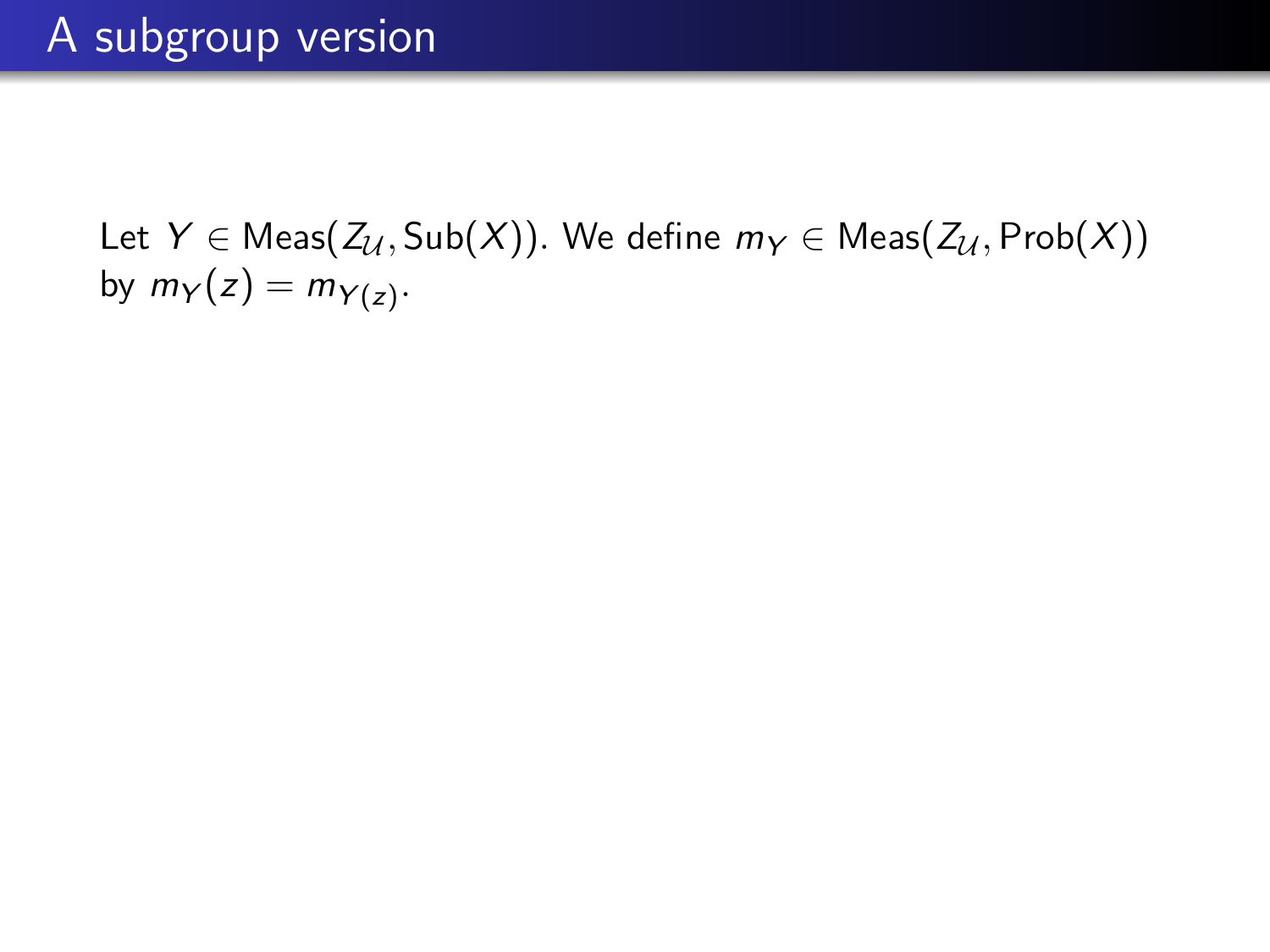# A subgroup version

Let $Y \in \mathrm{Meas}(Z_{\mathcal{U}}, \mathrm{Sub}(X))$. We define $m_Y \in \mathrm{Meas}(Z_{\mathcal{U}}, \mathrm{Prob}(X))$ by $m_Y(z) = m_{Y(z)}$.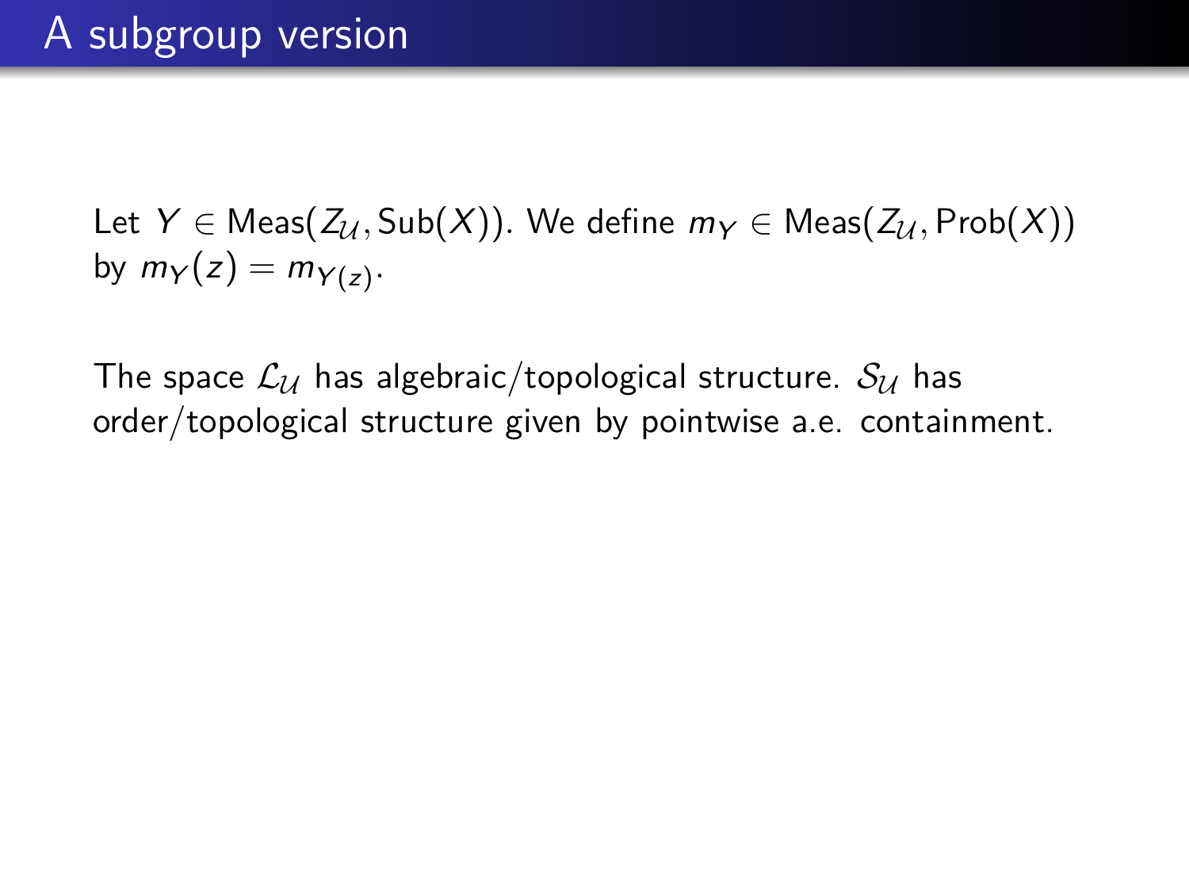# A subgroup version

Let $Y \in \mathrm{Meas}(Z_{\mathcal{U}}, \mathrm{Sub}(X))$. We define $m_Y \in \mathrm{Meas}(Z_{\mathcal{U}}, \mathrm{Prob}(X))$ by $m_Y(z) = m_{Y(z)}$.

The space $\mathcal{L}_{\mathcal{U}}$ has algebraic/topological structure. $\mathcal{S}_{\mathcal{U}}$ has order/topological structure given by pointwise a.e. containment.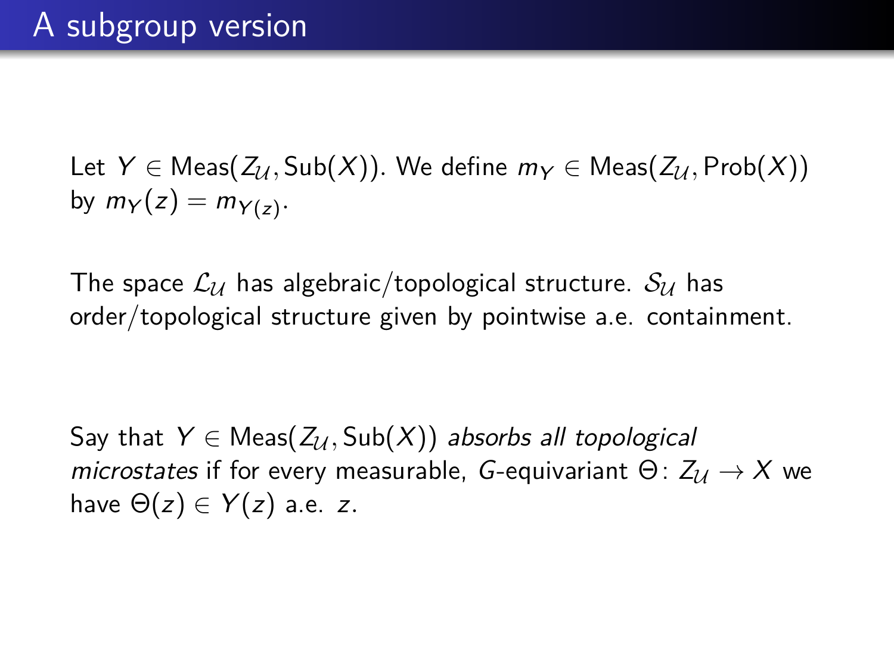# A subgroup version

Let $Y \in \mathrm{Meas}(Z_{\mathcal{U}}, \mathrm{Sub}(X))$. We define $m_Y \in \mathrm{Meas}(Z_{\mathcal{U}}, \mathrm{Prob}(X))$ by $m_Y(z) = m_{Y(z)}$.

The space $\mathcal{L}_{\mathcal{U}}$ has algebraic/topological structure. $\mathcal{S}_{\mathcal{U}}$ has order/topological structure given by pointwise a.e. containment.

Say that $Y \in \mathrm{Meas}(Z_{\mathcal{U}}, \mathrm{Sub}(X))$ *absorbs all topological microstates* if for every measurable, $G$-equivariant $\Theta \colon Z_{\mathcal{U}} \to X$ we have $\Theta(z) \in Y(z)$ a.e. $z$.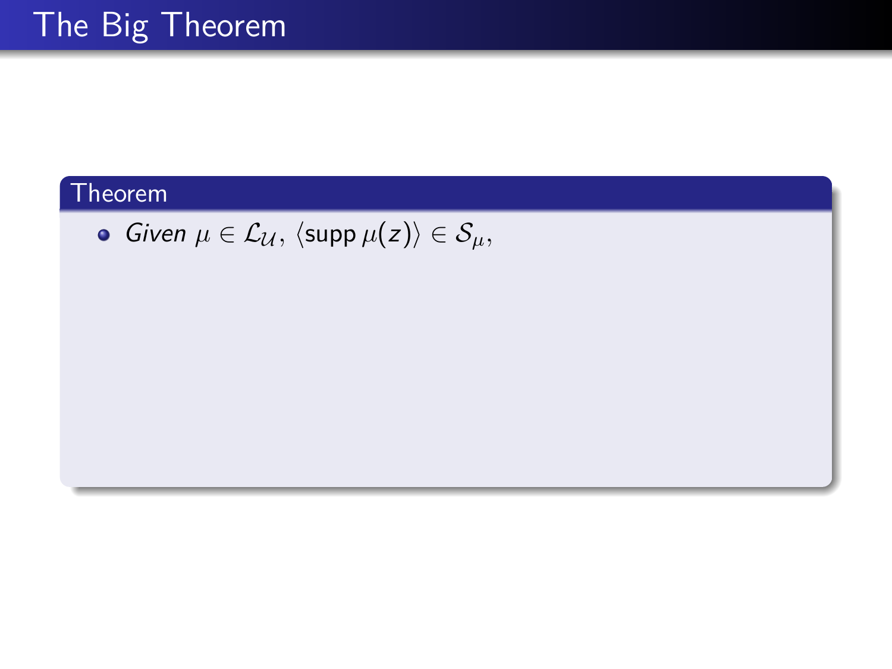# The Big Theorem

**Theorem**

- *Given* $\mu \in \mathcal{L}_{\mathcal{U}}$, $\langle \operatorname{supp} \mu(z) \rangle \in \mathcal{S}_{\mu}$,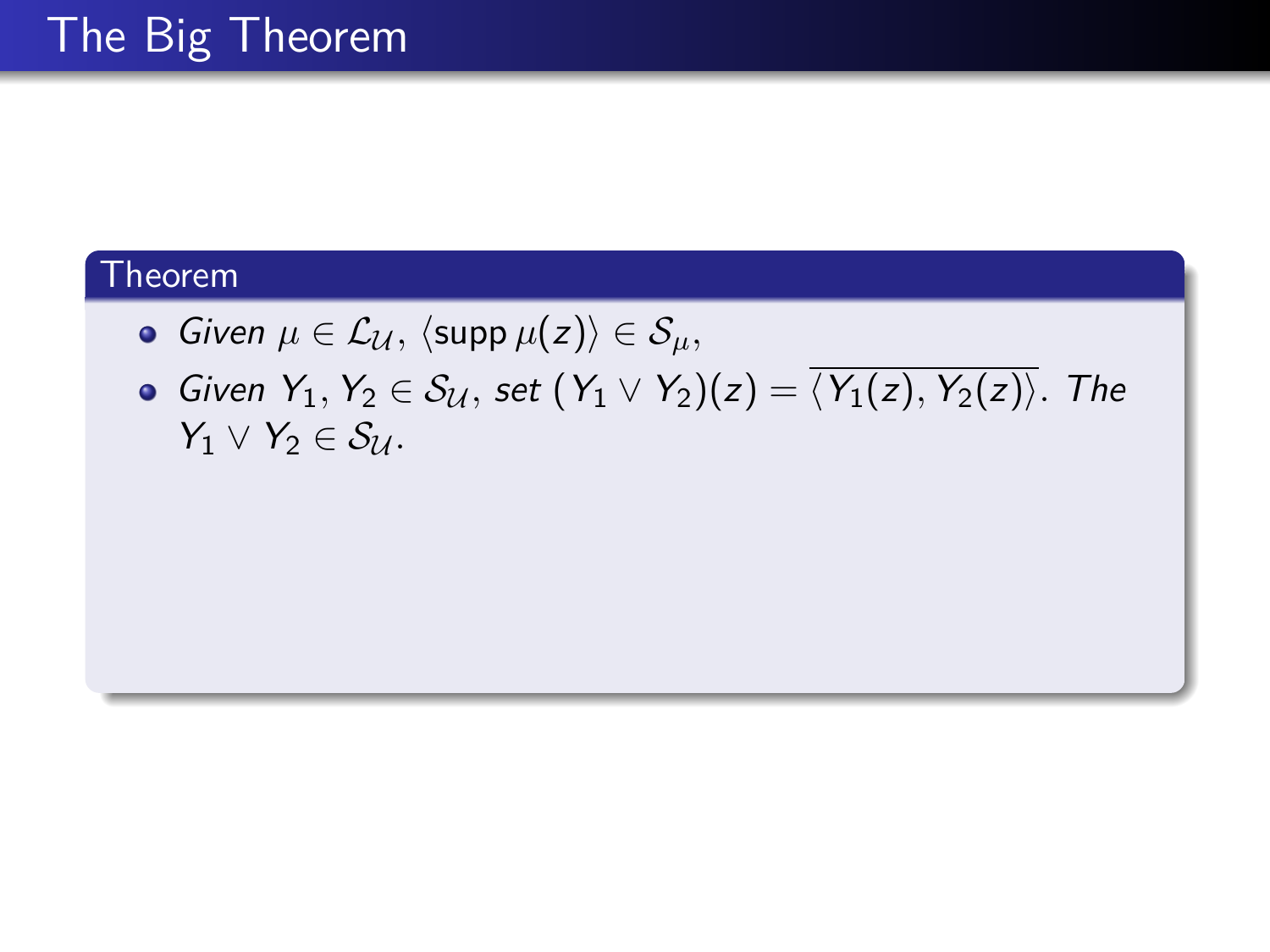# The Big Theorem

**Theorem**

- *Given* $\mu \in \mathcal{L}_{\mathcal{U}}$, $\langle \operatorname{supp} \mu(z) \rangle \in \mathcal{S}_{\mu}$,
- *Given* $Y_1, Y_2 \in \mathcal{S}_{\mathcal{U}}$, *set* $(Y_1 \vee Y_2)(z) = \overline{\langle Y_1(z), Y_2(z) \rangle}$. *The* $Y_1 \vee Y_2 \in \mathcal{S}_{\mathcal{U}}$.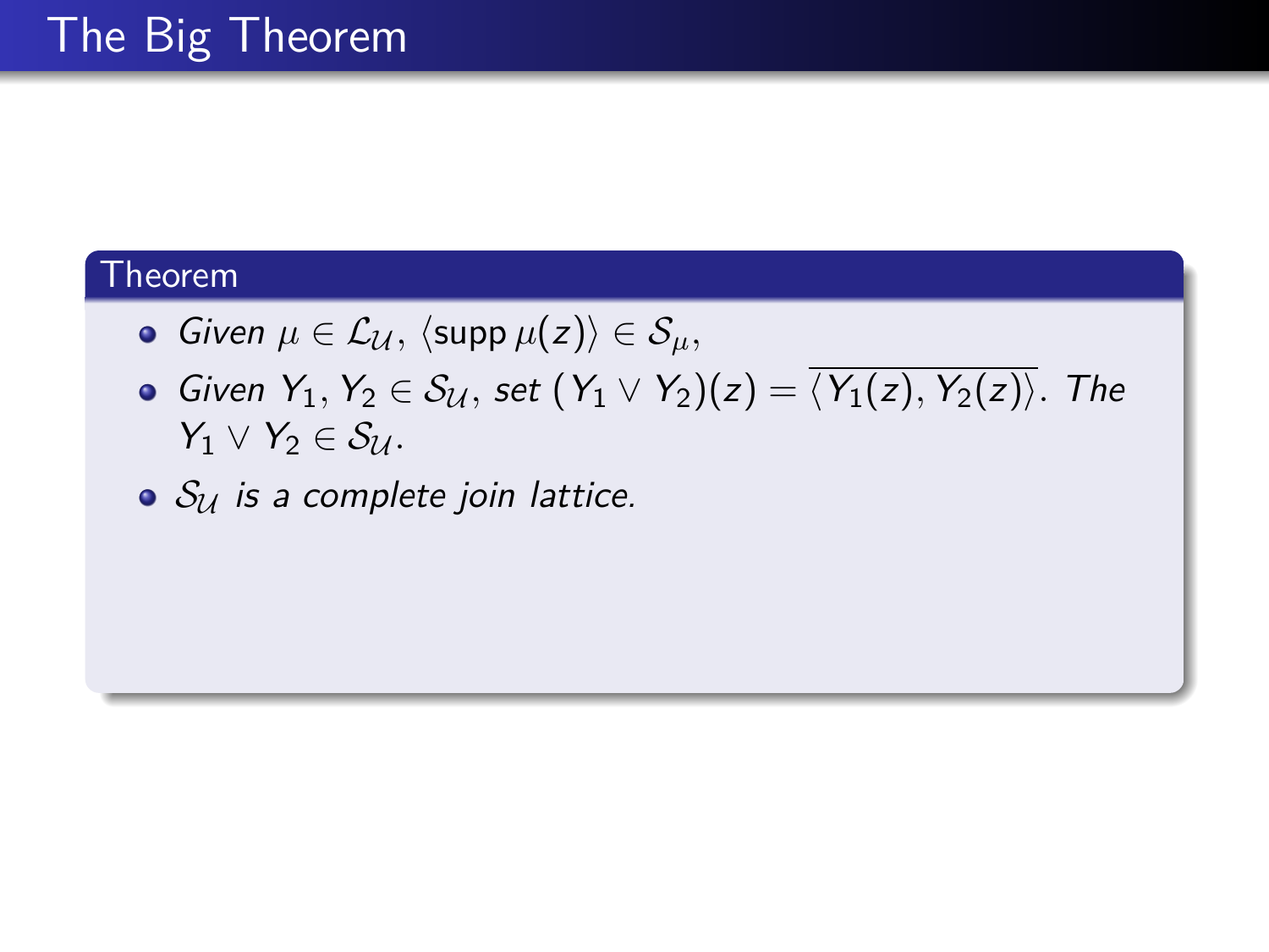# The Big Theorem

**Theorem**

- *Given* $\mu \in \mathcal{L}_{\mathcal{U}}$, $\langle \operatorname{supp} \mu(z) \rangle \in \mathcal{S}_{\mu}$,
- *Given* $Y_1, Y_2 \in \mathcal{S}_{\mathcal{U}}$, *set* $(Y_1 \vee Y_2)(z) = \overline{\langle Y_1(z), Y_2(z) \rangle}$. *The* $Y_1 \vee Y_2 \in \mathcal{S}_{\mathcal{U}}$.
- $\mathcal{S}_{\mathcal{U}}$ *is a complete join lattice.*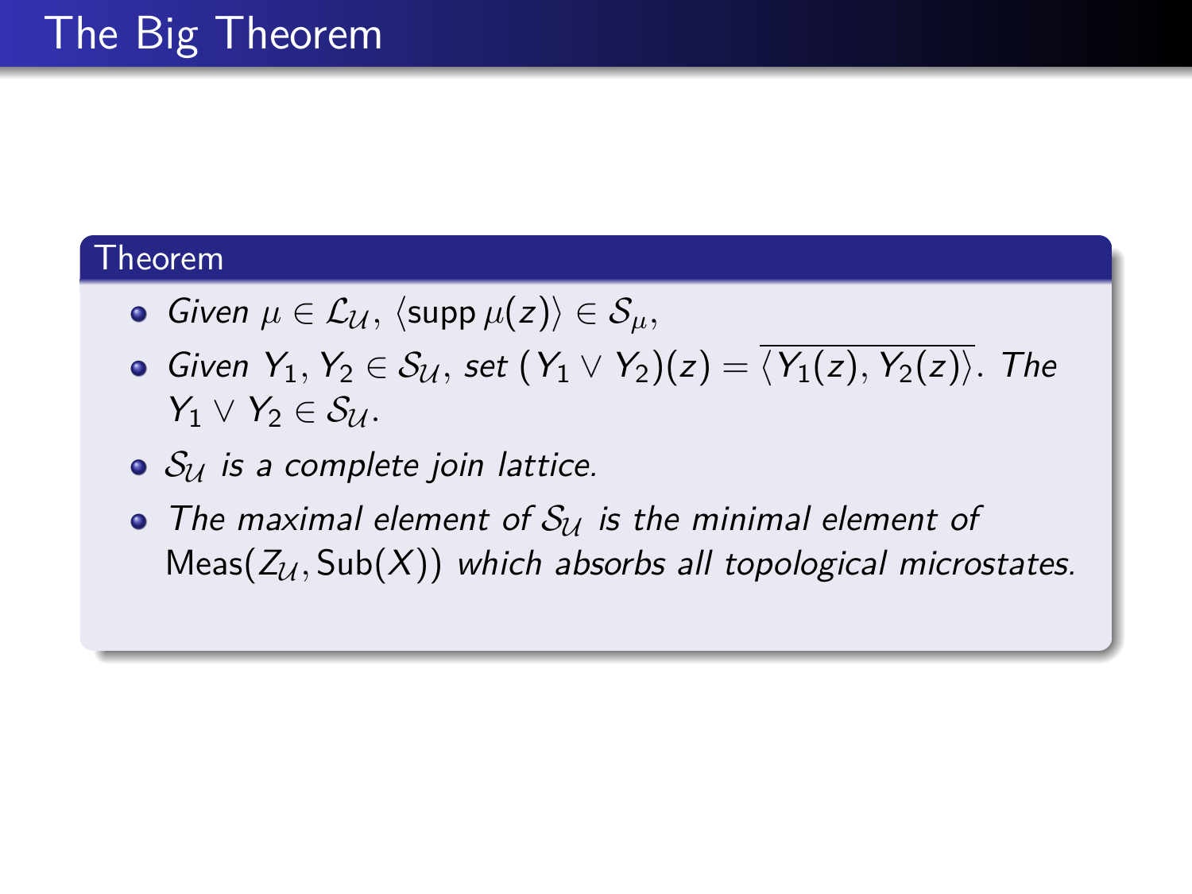# The Big Theorem

**Theorem**

- *Given* $\mu \in \mathcal{L}_{\mathcal{U}}$, $\langle \operatorname{supp} \mu(z) \rangle \in \mathcal{S}_{\mu}$,
- *Given* $Y_1, Y_2 \in \mathcal{S}_{\mathcal{U}}$, *set* $(Y_1 \vee Y_2)(z) = \overline{\langle Y_1(z), Y_2(z) \rangle}$. *The* $Y_1 \vee Y_2 \in \mathcal{S}_{\mathcal{U}}$.
- $\mathcal{S}_{\mathcal{U}}$ *is a complete join lattice.*
- *The maximal element of* $\mathcal{S}_{\mathcal{U}}$ *is the minimal element of* $\operatorname{Meas}(Z_{\mathcal{U}}, \operatorname{Sub}(X))$ *which absorbs all topological microstates.*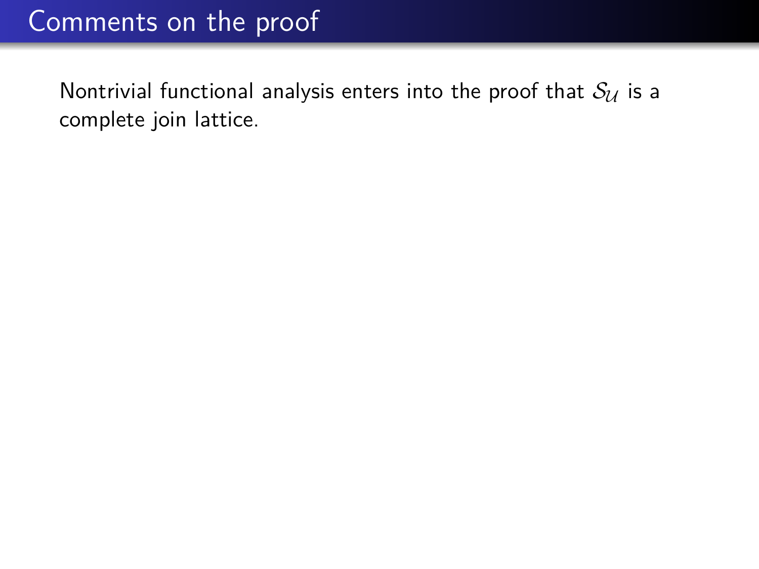# Comments on the proof

Nontrivial functional analysis enters into the proof that $\mathcal{S}_{\mathcal{U}}$ is a complete join lattice.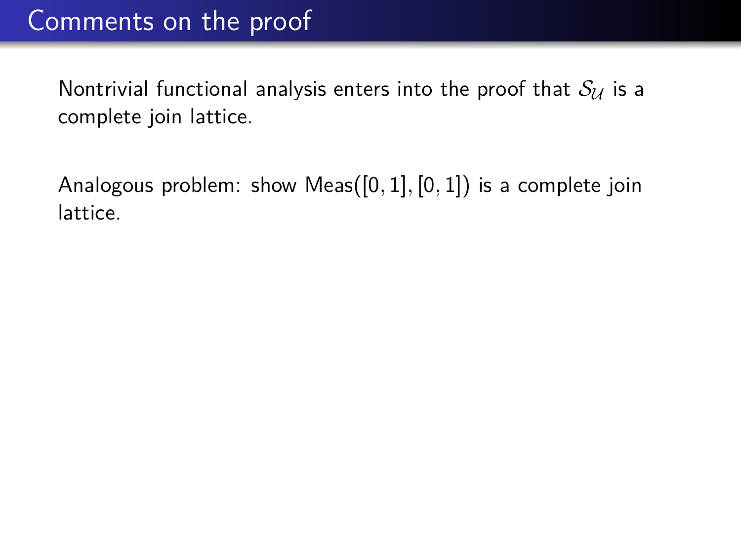# Comments on the proof

Nontrivial functional analysis enters into the proof that $\mathcal{S}_{\mathcal{U}}$ is a complete join lattice.

Analogous problem: show $\mathrm{Meas}([0,1],[0,1])$ is a complete join lattice.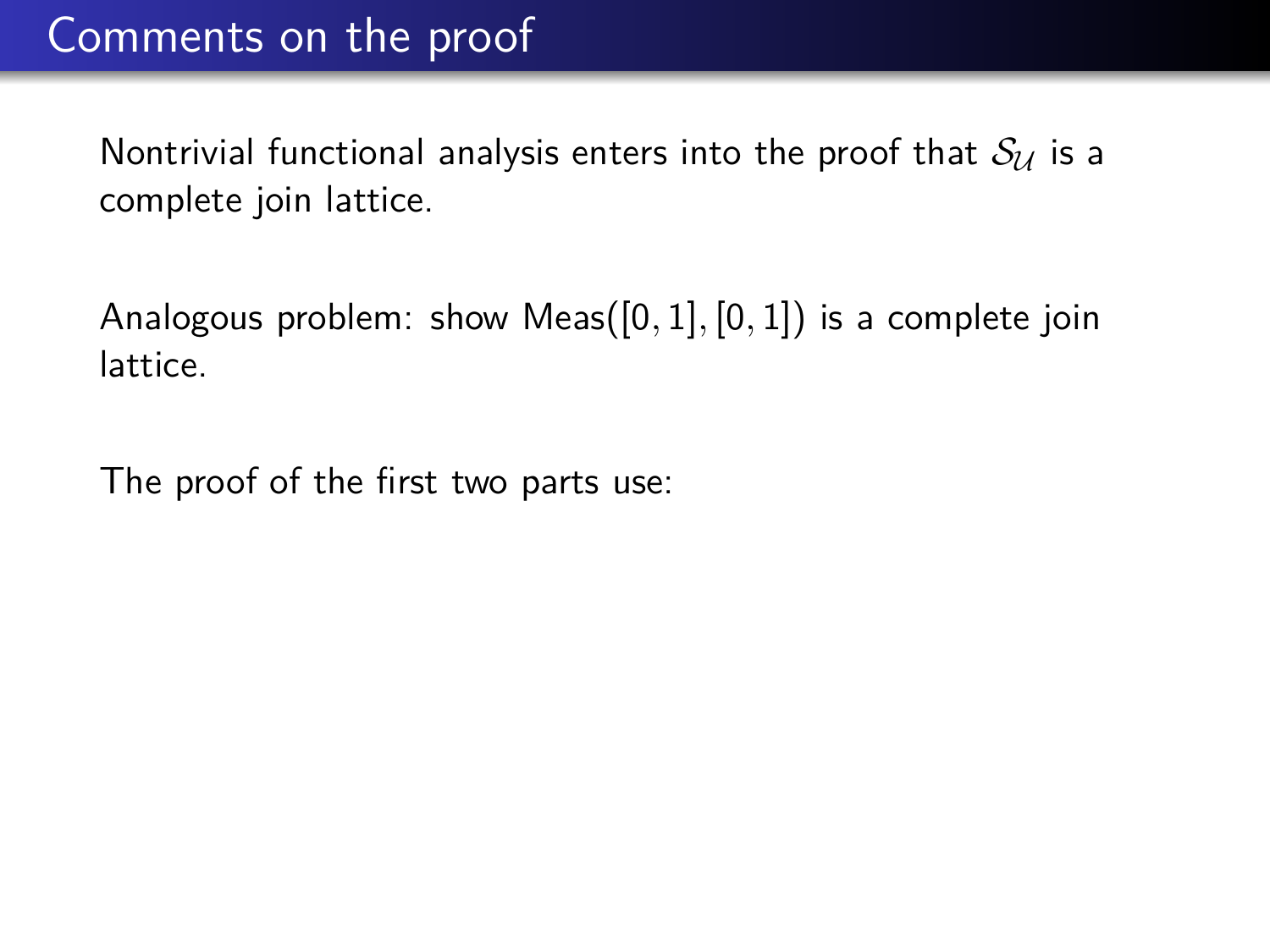# Comments on the proof

Nontrivial functional analysis enters into the proof that $\mathcal{S}_{\mathcal{U}}$ is a complete join lattice.

Analogous problem: show $\mathrm{Meas}([0,1],[0,1])$ is a complete join lattice.

The proof of the first two parts use: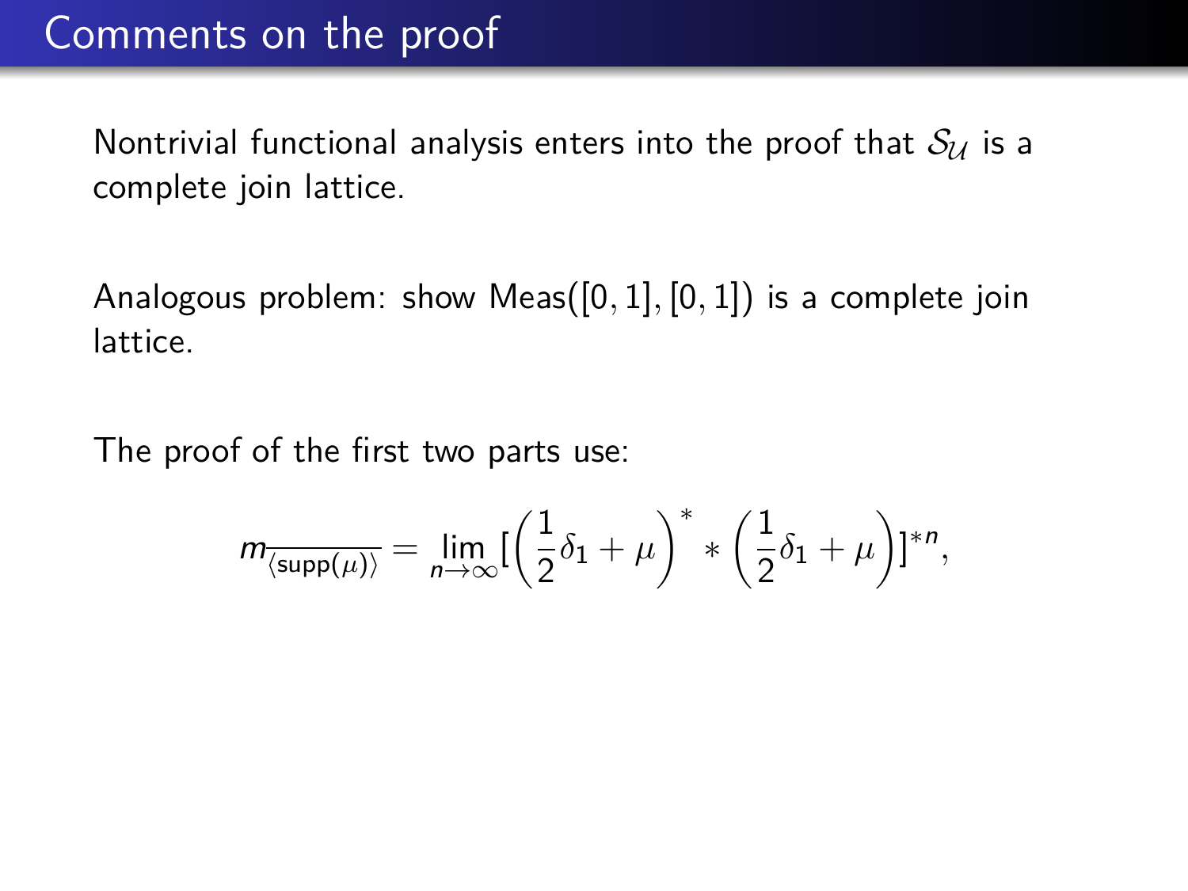# Comments on the proof

Nontrivial functional analysis enters into the proof that $\mathcal{S}_{\mathcal{U}}$ is a complete join lattice.

Analogous problem: show Meas$([0,1],[0,1])$ is a complete join lattice.

The proof of the first two parts use:

$$m_{\overline{\langle \mathrm{supp}(\mu) \rangle}} = \lim_{n\to\infty} [\left(\frac{1}{2}\delta_1 + \mu\right)^* * \left(\frac{1}{2}\delta_1 + \mu\right)]^{*n},$$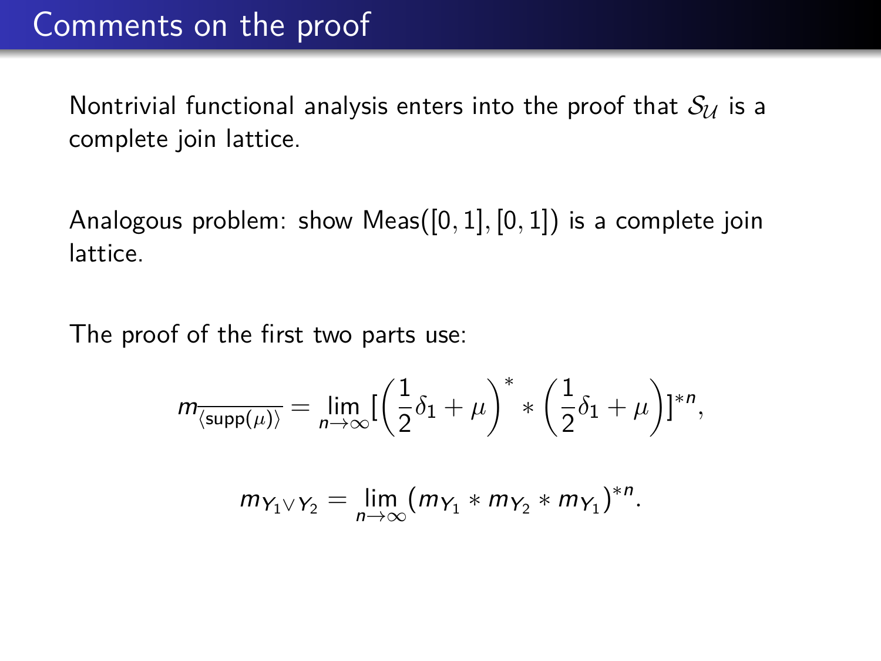# Comments on the proof

Nontrivial functional analysis enters into the proof that $\mathcal{S}_{\mathcal{U}}$ is a complete join lattice.

Analogous problem: show $\mathrm{Meas}([0,1],[0,1])$ is a complete join lattice.

The proof of the first two parts use:

$$m_{\overline{\langle \mathrm{supp}(\mu) \rangle}} = \lim_{n\to\infty} [\left(\frac{1}{2}\delta_1 + \mu\right)^* * \left(\frac{1}{2}\delta_1 + \mu\right)]^{*n},$$

$$m_{Y_1 \vee Y_2} = \lim_{n\to\infty} (m_{Y_1} * m_{Y_2} * m_{Y_1})^{*n}.$$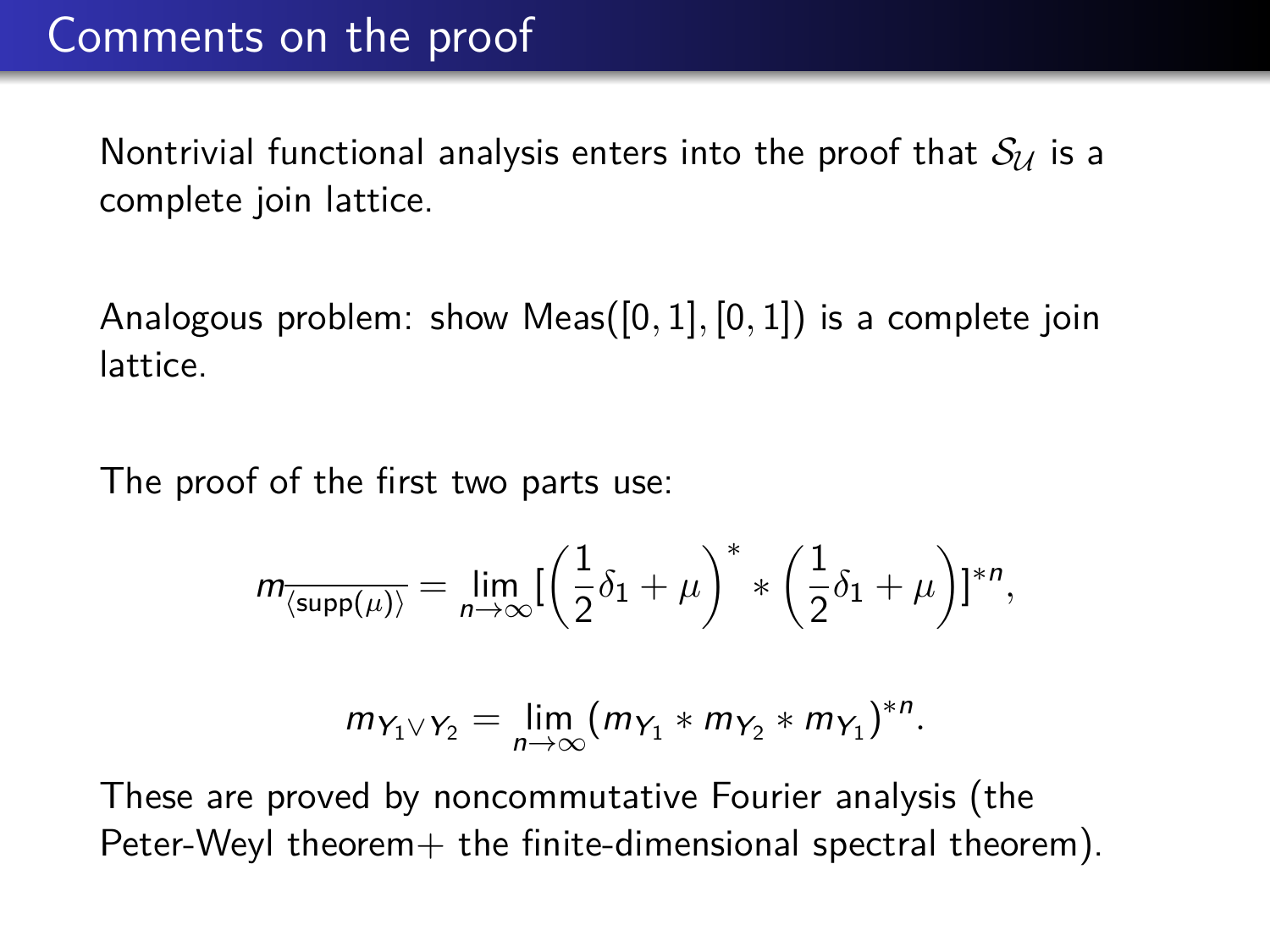# Comments on the proof

Nontrivial functional analysis enters into the proof that $\mathcal{S}_{\mathcal{U}}$ is a complete join lattice.

Analogous problem: show $\mathrm{Meas}([0,1],[0,1])$ is a complete join lattice.

The proof of the first two parts use:

$$m_{\overline{\langle \mathrm{supp}(\mu) \rangle}} = \lim_{n\to\infty} [\left(\frac{1}{2}\delta_1 + \mu\right)^* * \left(\frac{1}{2}\delta_1 + \mu\right)]^{*n},$$

$$m_{Y_1 \vee Y_2} = \lim_{n\to\infty} (m_{Y_1} * m_{Y_2} * m_{Y_1})^{*n}.$$

These are proved by noncommutative Fourier analysis (the Peter-Weyl theorem+ the finite-dimensional spectral theorem).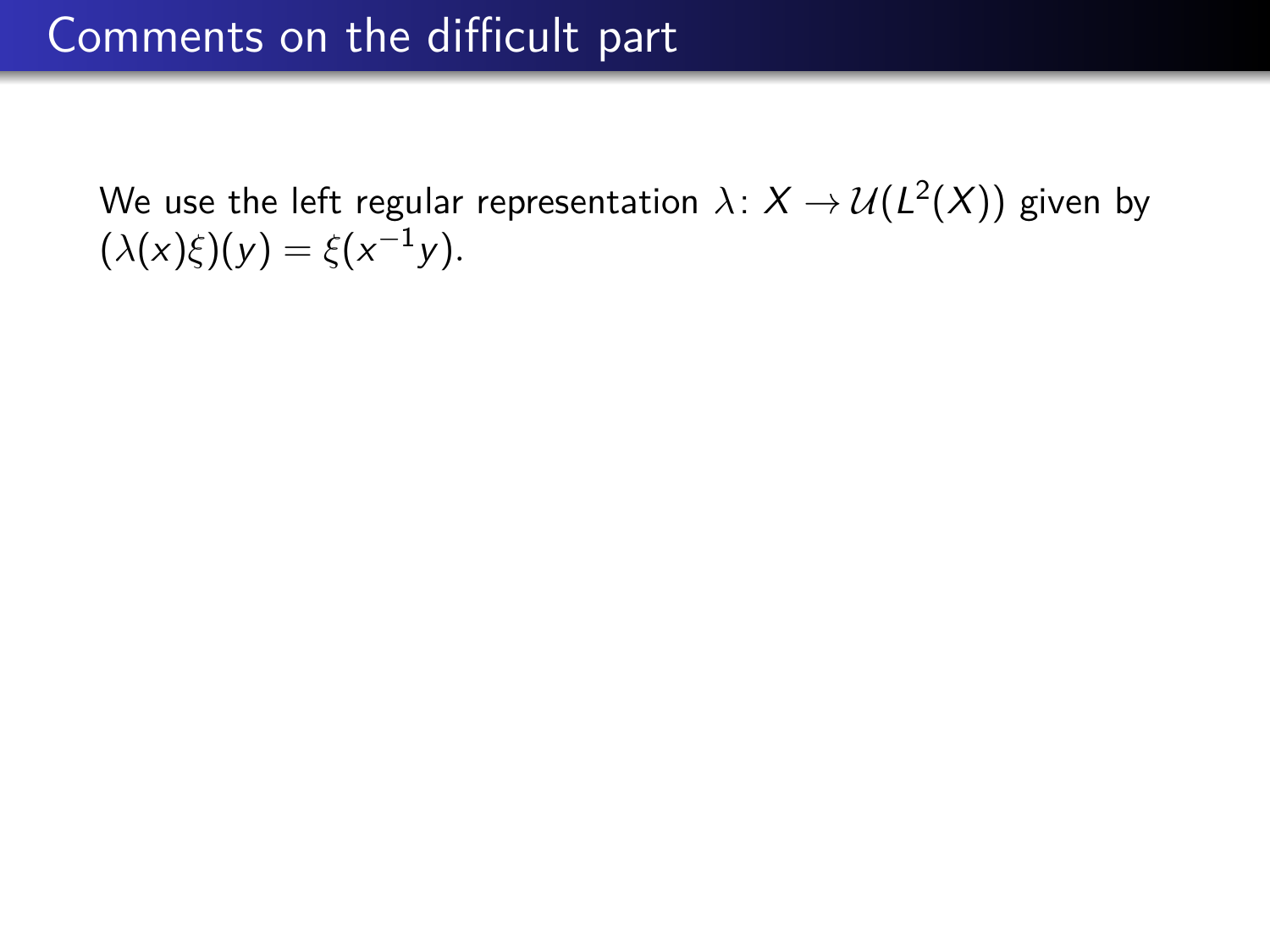# Comments on the difficult part

We use the left regular representation $\lambda\colon X \to \mathcal{U}(L^2(X))$ given by $(\lambda(x)\xi)(y) = \xi(x^{-1}y)$.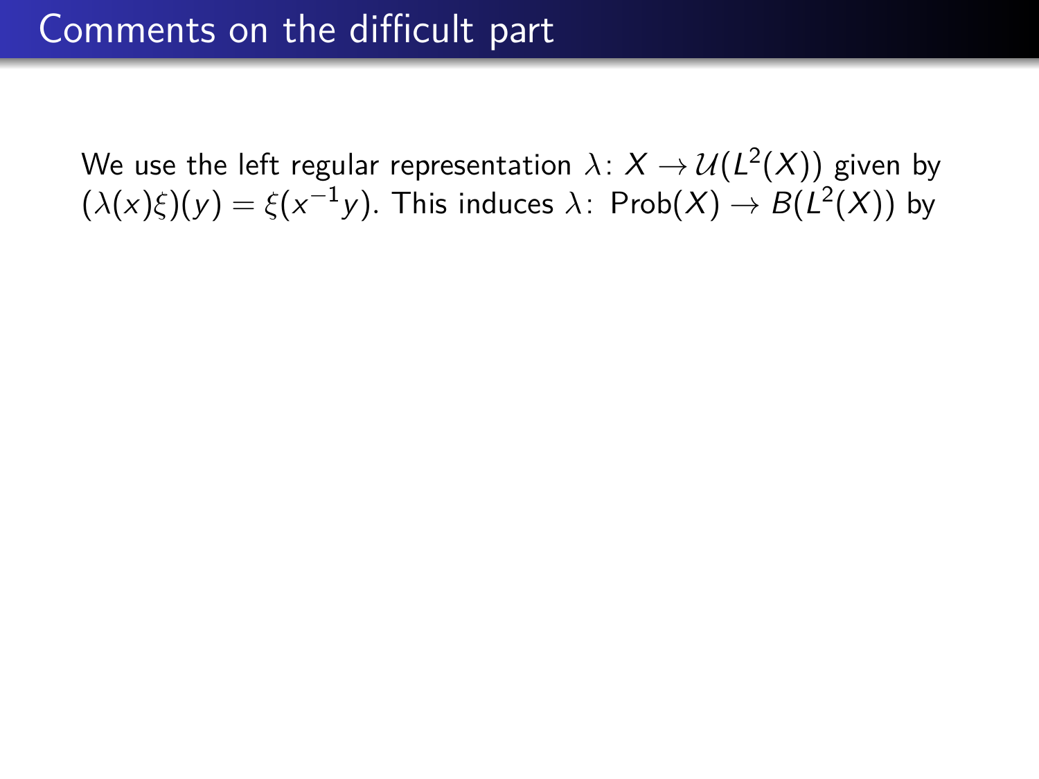# Comments on the difficult part

We use the left regular representation $\lambda\colon X \to \mathcal{U}(L^2(X))$ given by $(\lambda(x)\xi)(y) = \xi(x^{-1}y)$. This induces $\lambda\colon \operatorname{Prob}(X) \to B(L^2(X))$ by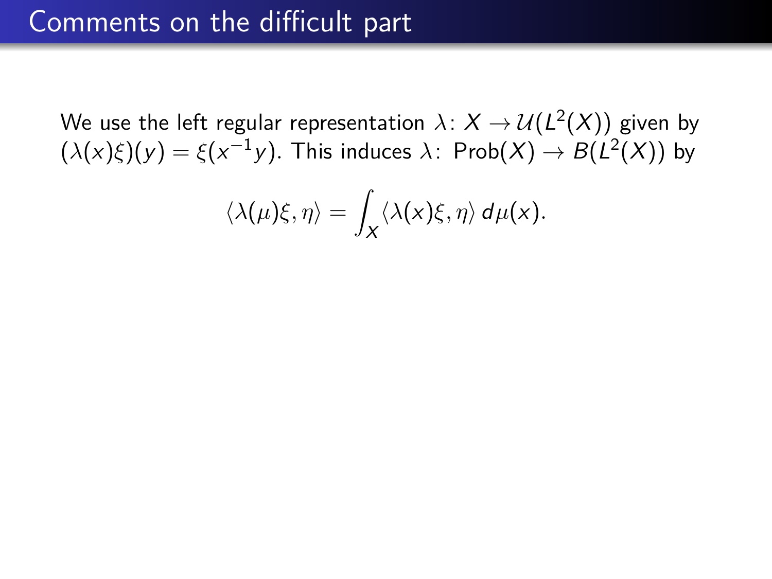# Comments on the difficult part

We use the left regular representation $\lambda\colon X \to \mathcal{U}(L^2(X))$ given by $(\lambda(x)\xi)(y) = \xi(x^{-1}y)$. This induces $\lambda\colon \operatorname{Prob}(X) \to B(L^2(X))$ by

$$\langle \lambda(\mu)\xi, \eta \rangle = \int_X \langle \lambda(x)\xi, \eta \rangle \, d\mu(x).$$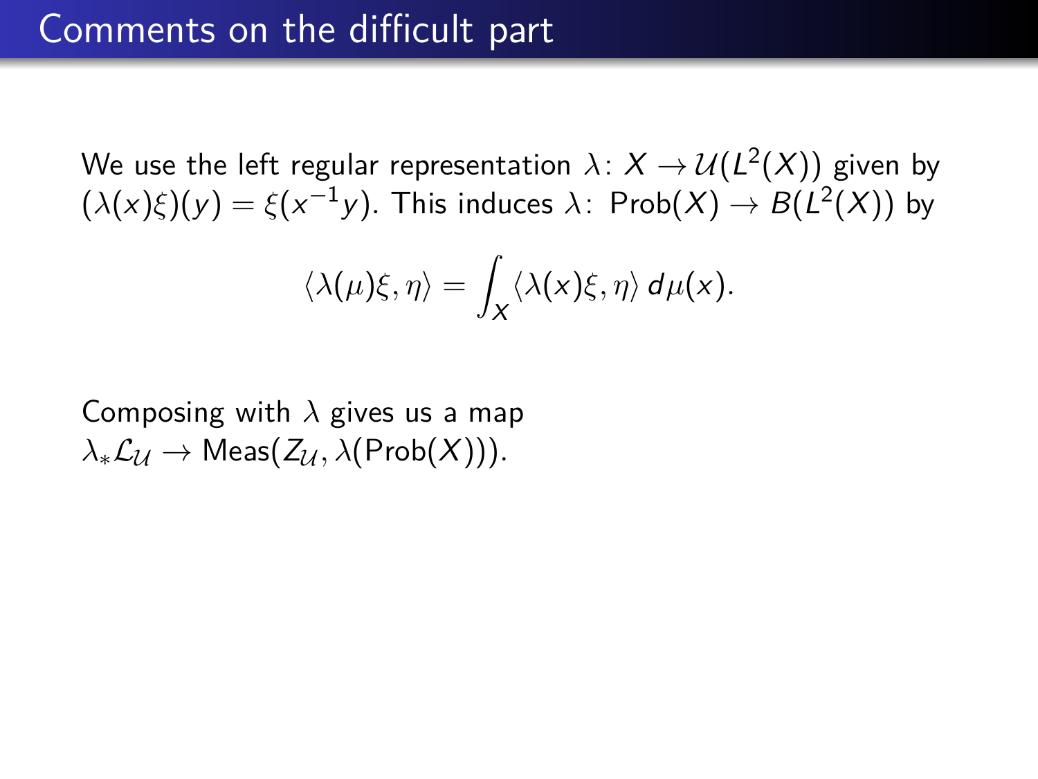# Comments on the difficult part

We use the left regular representation $\lambda\colon X \to \mathcal{U}(L^2(X))$ given by $(\lambda(x)\xi)(y) = \xi(x^{-1}y)$. This induces $\lambda\colon \operatorname{Prob}(X) \to B(L^2(X))$ by

$$\langle \lambda(\mu)\xi, \eta \rangle = \int_X \langle \lambda(x)\xi, \eta \rangle \, d\mu(x).$$

Composing with $\lambda$ gives us a map $\lambda_* \mathcal{L}_{\mathcal{U}} \to \operatorname{Meas}(Z_{\mathcal{U}}, \lambda(\operatorname{Prob}(X)))$.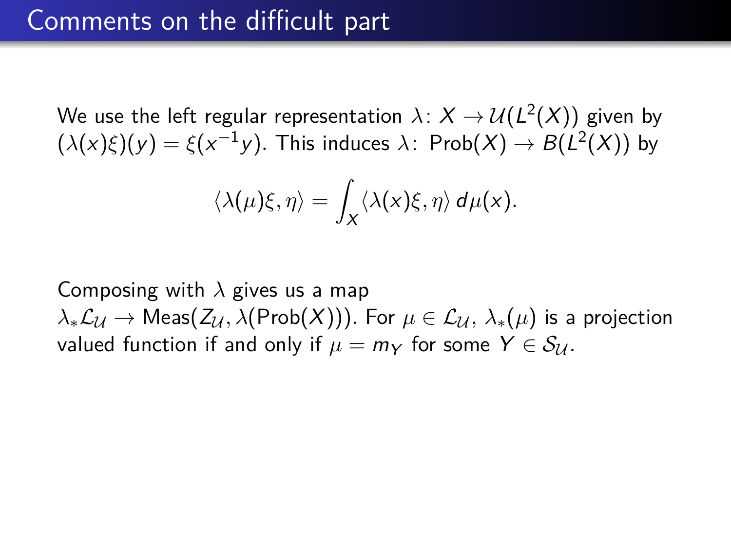# Comments on the difficult part

We use the left regular representation $\lambda\colon X \to \mathcal{U}(L^2(X))$ given by $(\lambda(x)\xi)(y) = \xi(x^{-1}y)$. This induces $\lambda\colon \operatorname{Prob}(X) \to B(L^2(X))$ by

$$\langle \lambda(\mu)\xi, \eta \rangle = \int_X \langle \lambda(x)\xi, \eta \rangle \, d\mu(x).$$

Composing with $\lambda$ gives us a map $\lambda_* \mathcal{L}_{\mathcal{U}} \to \operatorname{Meas}(Z_{\mathcal{U}}, \lambda(\operatorname{Prob}(X)))$. For $\mu \in \mathcal{L}_{\mathcal{U}}$, $\lambda_*(\mu)$ is a projection valued function if and only if $\mu = m_Y$ for some $Y \in \mathcal{S}_{\mathcal{U}}$.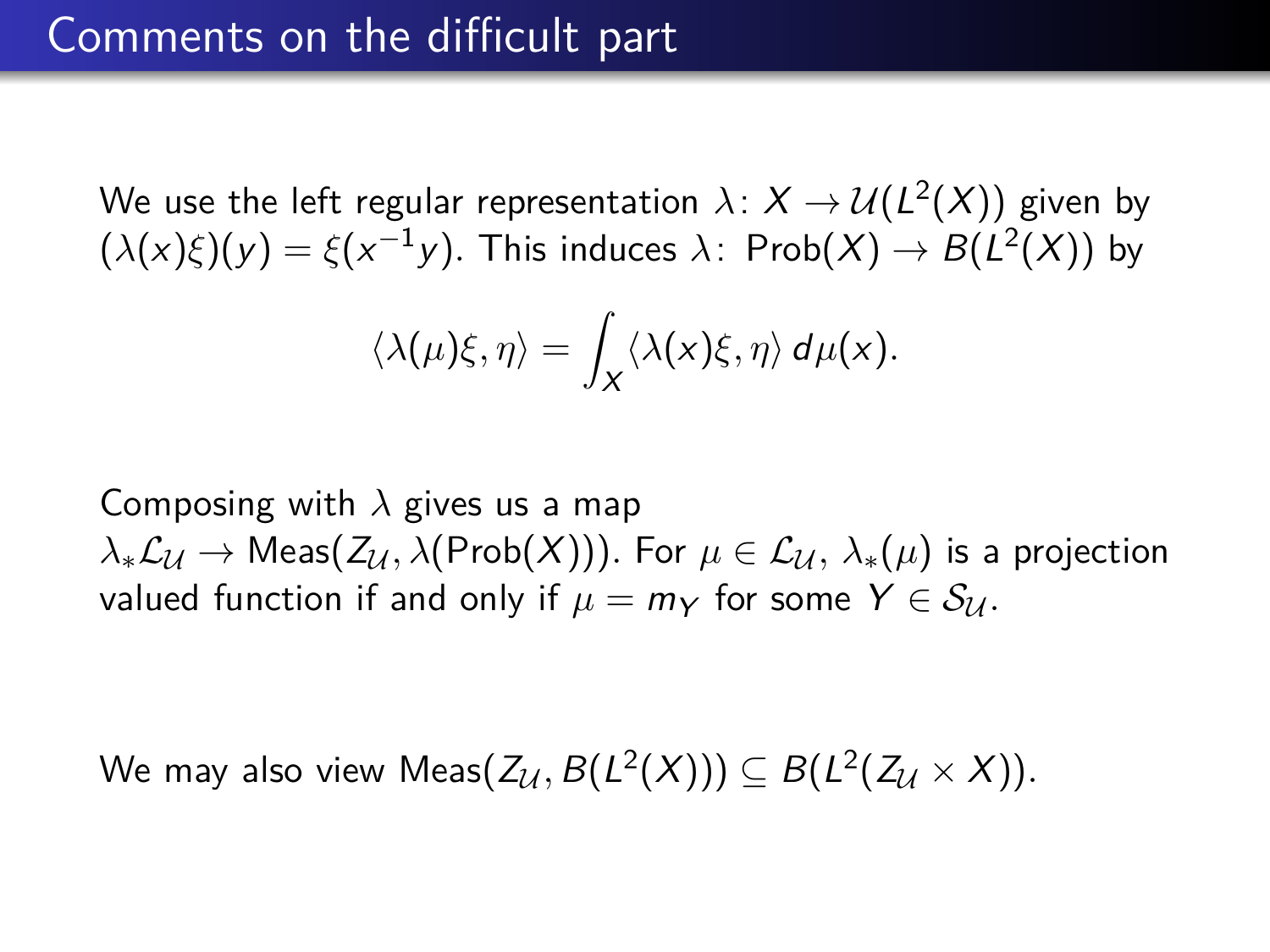# Comments on the difficult part

We use the left regular representation $\lambda\colon X \to \mathcal{U}(L^2(X))$ given by $(\lambda(x)\xi)(y) = \xi(x^{-1}y)$. This induces $\lambda\colon \operatorname{Prob}(X) \to B(L^2(X))$ by

$$\langle \lambda(\mu)\xi, \eta\rangle = \int_X \langle \lambda(x)\xi, \eta\rangle \, d\mu(x).$$

Composing with $\lambda$ gives us a map $\lambda_* \mathcal{L}_{\mathcal{U}} \to \operatorname{Meas}(Z_{\mathcal{U}}, \lambda(\operatorname{Prob}(X)))$. For $\mu \in \mathcal{L}_{\mathcal{U}}$, $\lambda_*(\mu)$ is a projection valued function if and only if $\mu = m_Y$ for some $Y \in \mathcal{S}_{\mathcal{U}}$.

We may also view $\operatorname{Meas}(Z_{\mathcal{U}}, B(L^2(X))) \subseteq B(L^2(Z_{\mathcal{U}} \times X))$.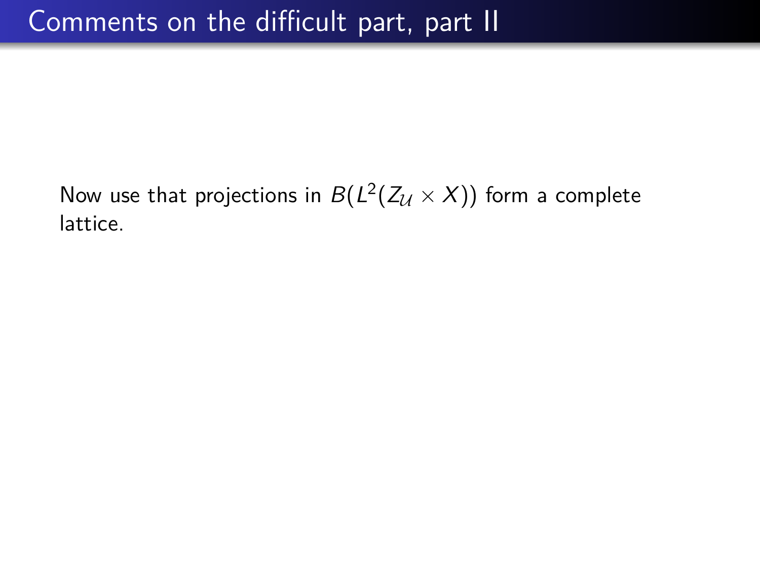# Comments on the difficult part, part II

Now use that projections in $B(L^2(Z_{\mathcal{U}} \times X))$ form a complete lattice.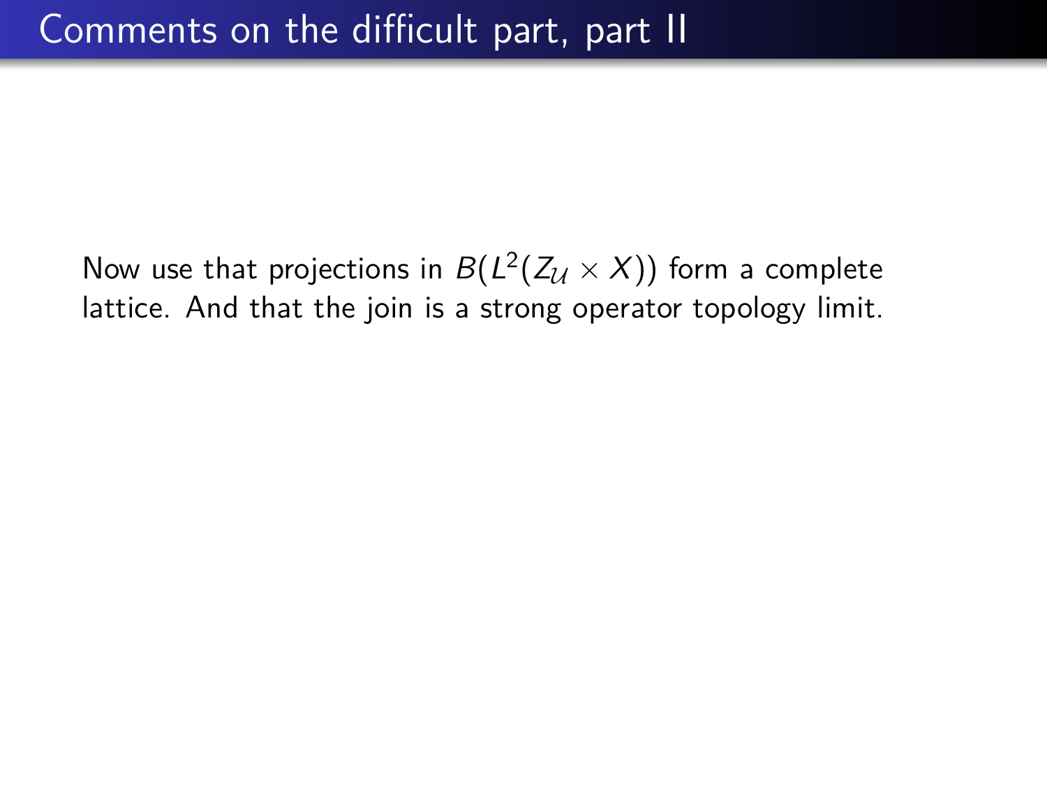# Comments on the difficult part, part II

Now use that projections in $B(L^2(Z_{\mathcal{U}} \times X))$ form a complete lattice. And that the join is a strong operator topology limit.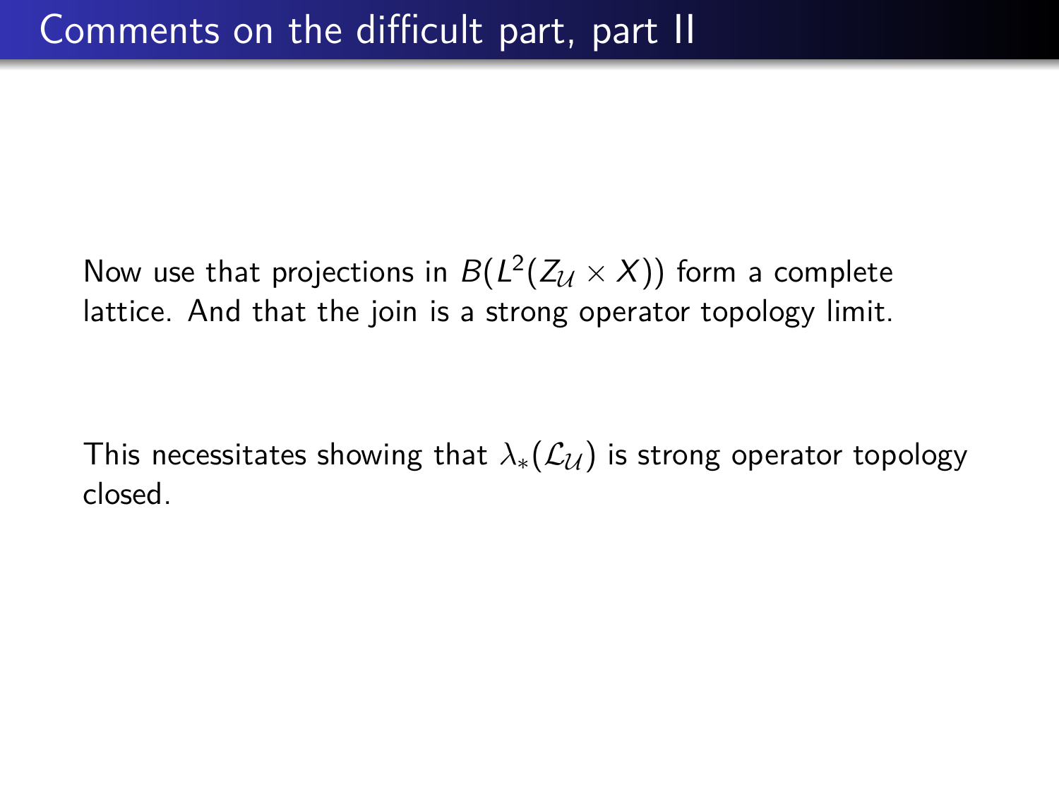# Comments on the difficult part, part II

Now use that projections in $B(L^2(Z_{\mathcal{U}} \times X))$ form a complete lattice. And that the join is a strong operator topology limit.

This necessitates showing that $\lambda_*(\mathcal{L}_{\mathcal{U}})$ is strong operator topology closed.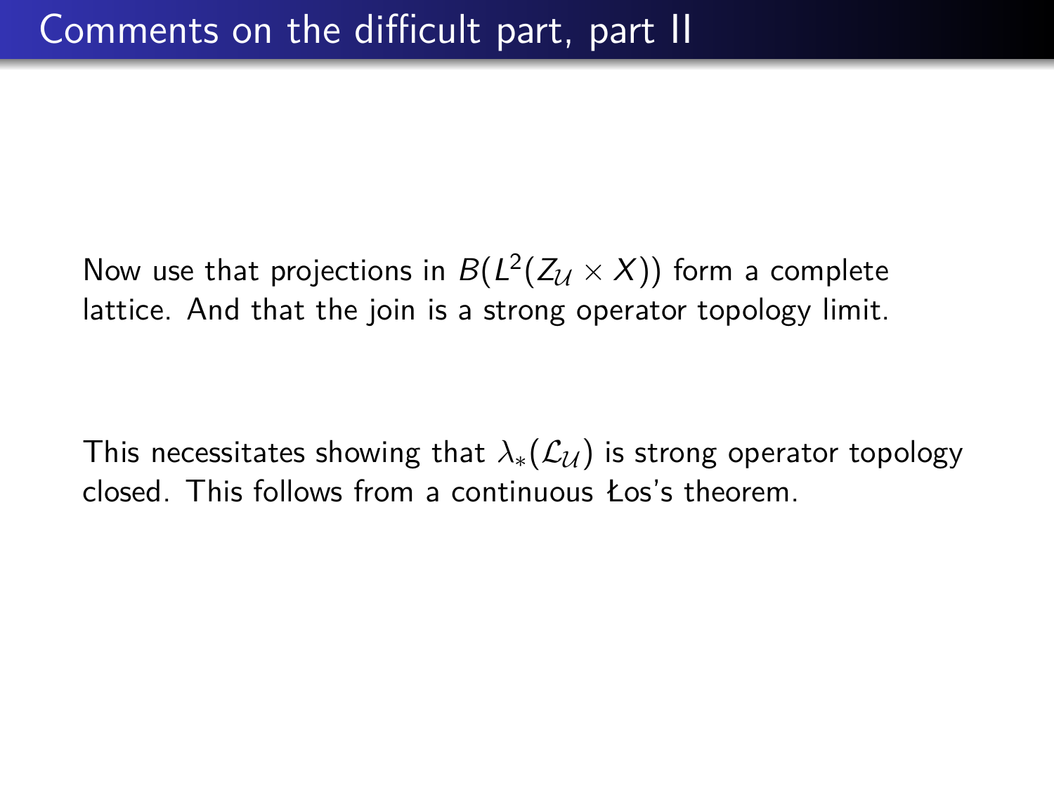# Comments on the difficult part, part II

Now use that projections in $B(L^2(Z_{\mathcal{U}} \times X))$ form a complete lattice. And that the join is a strong operator topology limit.

This necessitates showing that $\lambda_*(\mathcal{L}_{\mathcal{U}})$ is strong operator topology closed. This follows from a continuous Łos's theorem.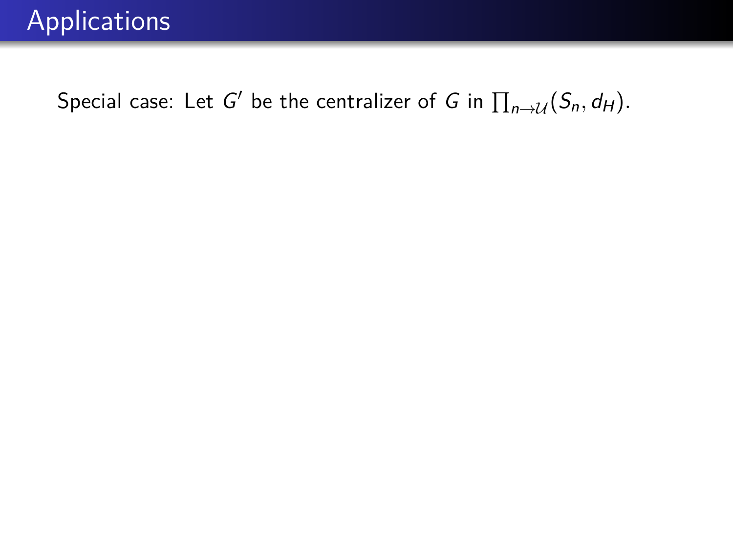# Applications

Special case: Let $G'$ be the centralizer of $G$ in $\prod_{n \to \mathcal{U}}(S_n, d_H)$.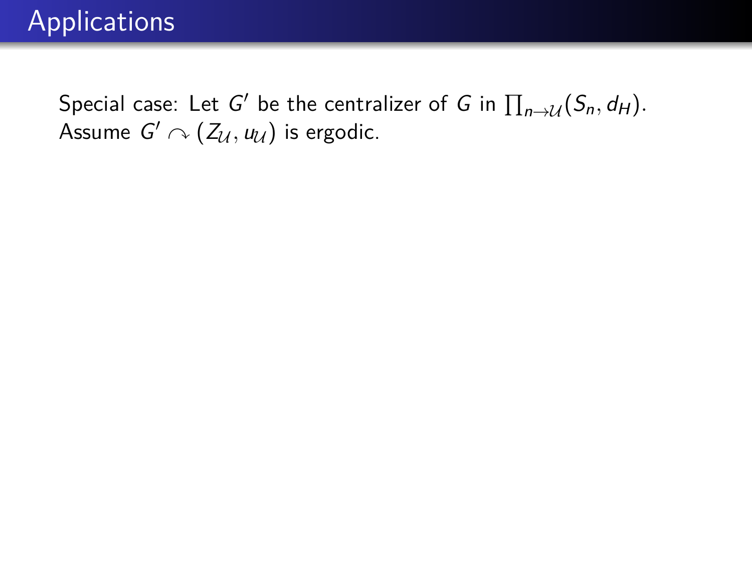# Applications

Special case: Let $G'$ be the centralizer of $G$ in $\prod_{n \to \mathcal{U}}(S_n, d_H)$. Assume $G' \curvearrowright (Z_{\mathcal{U}}, u_{\mathcal{U}})$ is ergodic.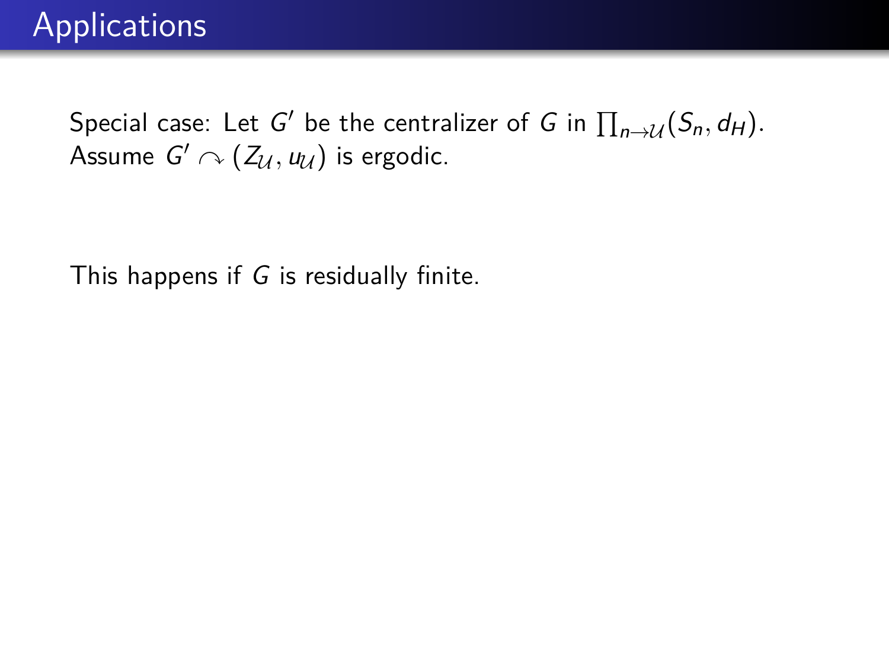# Applications

Special case: Let $G'$ be the centralizer of $G$ in $\prod_{n \to \mathcal{U}}(S_n, d_H)$. Assume $G' \curvearrowright (Z_{\mathcal{U}}, u_{\mathcal{U}})$ is ergodic.

This happens if $G$ is residually finite.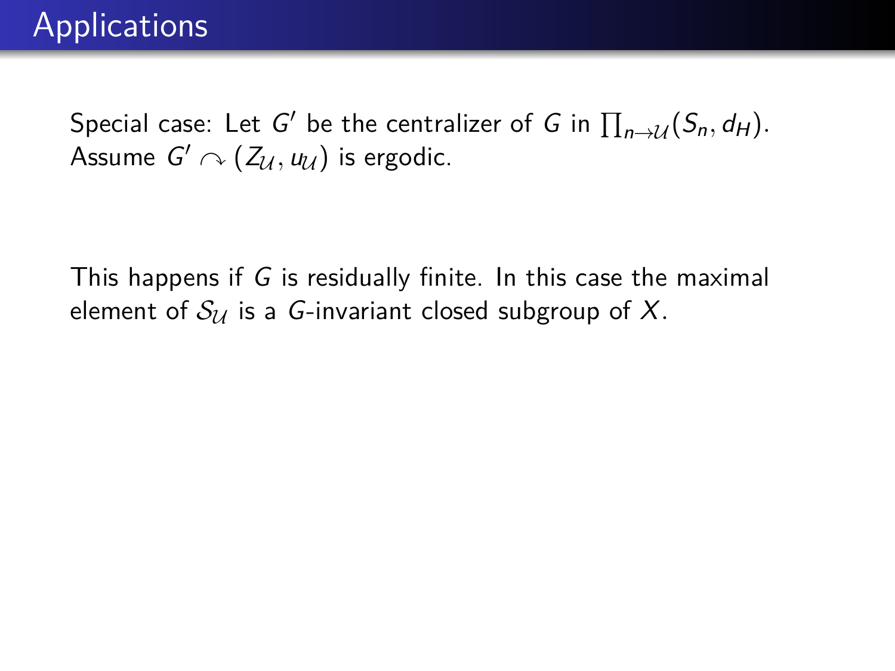# Applications

Special case: Let $G'$ be the centralizer of $G$ in $\prod_{n \to \mathcal{U}} (S_n, d_H)$. Assume $G' \curvearrowright (Z_{\mathcal{U}}, u_{\mathcal{U}})$ is ergodic.

This happens if $G$ is residually finite. In this case the maximal element of $\mathcal{S}_{\mathcal{U}}$ is a $G$-invariant closed subgroup of $X$.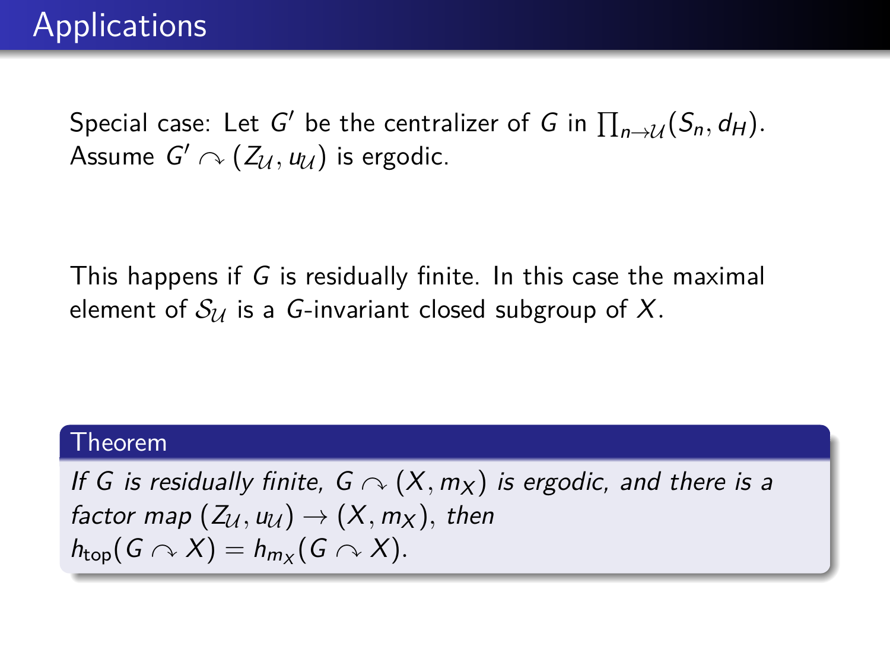# Applications

Special case: Let $G'$ be the centralizer of $G$ in $\prod_{n\to\mathcal{U}}(S_n, d_H)$. Assume $G' \curvearrowright (Z_{\mathcal{U}}, u_{\mathcal{U}})$ is ergodic.

This happens if $G$ is residually finite. In this case the maximal element of $\mathcal{S}_{\mathcal{U}}$ is a $G$-invariant closed subgroup of $X$.

**Theorem**

*If $G$ is residually finite, $G \curvearrowright (X, m_X)$ is ergodic, and there is a factor map $(Z_{\mathcal{U}}, u_{\mathcal{U}}) \to (X, m_X)$, then $h_{\text{top}}(G \curvearrowright X) = h_{m_X}(G \curvearrowright X)$.*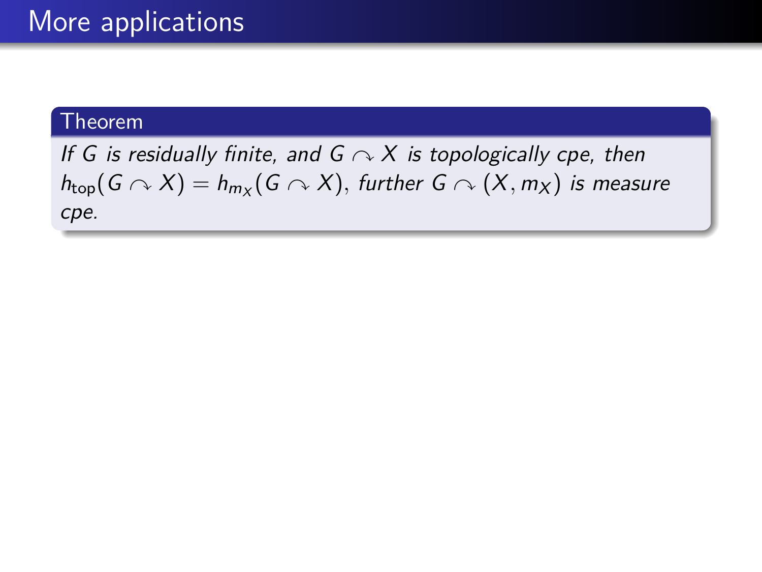# More applications

**Theorem**

*If $G$ is residually finite, and $G \curvearrowright X$ is topologically cpe, then $h_{\text{top}}(G \curvearrowright X) = h_{m_X}(G \curvearrowright X)$, further $G \curvearrowright (X, m_X)$ is measure cpe.*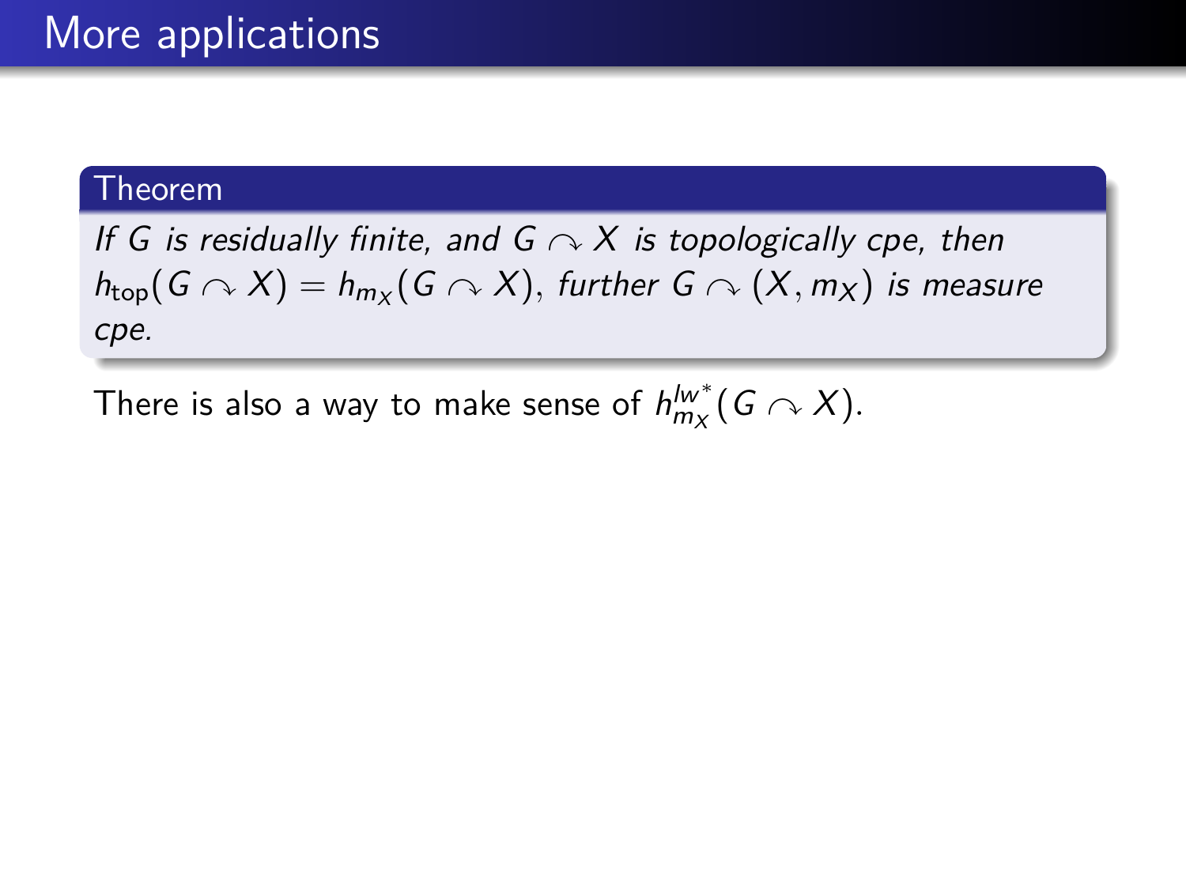# More applications

**Theorem**

*If $G$ is residually finite, and $G \curvearrowright X$ is topologically cpe, then $h_{\text{top}}(G \curvearrowright X) = h_{m_X}(G \curvearrowright X)$, further $G \curvearrowright (X, m_X)$ is measure cpe.*

There is also a way to make sense of $h_{m_X}^{lw^*}(G \curvearrowright X)$.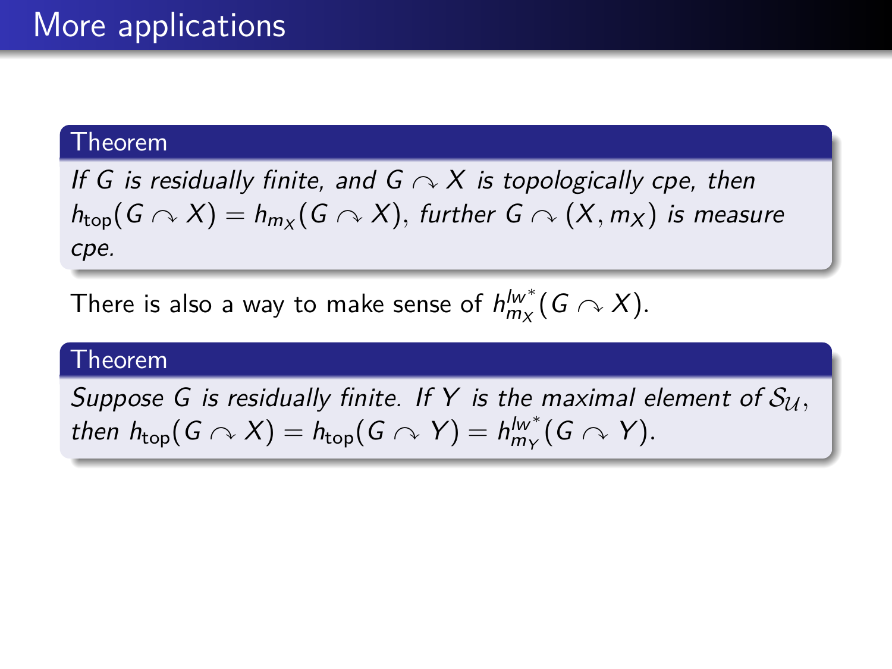# More applications

**Theorem**

*If $G$ is residually finite, and $G \curvearrowright X$ is topologically cpe, then $h_{\text{top}}(G \curvearrowright X) = h_{m_X}(G \curvearrowright X)$, further $G \curvearrowright (X, m_X)$ is measure cpe.*

There is also a way to make sense of $h^{lw^*}_{m_X}(G \curvearrowright X)$.

**Theorem**

*Suppose $G$ is residually finite. If $Y$ is the maximal element of $\mathcal{S}_{\mathcal{U}}$, then $h_{\text{top}}(G \curvearrowright X) = h_{\text{top}}(G \curvearrowright Y) = h^{lw^*}_{m_Y}(G \curvearrowright Y)$.*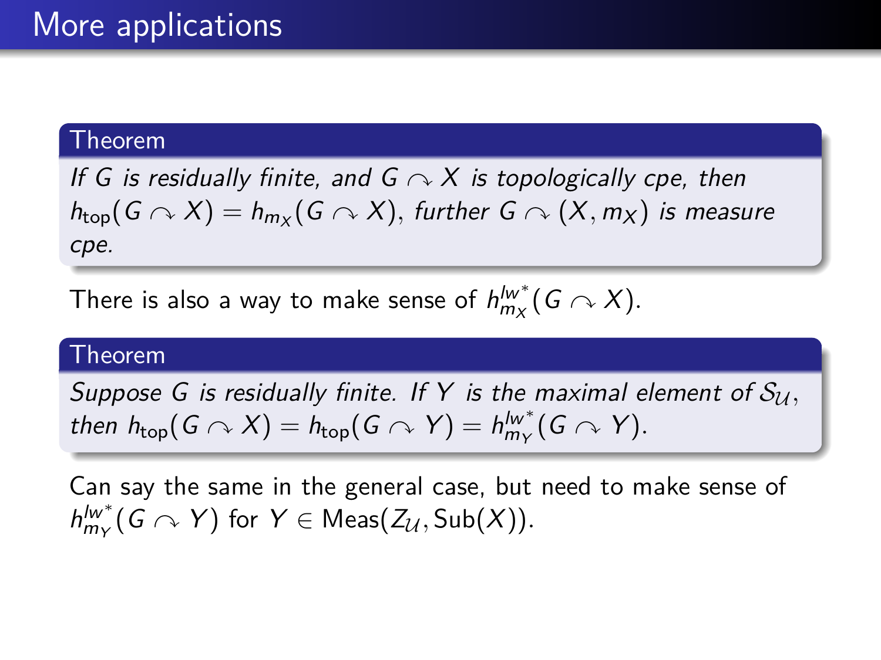# More applications

**Theorem**

*If $G$ is residually finite, and $G \curvearrowright X$ is topologically cpe, then $h_{\mathrm{top}}(G \curvearrowright X) = h_{m_X}(G \curvearrowright X)$, further $G \curvearrowright (X, m_X)$ is measure cpe.*

There is also a way to make sense of $h^{lw^*}_{m_X}(G \curvearrowright X)$.

**Theorem**

*Suppose $G$ is residually finite. If $Y$ is the maximal element of $\mathcal{S}_{\mathcal{U}}$, then $h_{\mathrm{top}}(G \curvearrowright X) = h_{\mathrm{top}}(G \curvearrowright Y) = h^{lw^*}_{m_Y}(G \curvearrowright Y)$.*

Can say the same in the general case, but need to make sense of $h^{lw^*}_{m_Y}(G \curvearrowright Y)$ for $Y \in \mathrm{Meas}(Z_{\mathcal{U}}, \mathrm{Sub}(X))$.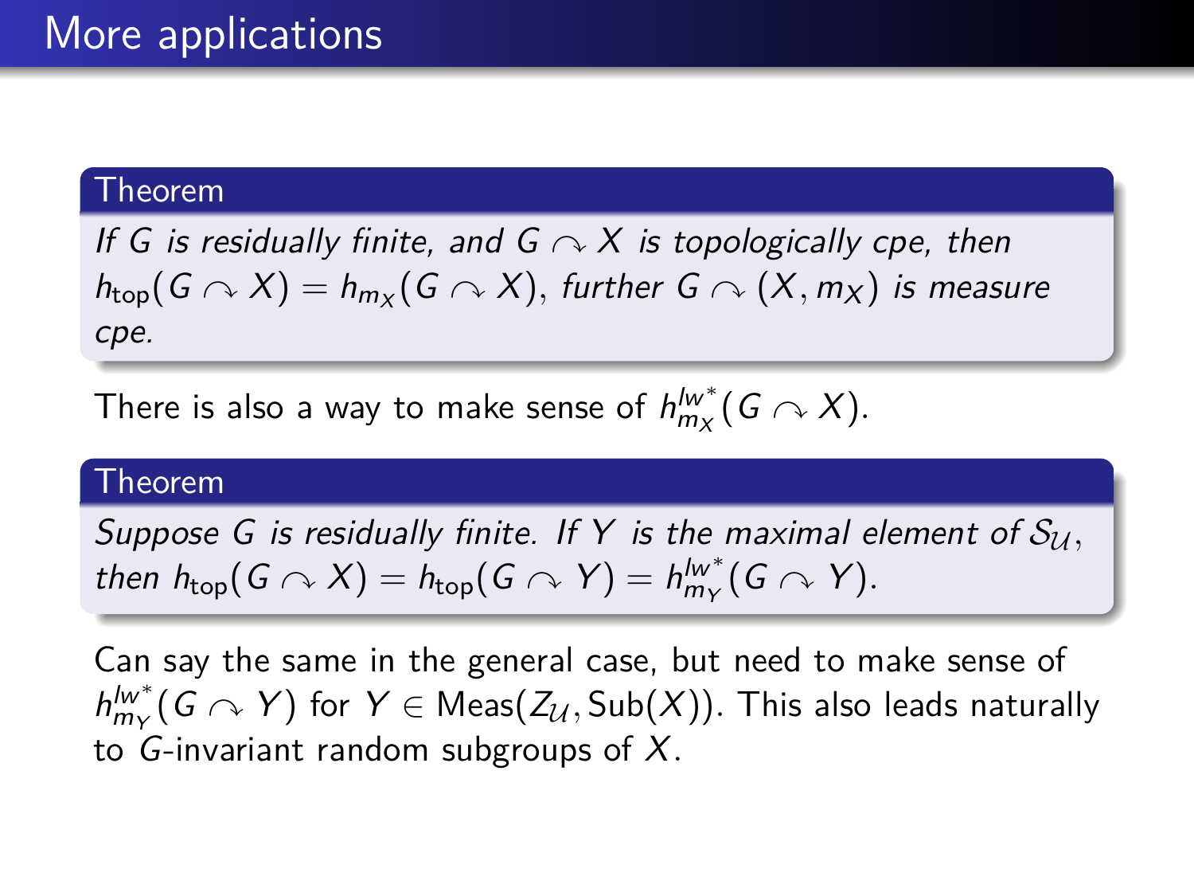## More applications

**Theorem**

*If $G$ is residually finite, and $G \curvearrowright X$ is topologically cpe, then $h_{\text{top}}(G \curvearrowright X) = h_{m_X}(G \curvearrowright X)$, further $G \curvearrowright (X, m_X)$ is measure cpe.*

There is also a way to make sense of $h^{lw^*}_{m_X}(G \curvearrowright X)$.

**Theorem**

*Suppose $G$ is residually finite. If $Y$ is the maximal element of $\mathcal{S}_{\mathcal{U}}$, then $h_{\text{top}}(G \curvearrowright X) = h_{\text{top}}(G \curvearrowright Y) = h^{lw^*}_{m_Y}(G \curvearrowright Y)$.*

Can say the same in the general case, but need to make sense of $h^{lw^*}_{m_Y}(G \curvearrowright Y)$ for $Y \in \text{Meas}(Z_{\mathcal{U}}, \text{Sub}(X))$. This also leads naturally to $G$-invariant random subgroups of $X$.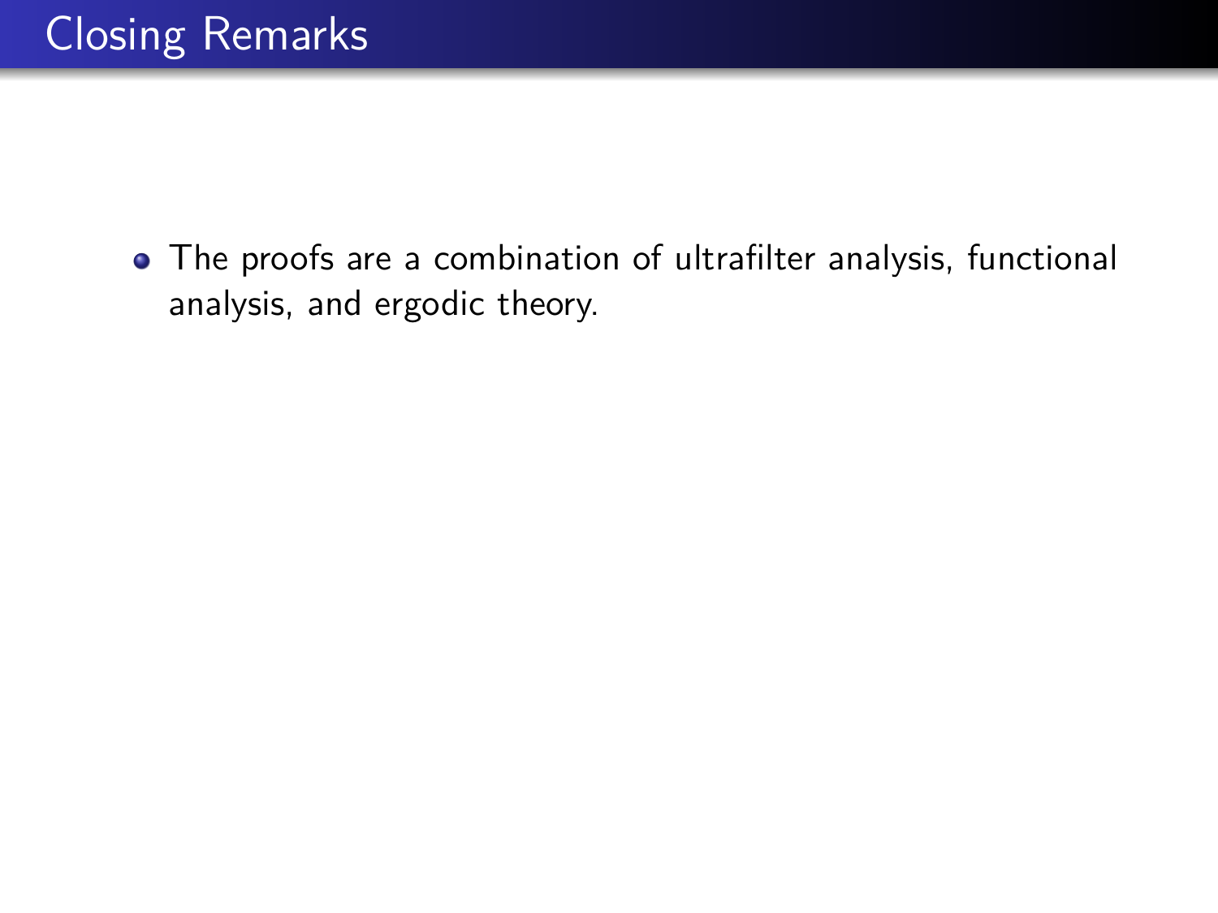# Closing Remarks

- The proofs are a combination of ultrafilter analysis, functional analysis, and ergodic theory.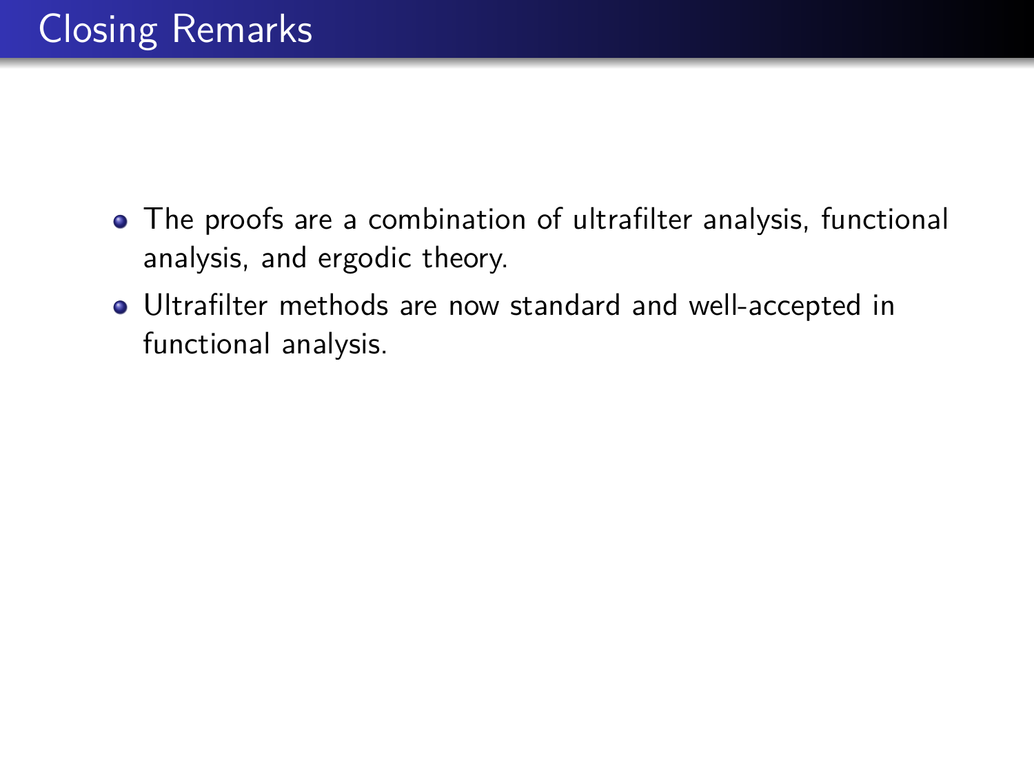# Closing Remarks

- The proofs are a combination of ultrafilter analysis, functional analysis, and ergodic theory.
- Ultrafilter methods are now standard and well-accepted in functional analysis.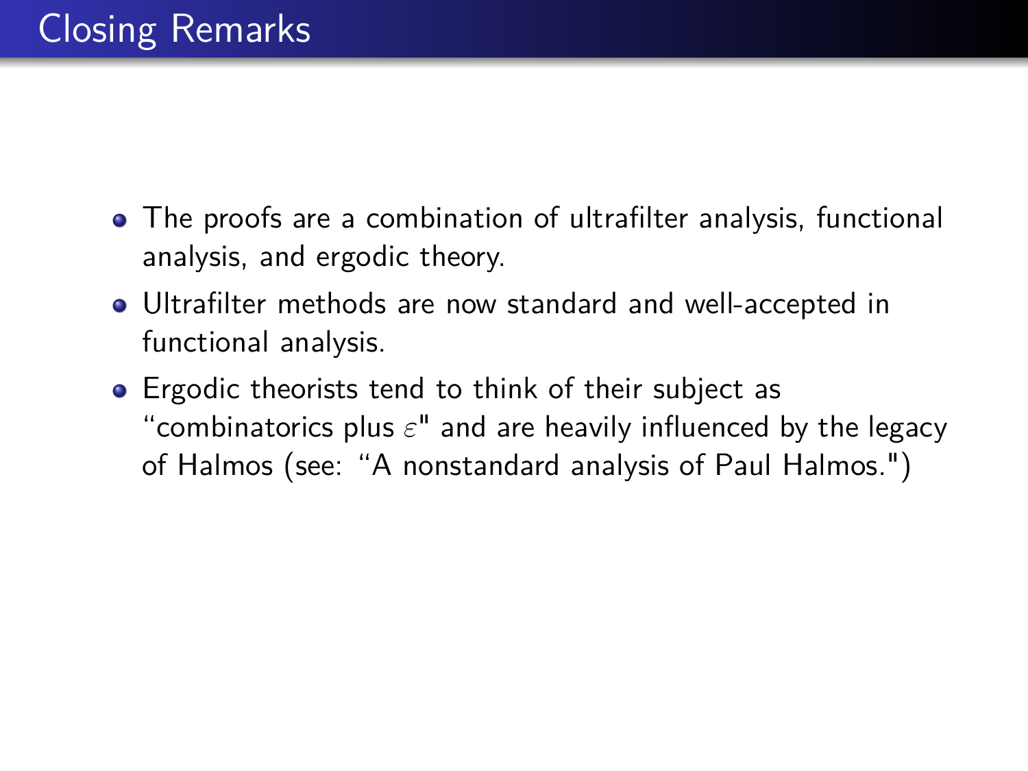# Closing Remarks

- The proofs are a combination of ultrafilter analysis, functional analysis, and ergodic theory.
- Ultrafilter methods are now standard and well-accepted in functional analysis.
- Ergodic theorists tend to think of their subject as "combinatorics plus $\varepsilon$" and are heavily influenced by the legacy of Halmos (see: "A nonstandard analysis of Paul Halmos.")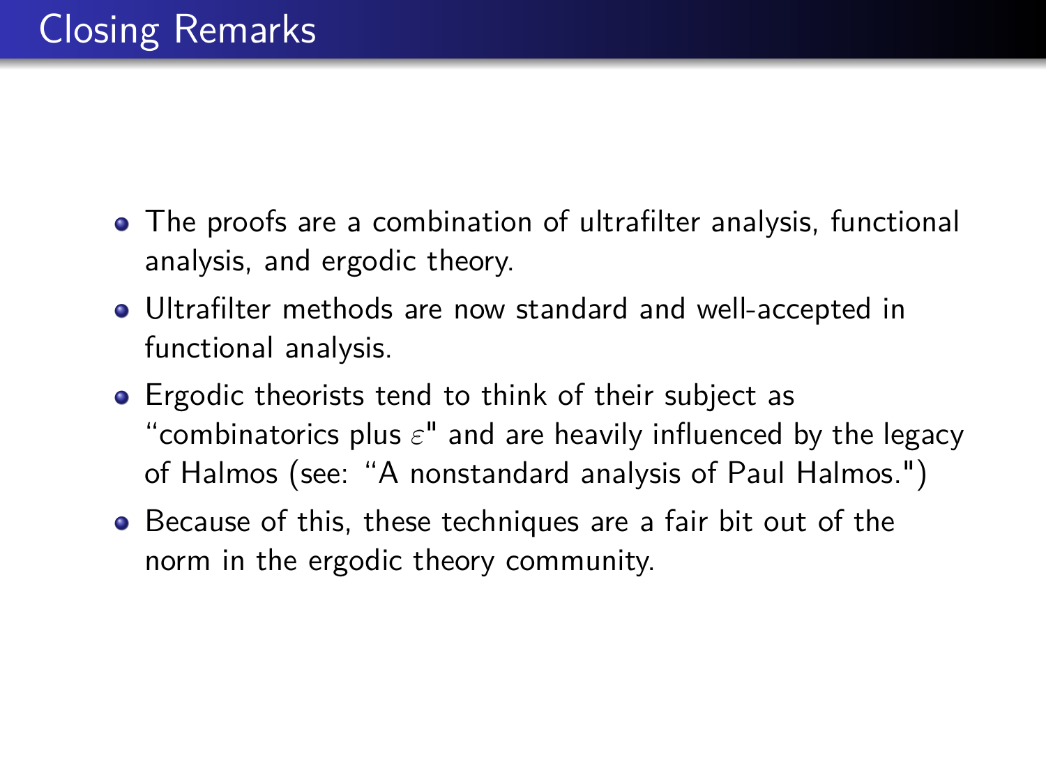# Closing Remarks

- The proofs are a combination of ultrafilter analysis, functional analysis, and ergodic theory.
- Ultrafilter methods are now standard and well-accepted in functional analysis.
- Ergodic theorists tend to think of their subject as "combinatorics plus $\varepsilon$" and are heavily influenced by the legacy of Halmos (see: "A nonstandard analysis of Paul Halmos.")
- Because of this, these techniques are a fair bit out of the norm in the ergodic theory community.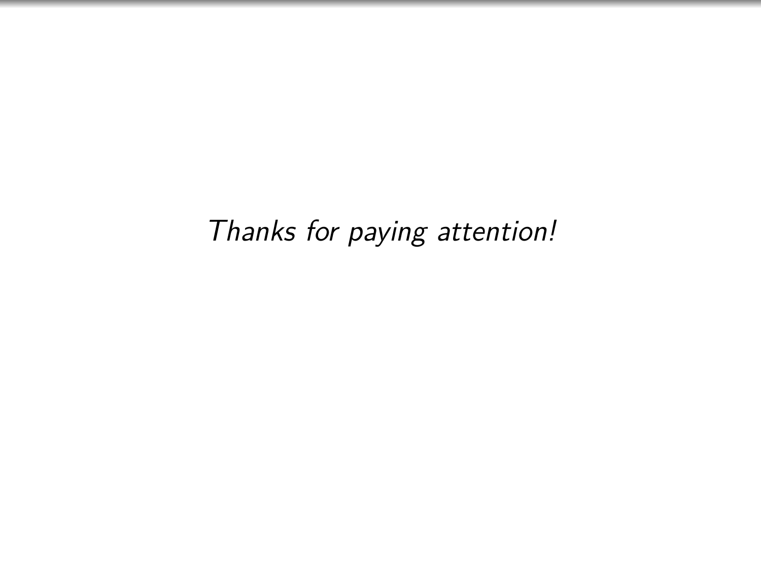*Thanks for paying attention!*